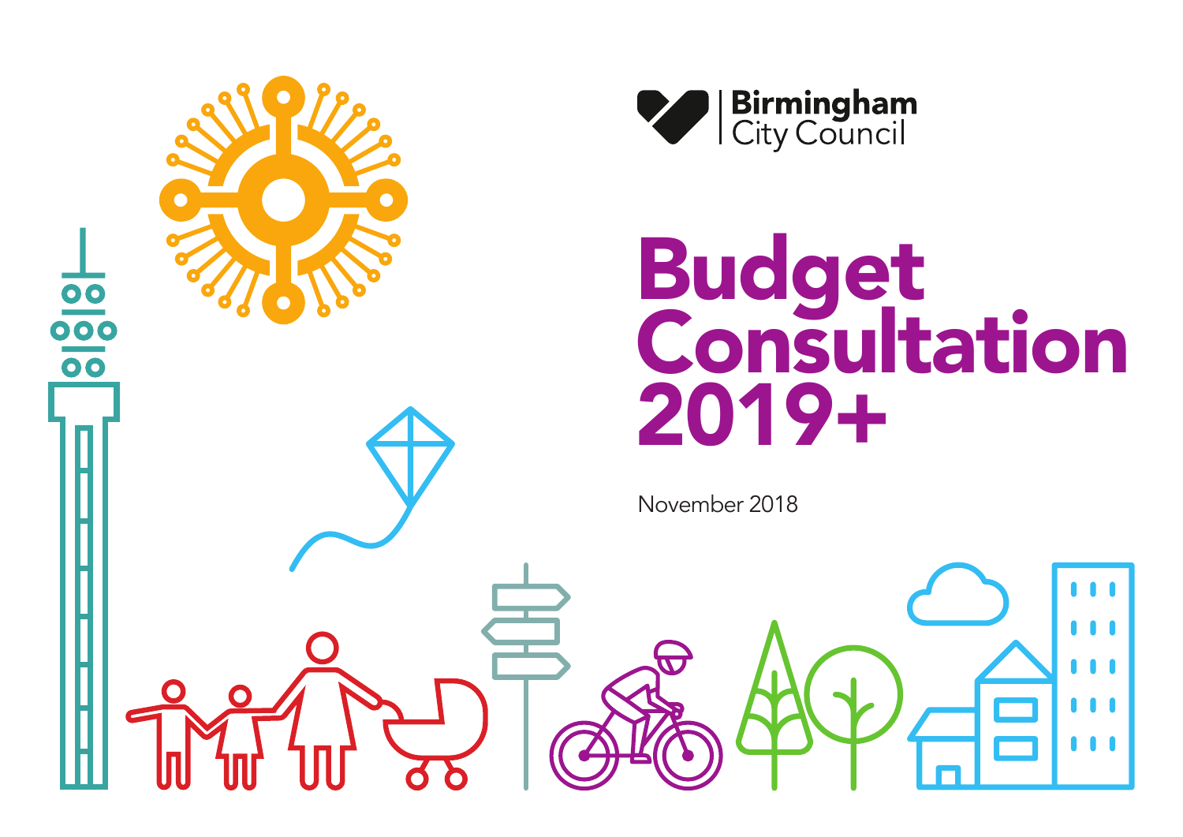Birmingham City Council

# Budget Consultation 2019+

November 2018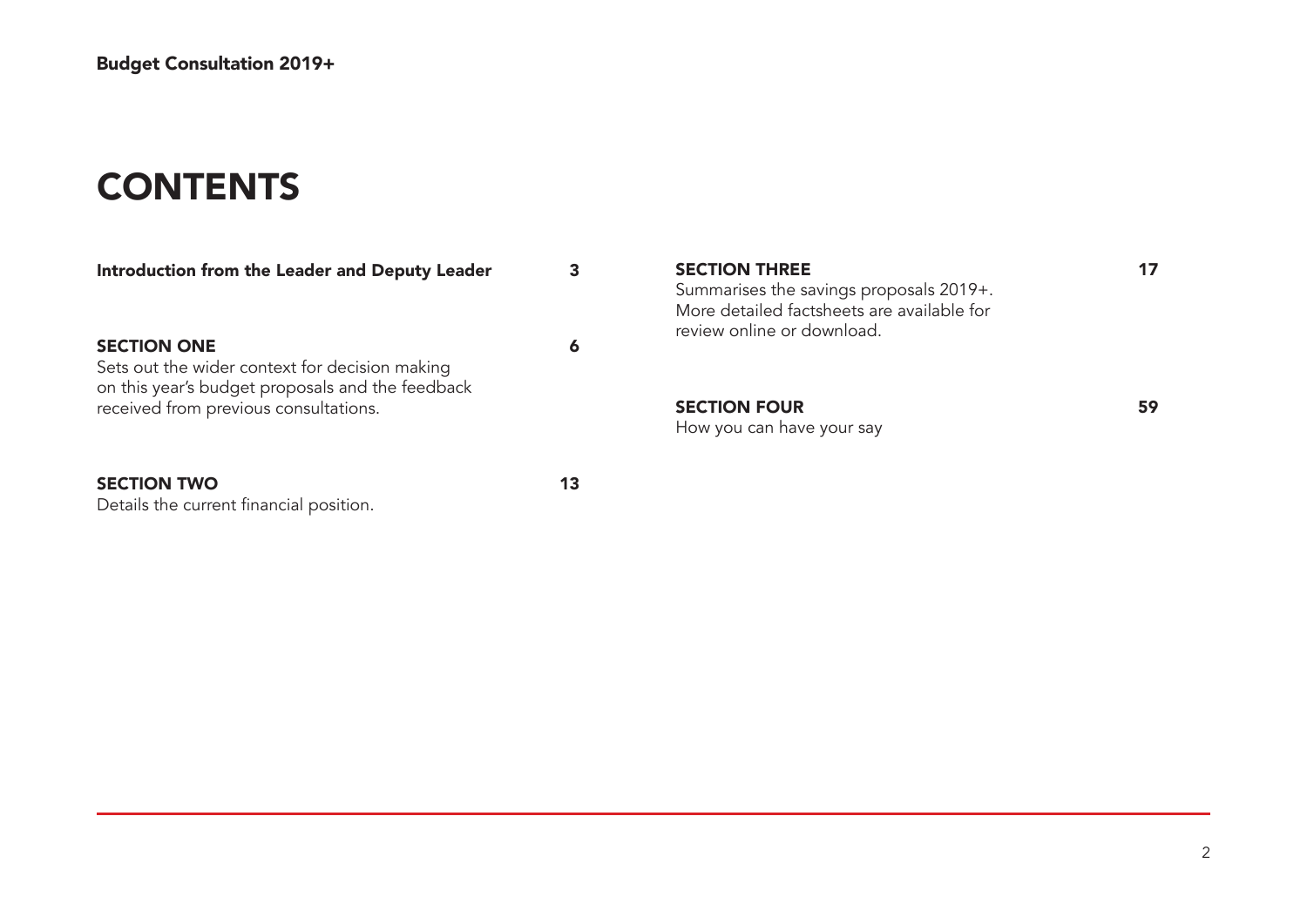# CONTENTS

**Introduction from the Leader and Deputy Leader** **3**

**SECTION ONE** **6**
Sets out the wider context for decision making on this year's budget proposals and the feedback received from previous consultations.

**SECTION TWO** **13**
Details the current financial position.

**SECTION THREE** **17**
Summarises the savings proposals 2019+. More detailed factsheets are available for review online or download.

**SECTION FOUR** **59**
How you can have your say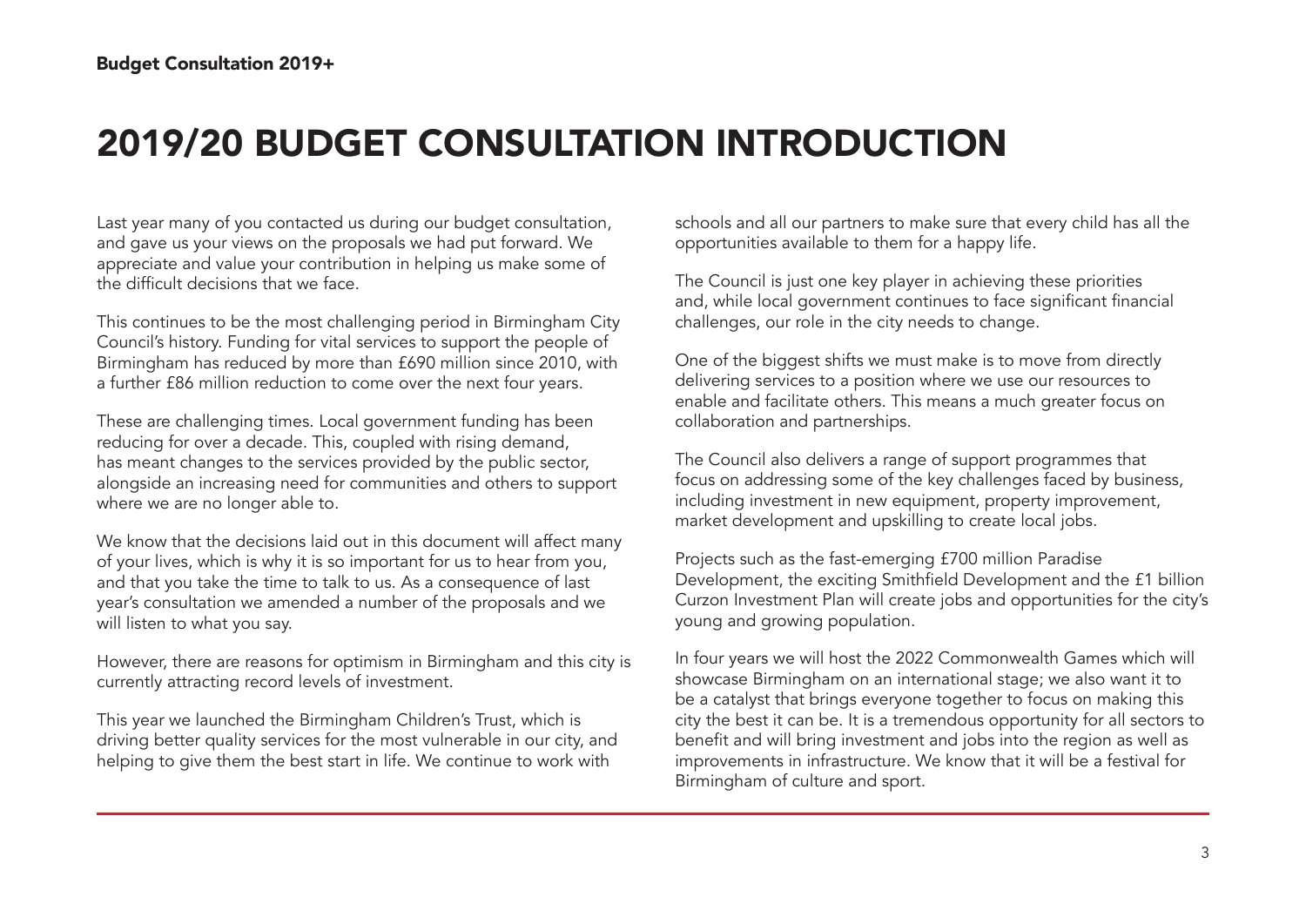# 2019/20 BUDGET CONSULTATION INTRODUCTION

Last year many of you contacted us during our budget consultation, and gave us your views on the proposals we had put forward. We appreciate and value your contribution in helping us make some of the difficult decisions that we face.

This continues to be the most challenging period in Birmingham City Council's history. Funding for vital services to support the people of Birmingham has reduced by more than £690 million since 2010, with a further £86 million reduction to come over the next four years.

These are challenging times. Local government funding has been reducing for over a decade. This, coupled with rising demand, has meant changes to the services provided by the public sector, alongside an increasing need for communities and others to support where we are no longer able to.

We know that the decisions laid out in this document will affect many of your lives, which is why it is so important for us to hear from you, and that you take the time to talk to us. As a consequence of last year's consultation we amended a number of the proposals and we will listen to what you say.

However, there are reasons for optimism in Birmingham and this city is currently attracting record levels of investment.

This year we launched the Birmingham Children's Trust, which is driving better quality services for the most vulnerable in our city, and helping to give them the best start in life. We continue to work with schools and all our partners to make sure that every child has all the opportunities available to them for a happy life.

The Council is just one key player in achieving these priorities and, while local government continues to face significant financial challenges, our role in the city needs to change.

One of the biggest shifts we must make is to move from directly delivering services to a position where we use our resources to enable and facilitate others. This means a much greater focus on collaboration and partnerships.

The Council also delivers a range of support programmes that focus on addressing some of the key challenges faced by business, including investment in new equipment, property improvement, market development and upskilling to create local jobs.

Projects such as the fast-emerging £700 million Paradise Development, the exciting Smithfield Development and the £1 billion Curzon Investment Plan will create jobs and opportunities for the city's young and growing population.

In four years we will host the 2022 Commonwealth Games which will showcase Birmingham on an international stage; we also want it to be a catalyst that brings everyone together to focus on making this city the best it can be. It is a tremendous opportunity for all sectors to benefit and will bring investment and jobs into the region as well as improvements in infrastructure. We know that it will be a festival for Birmingham of culture and sport.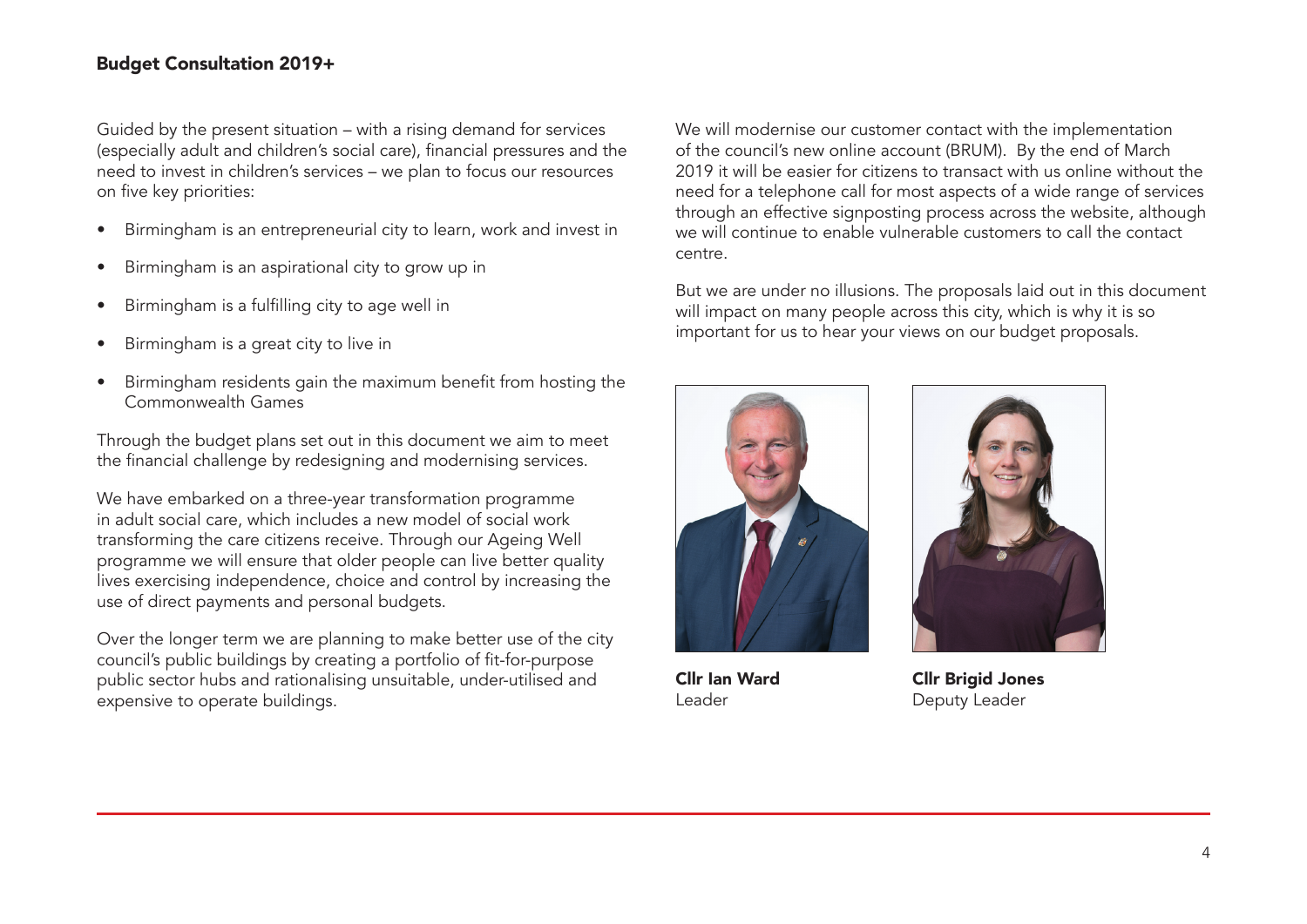Guided by the present situation – with a rising demand for services (especially adult and children's social care), financial pressures and the need to invest in children's services – we plan to focus our resources on five key priorities:

- Birmingham is an entrepreneurial city to learn, work and invest in
- Birmingham is an aspirational city to grow up in
- Birmingham is a fulfilling city to age well in
- Birmingham is a great city to live in
- Birmingham residents gain the maximum benefit from hosting the Commonwealth Games

Through the budget plans set out in this document we aim to meet the financial challenge by redesigning and modernising services.

We have embarked on a three-year transformation programme in adult social care, which includes a new model of social work transforming the care citizens receive. Through our Ageing Well programme we will ensure that older people can live better quality lives exercising independence, choice and control by increasing the use of direct payments and personal budgets.

Over the longer term we are planning to make better use of the city council's public buildings by creating a portfolio of fit-for-purpose public sector hubs and rationalising unsuitable, under-utilised and expensive to operate buildings.

We will modernise our customer contact with the implementation of the council's new online account (BRUM). By the end of March 2019 it will be easier for citizens to transact with us online without the need for a telephone call for most aspects of a wide range of services through an effective signposting process across the website, although we will continue to enable vulnerable customers to call the contact centre.

But we are under no illusions. The proposals laid out in this document will impact on many people across this city, which is why it is so important for us to hear your views on our budget proposals.

**Cllr Ian Ward**
Leader

**Cllr Brigid Jones**
Deputy Leader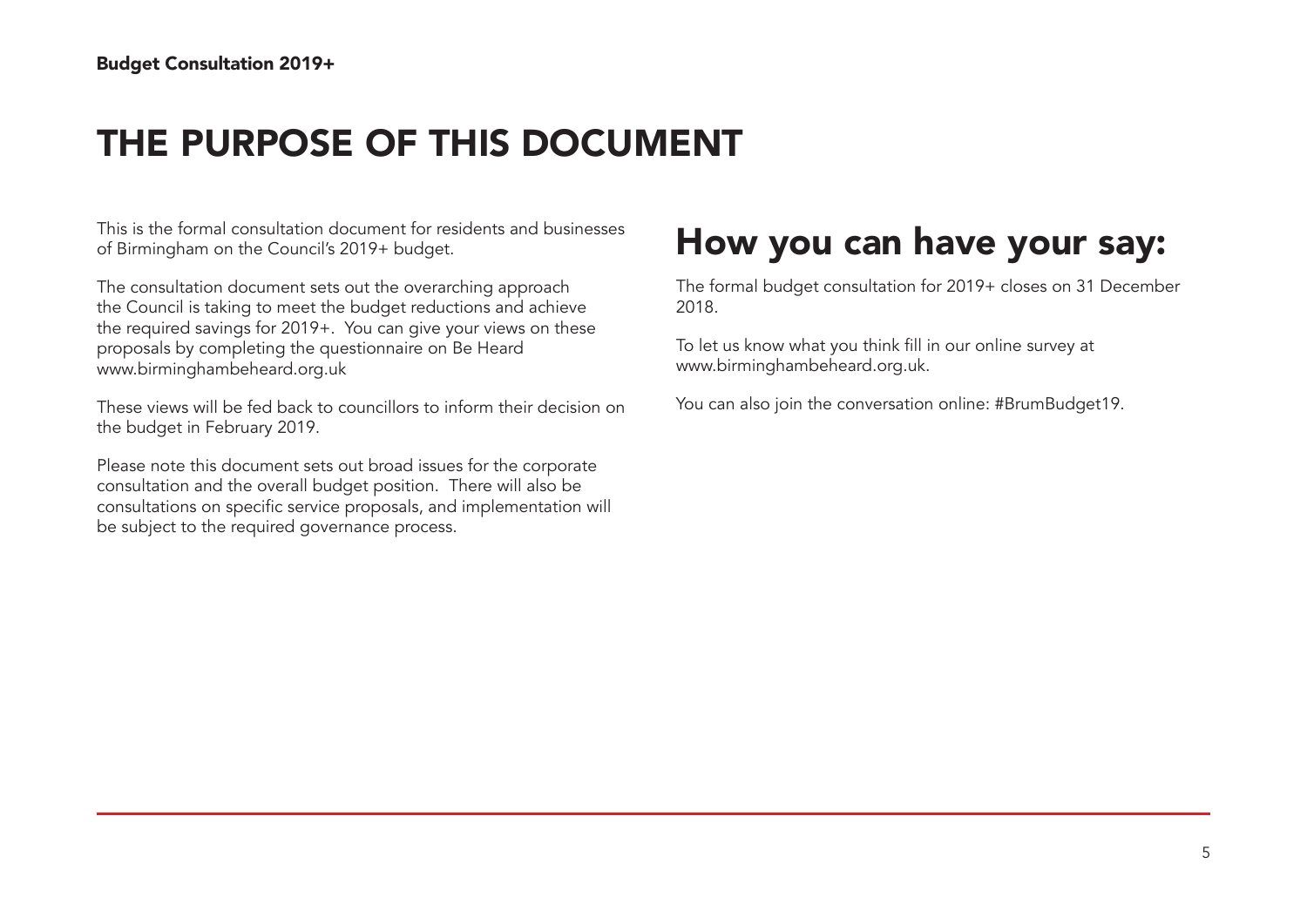# THE PURPOSE OF THIS DOCUMENT

This is the formal consultation document for residents and businesses of Birmingham on the Council's 2019+ budget.

The consultation document sets out the overarching approach the Council is taking to meet the budget reductions and achieve the required savings for 2019+. You can give your views on these proposals by completing the questionnaire on Be Heard www.birminghambeheard.org.uk

These views will be fed back to councillors to inform their decision on the budget in February 2019.

Please note this document sets out broad issues for the corporate consultation and the overall budget position. There will also be consultations on specific service proposals, and implementation will be subject to the required governance process.

## How you can have your say:

The formal budget consultation for 2019+ closes on 31 December 2018.

To let us know what you think fill in our online survey at www.birminghambeheard.org.uk.

You can also join the conversation online: #BrumBudget19.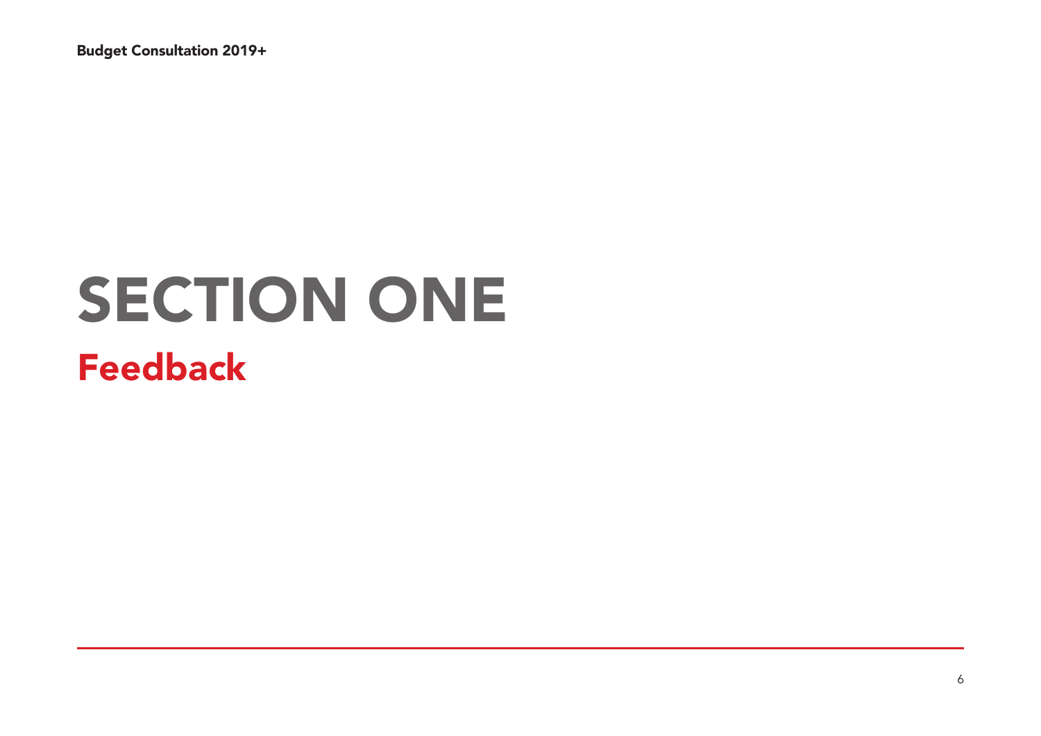# SECTION ONE

## Feedback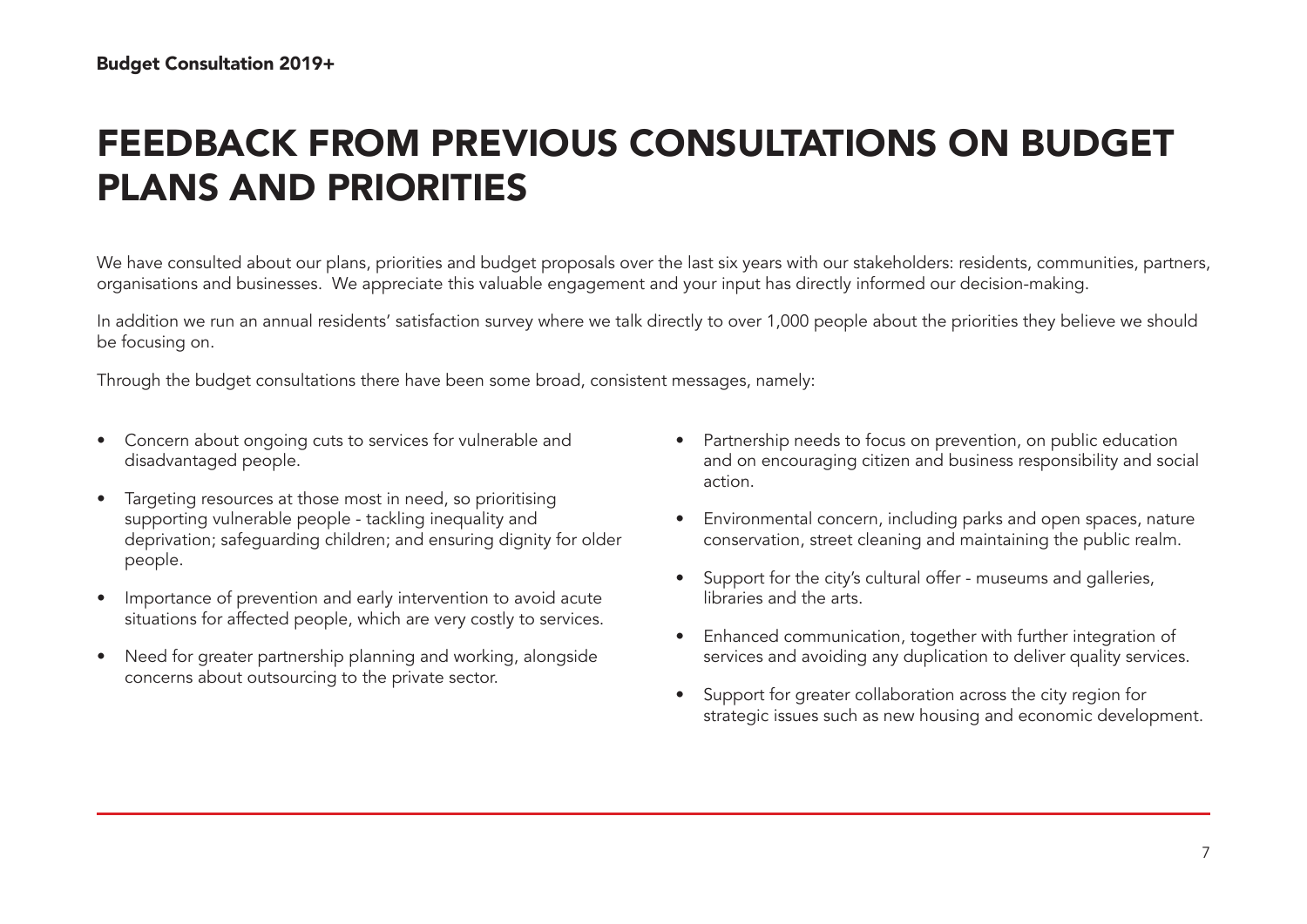# FEEDBACK FROM PREVIOUS CONSULTATIONS ON BUDGET PLANS AND PRIORITIES

We have consulted about our plans, priorities and budget proposals over the last six years with our stakeholders: residents, communities, partners, organisations and businesses. We appreciate this valuable engagement and your input has directly informed our decision-making.

In addition we run an annual residents' satisfaction survey where we talk directly to over 1,000 people about the priorities they believe we should be focusing on.

Through the budget consultations there have been some broad, consistent messages, namely:

- Concern about ongoing cuts to services for vulnerable and disadvantaged people.
- Targeting resources at those most in need, so prioritising supporting vulnerable people - tackling inequality and deprivation; safeguarding children; and ensuring dignity for older people.
- Importance of prevention and early intervention to avoid acute situations for affected people, which are very costly to services.
- Need for greater partnership planning and working, alongside concerns about outsourcing to the private sector.
- Partnership needs to focus on prevention, on public education and on encouraging citizen and business responsibility and social action.
- Environmental concern, including parks and open spaces, nature conservation, street cleaning and maintaining the public realm.
- Support for the city's cultural offer - museums and galleries, libraries and the arts.
- Enhanced communication, together with further integration of services and avoiding any duplication to deliver quality services.
- Support for greater collaboration across the city region for strategic issues such as new housing and economic development.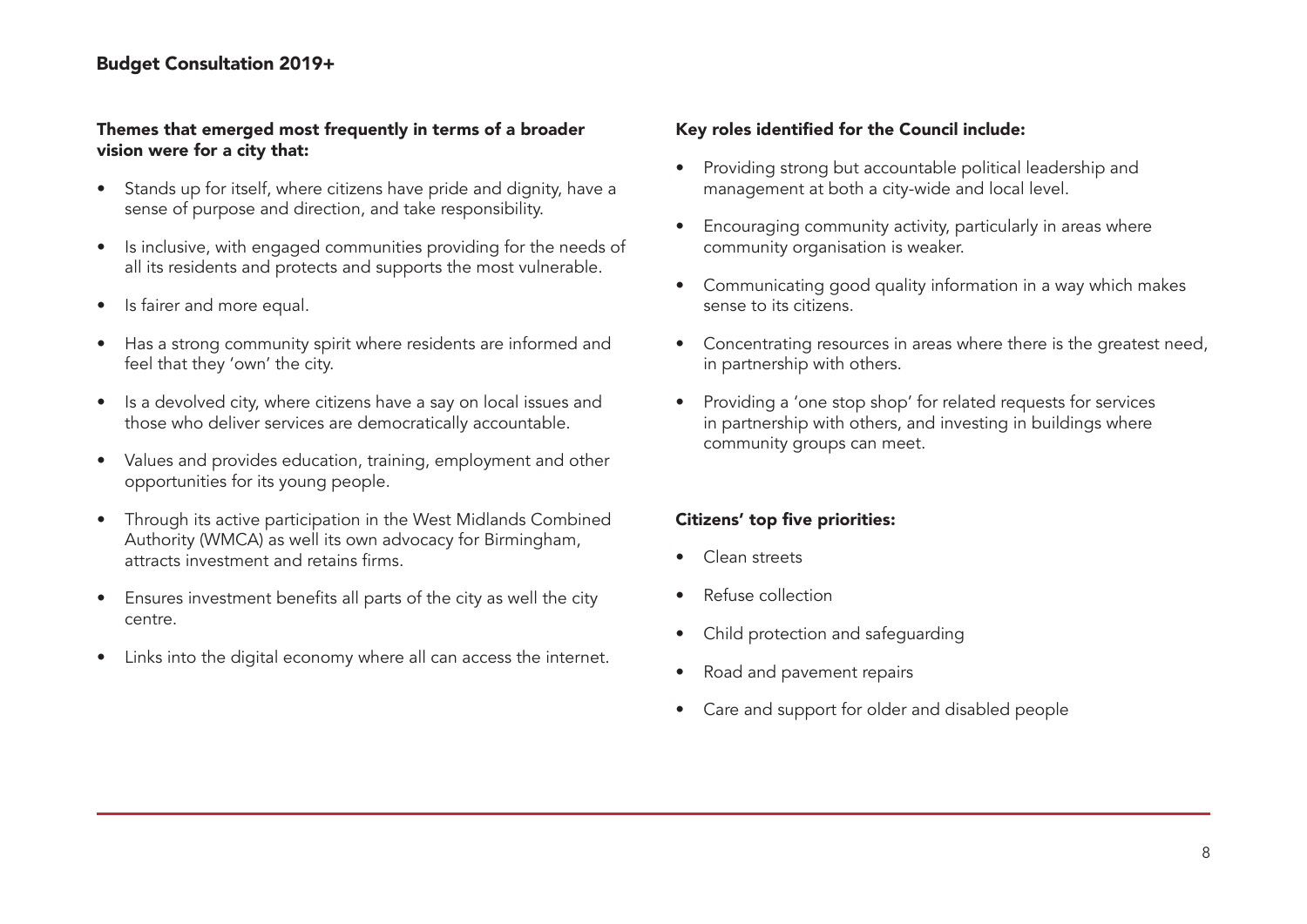**Themes that emerged most frequently in terms of a broader vision were for a city that:**

- Stands up for itself, where citizens have pride and dignity, have a sense of purpose and direction, and take responsibility.
- Is inclusive, with engaged communities providing for the needs of all its residents and protects and supports the most vulnerable.
- Is fairer and more equal.
- Has a strong community spirit where residents are informed and feel that they 'own' the city.
- Is a devolved city, where citizens have a say on local issues and those who deliver services are democratically accountable.
- Values and provides education, training, employment and other opportunities for its young people.
- Through its active participation in the West Midlands Combined Authority (WMCA) as well its own advocacy for Birmingham, attracts investment and retains firms.
- Ensures investment benefits all parts of the city as well the city centre.
- Links into the digital economy where all can access the internet.

**Key roles identified for the Council include:**

- Providing strong but accountable political leadership and management at both a city-wide and local level.
- Encouraging community activity, particularly in areas where community organisation is weaker.
- Communicating good quality information in a way which makes sense to its citizens.
- Concentrating resources in areas where there is the greatest need, in partnership with others.
- Providing a 'one stop shop' for related requests for services in partnership with others, and investing in buildings where community groups can meet.

**Citizens' top five priorities:**

- Clean streets
- Refuse collection
- Child protection and safeguarding
- Road and pavement repairs
- Care and support for older and disabled people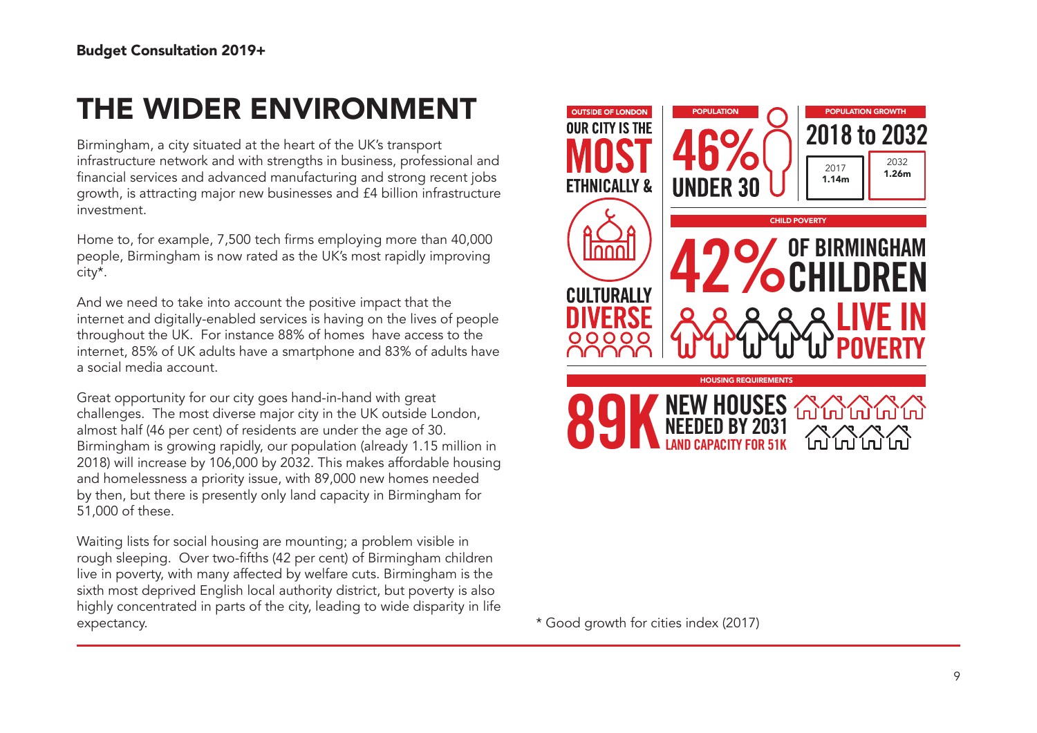# THE WIDER ENVIRONMENT

Birmingham, a city situated at the heart of the UK's transport infrastructure network and with strengths in business, professional and financial services and advanced manufacturing and strong recent jobs growth, is attracting major new businesses and £4 billion infrastructure investment.

Home to, for example, 7,500 tech firms employing more than 40,000 people, Birmingham is now rated as the UK's most rapidly improving city*.

And we need to take into account the positive impact that the internet and digitally-enabled services is having on the lives of people throughout the UK. For instance 88% of homes have access to the internet, 85% of UK adults have a smartphone and 83% of adults have a social media account.

Great opportunity for our city goes hand-in-hand with great challenges. The most diverse major city in the UK outside London, almost half (46 per cent) of residents are under the age of 30. Birmingham is growing rapidly, our population (already 1.15 million in 2018) will increase by 106,000 by 2032. This makes affordable housing and homelessness a priority issue, with 89,000 new homes needed by then, but there is presently only land capacity in Birmingham for 51,000 of these.

Waiting lists for social housing are mounting; a problem visible in rough sleeping. Over two-fifths (42 per cent) of Birmingham children live in poverty, with many affected by welfare cuts. Birmingham is the sixth most deprived English local authority district, but poverty is also highly concentrated in parts of the city, leading to wide disparity in life expectancy.

**OUTSIDE OF LONDON**
OUR CITY IS THE **MOST** ETHNICALLY & CULTURALLY **DIVERSE**

**POPULATION**
**46%** UNDER 30

**POPULATION GROWTH**
**2018 to 2032**
2017 **1.14m** | 2032 **1.26m**

**CHILD POVERTY**
**42%** OF BIRMINGHAM CHILDREN **LIVE IN POVERTY**

**HOUSING REQUIREMENTS**
**89K** NEW HOUSES NEEDED BY 2031
LAND CAPACITY FOR 51K

\* Good growth for cities index (2017)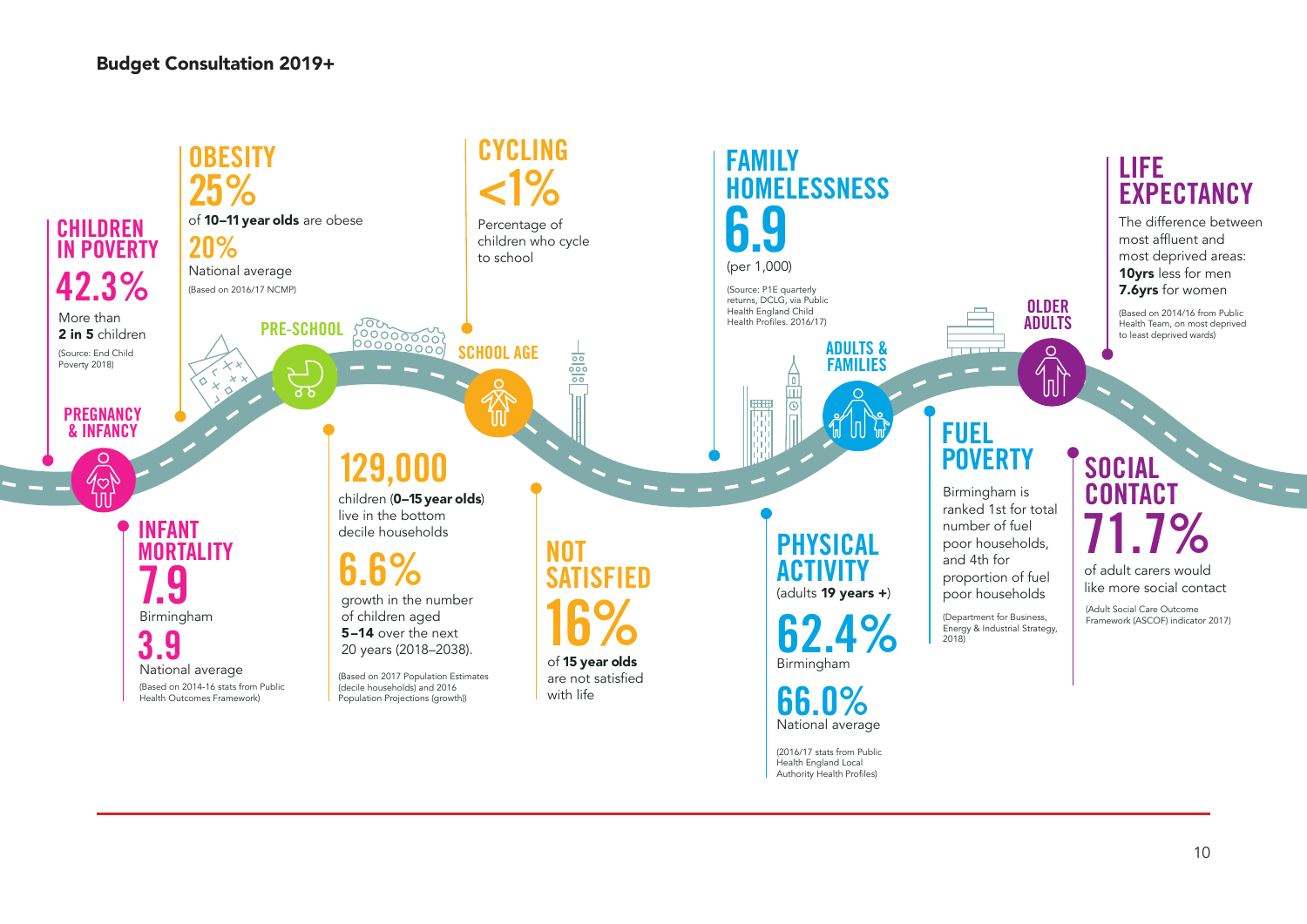## Budget Consultation 2019+

### Pregnancy & Infancy

**CHILDREN IN POVERTY**

**42.3%**

More than **2 in 5** children

(Source: End Child Poverty 2018)

**INFANT MORTALITY**

**7.9**

Birmingham

**3.9**

National average

(Based on 2014-16 stats from Public Health Outcomes Framework)

### Pre-school

**OBESITY**

**25%**

of **10–11 year olds** are obese

**20%**

National average

(Based on 2016/17 NCMP)

**129,000**

children (**0–15 year olds**) live in the bottom decile households

**6.6%**

growth in the number of children aged **5–14** over the next 20 years (2018–2038).

(Based on 2017 Population Estimates (decile households) and 2016 Population Projections (growth))

### School Age

**CYCLING**

**<1%**

Percentage of children who cycle to school

**NOT SATISFIED**

**16%**

of **15 year olds** are not satisfied with life

### Adults & Families

**FAMILY HOMELESSNESS**

**6.9**

(per 1,000)

(Source: P1E quarterly returns, DCLG, via Public Health England Child Health Profiles. 2016/17)

**PHYSICAL ACTIVITY**

(adults **19 years +**)

**62.4%**

Birmingham

**66.0%**

National average

(2016/17 stats from Public Health England Local Authority Health Profiles)

**FUEL POVERTY**

Birmingham is ranked 1st for total number of fuel poor households, and 4th for proportion of fuel poor households

(Department for Business, Energy & Industrial Strategy, 2018)

### Older Adults

**LIFE EXPECTANCY**

The difference between most affluent and most deprived areas: **10yrs** less for men **7.6yrs** for women

(Based on 2014/16 from Public Health Team, on most deprived to least deprived wards)

**SOCIAL CONTACT**

**71.7%**

of adult carers would like more social contact

(Adult Social Care Outcome Framework (ASCOF) indicator 2017)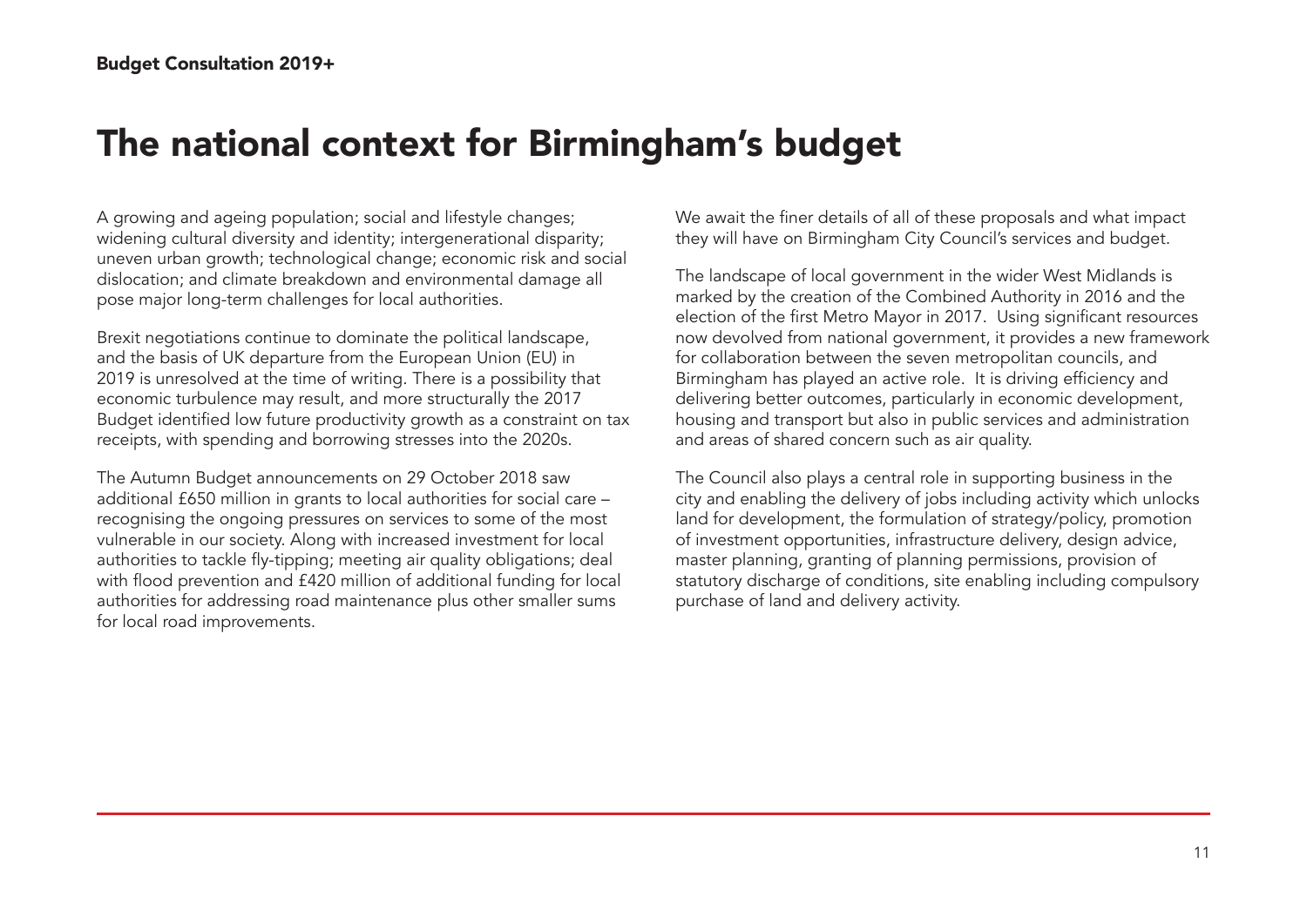# The national context for Birmingham's budget

A growing and ageing population; social and lifestyle changes; widening cultural diversity and identity; intergenerational disparity; uneven urban growth; technological change; economic risk and social dislocation; and climate breakdown and environmental damage all pose major long-term challenges for local authorities.

Brexit negotiations continue to dominate the political landscape, and the basis of UK departure from the European Union (EU) in 2019 is unresolved at the time of writing. There is a possibility that economic turbulence may result, and more structurally the 2017 Budget identified low future productivity growth as a constraint on tax receipts, with spending and borrowing stresses into the 2020s.

The Autumn Budget announcements on 29 October 2018 saw additional £650 million in grants to local authorities for social care – recognising the ongoing pressures on services to some of the most vulnerable in our society. Along with increased investment for local authorities to tackle fly-tipping; meeting air quality obligations; deal with flood prevention and £420 million of additional funding for local authorities for addressing road maintenance plus other smaller sums for local road improvements.

We await the finer details of all of these proposals and what impact they will have on Birmingham City Council's services and budget.

The landscape of local government in the wider West Midlands is marked by the creation of the Combined Authority in 2016 and the election of the first Metro Mayor in 2017. Using significant resources now devolved from national government, it provides a new framework for collaboration between the seven metropolitan councils, and Birmingham has played an active role. It is driving efficiency and delivering better outcomes, particularly in economic development, housing and transport but also in public services and administration and areas of shared concern such as air quality.

The Council also plays a central role in supporting business in the city and enabling the delivery of jobs including activity which unlocks land for development, the formulation of strategy/policy, promotion of investment opportunities, infrastructure delivery, design advice, master planning, granting of planning permissions, provision of statutory discharge of conditions, site enabling including compulsory purchase of land and delivery activity.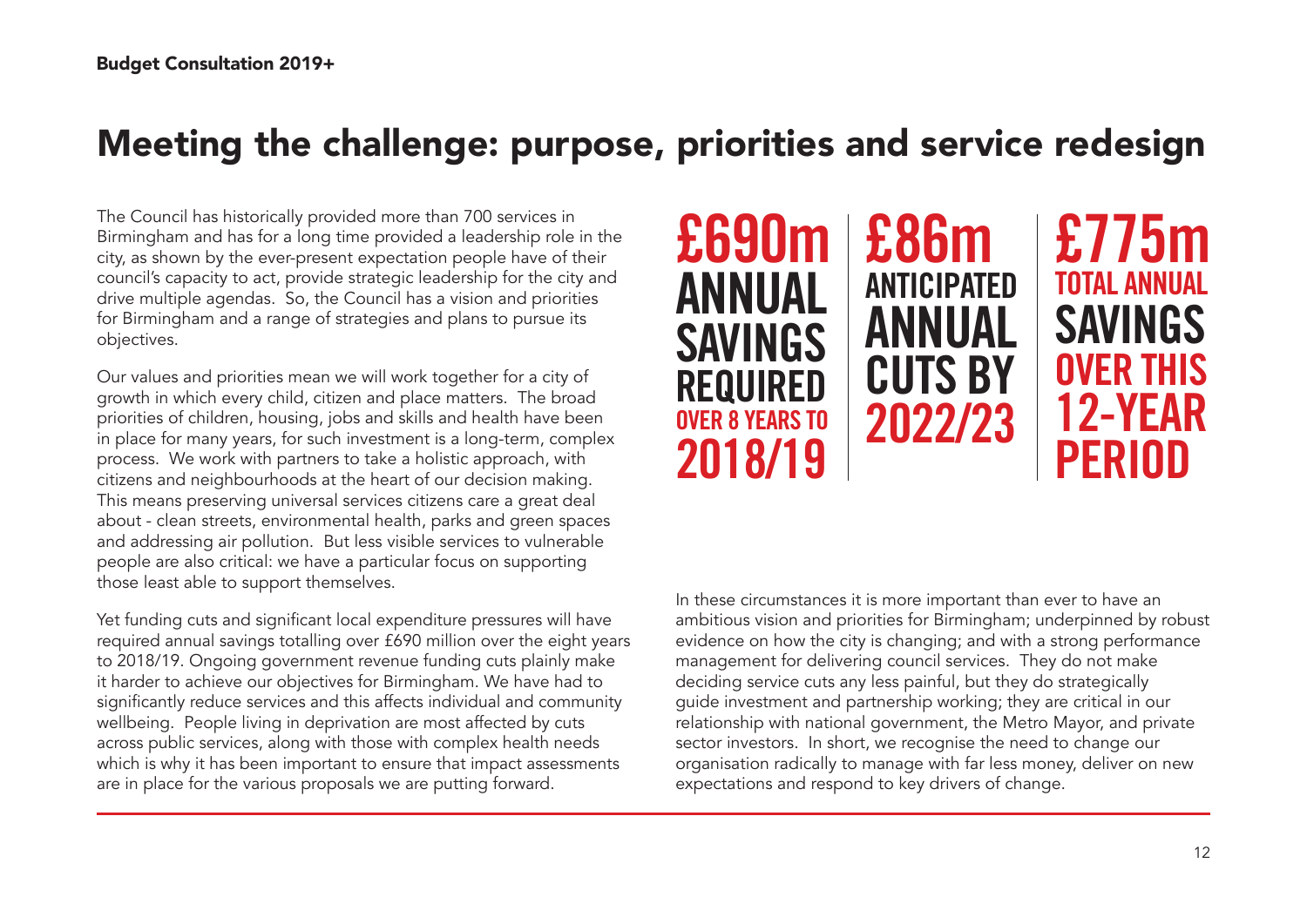# Meeting the challenge: purpose, priorities and service redesign

The Council has historically provided more than 700 services in Birmingham and has for a long time provided a leadership role in the city, as shown by the ever-present expectation people have of their council's capacity to act, provide strategic leadership for the city and drive multiple agendas. So, the Council has a vision and priorities for Birmingham and a range of strategies and plans to pursue its objectives.

Our values and priorities mean we will work together for a city of growth in which every child, citizen and place matters. The broad priorities of children, housing, jobs and skills and health have been in place for many years, for such investment is a long-term, complex process. We work with partners to take a holistic approach, with citizens and neighbourhoods at the heart of our decision making. This means preserving universal services citizens care a great deal about - clean streets, environmental health, parks and green spaces and addressing air pollution. But less visible services to vulnerable people are also critical: we have a particular focus on supporting those least able to support themselves.

Yet funding cuts and significant local expenditure pressures will have required annual savings totalling over £690 million over the eight years to 2018/19. Ongoing government revenue funding cuts plainly make it harder to achieve our objectives for Birmingham. We have had to significantly reduce services and this affects individual and community wellbeing. People living in deprivation are most affected by cuts across public services, along with those with complex health needs which is why it has been important to ensure that impact assessments are in place for the various proposals we are putting forward.

**£690m ANNUAL SAVINGS REQUIRED OVER 8 YEARS TO 2018/19**

**£86m ANTICIPATED ANNUAL CUTS BY 2022/23**

**£775m TOTAL ANNUAL SAVINGS OVER THIS 12-YEAR PERIOD**

In these circumstances it is more important than ever to have an ambitious vision and priorities for Birmingham; underpinned by robust evidence on how the city is changing; and with a strong performance management for delivering council services. They do not make deciding service cuts any less painful, but they do strategically guide investment and partnership working; they are critical in our relationship with national government, the Metro Mayor, and private sector investors. In short, we recognise the need to change our organisation radically to manage with far less money, deliver on new expectations and respond to key drivers of change.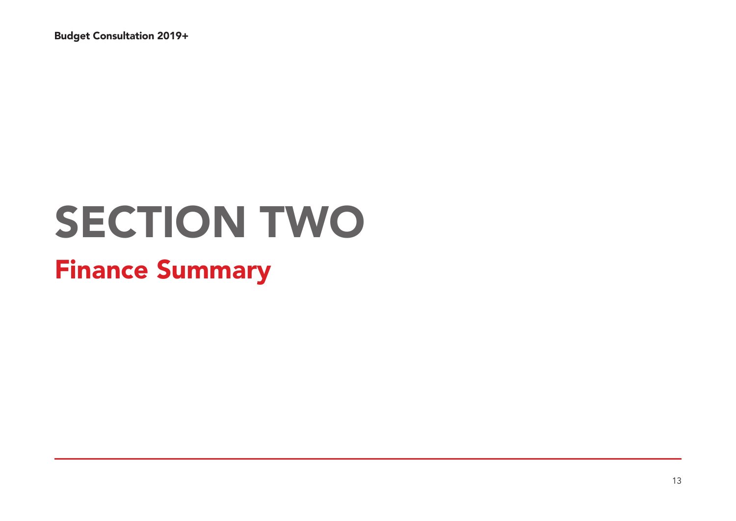# SECTION TWO

## Finance Summary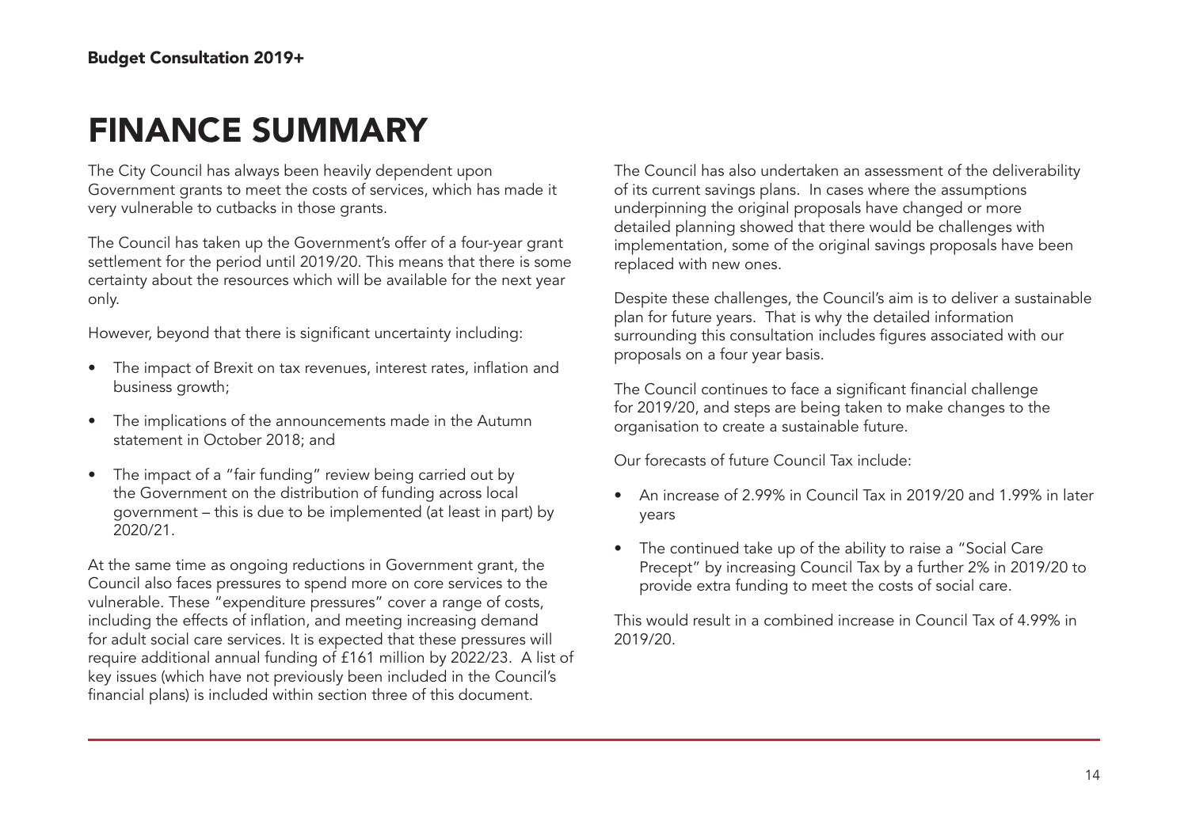# FINANCE SUMMARY

The City Council has always been heavily dependent upon Government grants to meet the costs of services, which has made it very vulnerable to cutbacks in those grants.

The Council has taken up the Government's offer of a four-year grant settlement for the period until 2019/20. This means that there is some certainty about the resources which will be available for the next year only.

However, beyond that there is significant uncertainty including:

- The impact of Brexit on tax revenues, interest rates, inflation and business growth;
- The implications of the announcements made in the Autumn statement in October 2018; and
- The impact of a "fair funding" review being carried out by the Government on the distribution of funding across local government – this is due to be implemented (at least in part) by 2020/21.

At the same time as ongoing reductions in Government grant, the Council also faces pressures to spend more on core services to the vulnerable. These "expenditure pressures" cover a range of costs, including the effects of inflation, and meeting increasing demand for adult social care services. It is expected that these pressures will require additional annual funding of £161 million by 2022/23. A list of key issues (which have not previously been included in the Council's financial plans) is included within section three of this document.

The Council has also undertaken an assessment of the deliverability of its current savings plans. In cases where the assumptions underpinning the original proposals have changed or more detailed planning showed that there would be challenges with implementation, some of the original savings proposals have been replaced with new ones.

Despite these challenges, the Council's aim is to deliver a sustainable plan for future years. That is why the detailed information surrounding this consultation includes figures associated with our proposals on a four year basis.

The Council continues to face a significant financial challenge for 2019/20, and steps are being taken to make changes to the organisation to create a sustainable future.

Our forecasts of future Council Tax include:

- An increase of 2.99% in Council Tax in 2019/20 and 1.99% in later years
- The continued take up of the ability to raise a "Social Care Precept" by increasing Council Tax by a further 2% in 2019/20 to provide extra funding to meet the costs of social care.

This would result in a combined increase in Council Tax of 4.99% in 2019/20.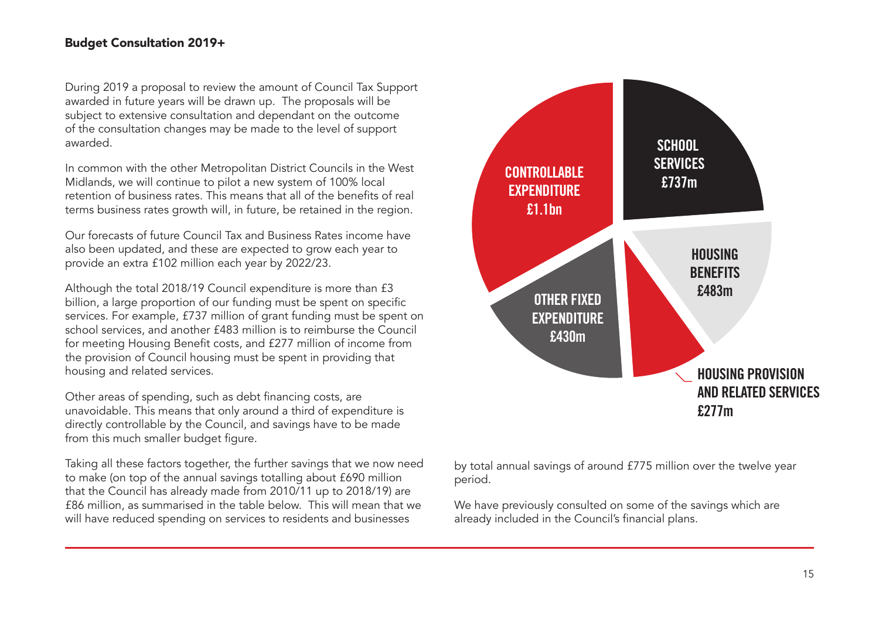During 2019 a proposal to review the amount of Council Tax Support awarded in future years will be drawn up. The proposals will be subject to extensive consultation and dependant on the outcome of the consultation changes may be made to the level of support awarded.

In common with the other Metropolitan District Councils in the West Midlands, we will continue to pilot a new system of 100% local retention of business rates. This means that all of the benefits of real terms business rates growth will, in future, be retained in the region.

Our forecasts of future Council Tax and Business Rates income have also been updated, and these are expected to grow each year to provide an extra £102 million each year by 2022/23.

Although the total 2018/19 Council expenditure is more than £3 billion, a large proportion of our funding must be spent on specific services. For example, £737 million of grant funding must be spent on school services, and another £483 million is to reimburse the Council for meeting Housing Benefit costs, and £277 million of income from the provision of Council housing must be spent in providing that housing and related services.

Other areas of spending, such as debt financing costs, are unavoidable. This means that only around a third of expenditure is directly controllable by the Council, and savings have to be made from this much smaller budget figure.

Taking all these factors together, the further savings that we now need to make (on top of the annual savings totalling about £690 million that the Council has already made from 2010/11 up to 2018/19) are £86 million, as summarised in the table below. This will mean that we will have reduced spending on services to residents and businesses by total annual savings of around £775 million over the twelve year period.

We have previously consulted on some of the savings which are already included in the Council's financial plans.

CONTROLLABLE EXPENDITURE £1.1bn

SCHOOL SERVICES £737m

HOUSING BENEFITS £483m

OTHER FIXED EXPENDITURE £430m

HOUSING PROVISION AND RELATED SERVICES £277m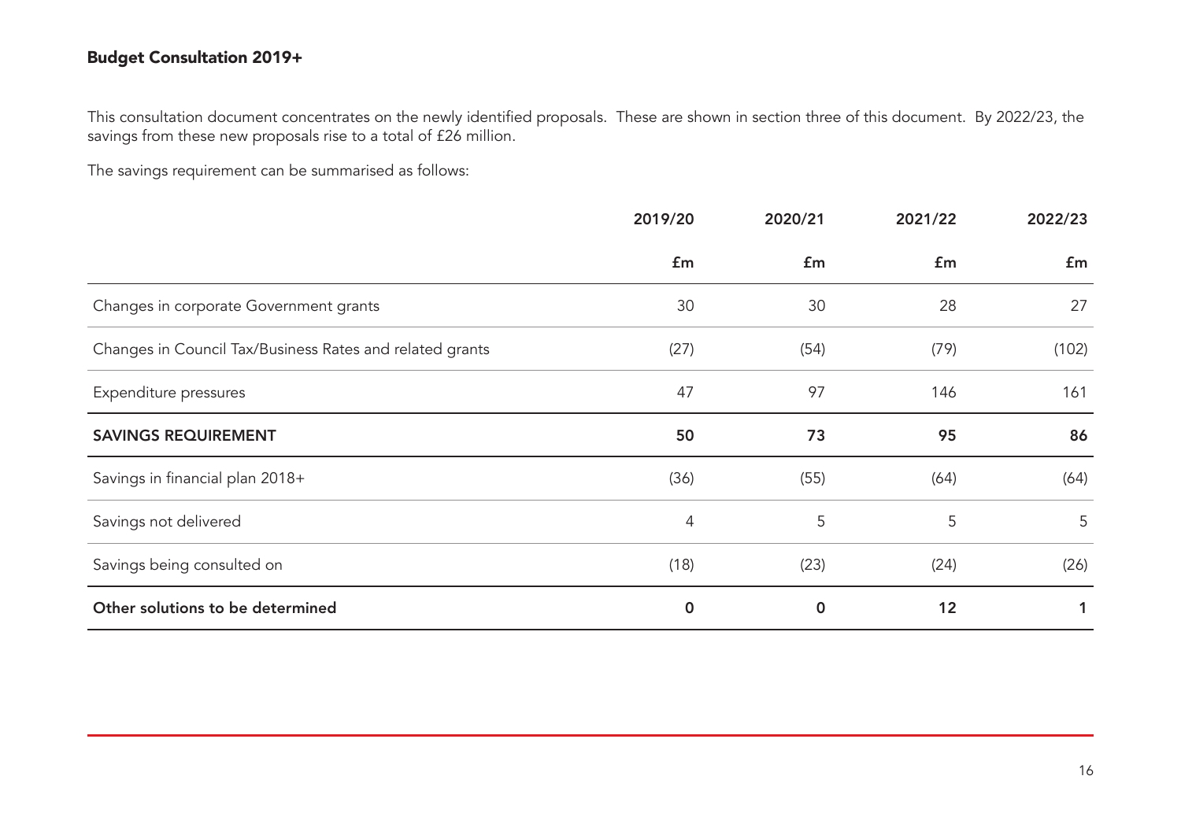## Budget Consultation 2019+

This consultation document concentrates on the newly identified proposals. These are shown in section three of this document. By 2022/23, the savings from these new proposals rise to a total of £26 million.

The savings requirement can be summarised as follows:

| | 2019/20 | 2020/21 | 2021/22 | 2022/23 |
|---|---|---|---|---|
| | £m | £m | £m | £m |
| Changes in corporate Government grants | 30 | 30 | 28 | 27 |
| Changes in Council Tax/Business Rates and related grants | (27) | (54) | (79) | (102) |
| Expenditure pressures | 47 | 97 | 146 | 161 |
| **SAVINGS REQUIREMENT** | **50** | **73** | **95** | **86** |
| Savings in financial plan 2018+ | (36) | (55) | (64) | (64) |
| Savings not delivered | 4 | 5 | 5 | 5 |
| Savings being consulted on | (18) | (23) | (24) | (26) |
| **Other solutions to be determined** | **0** | **0** | **12** | **1** |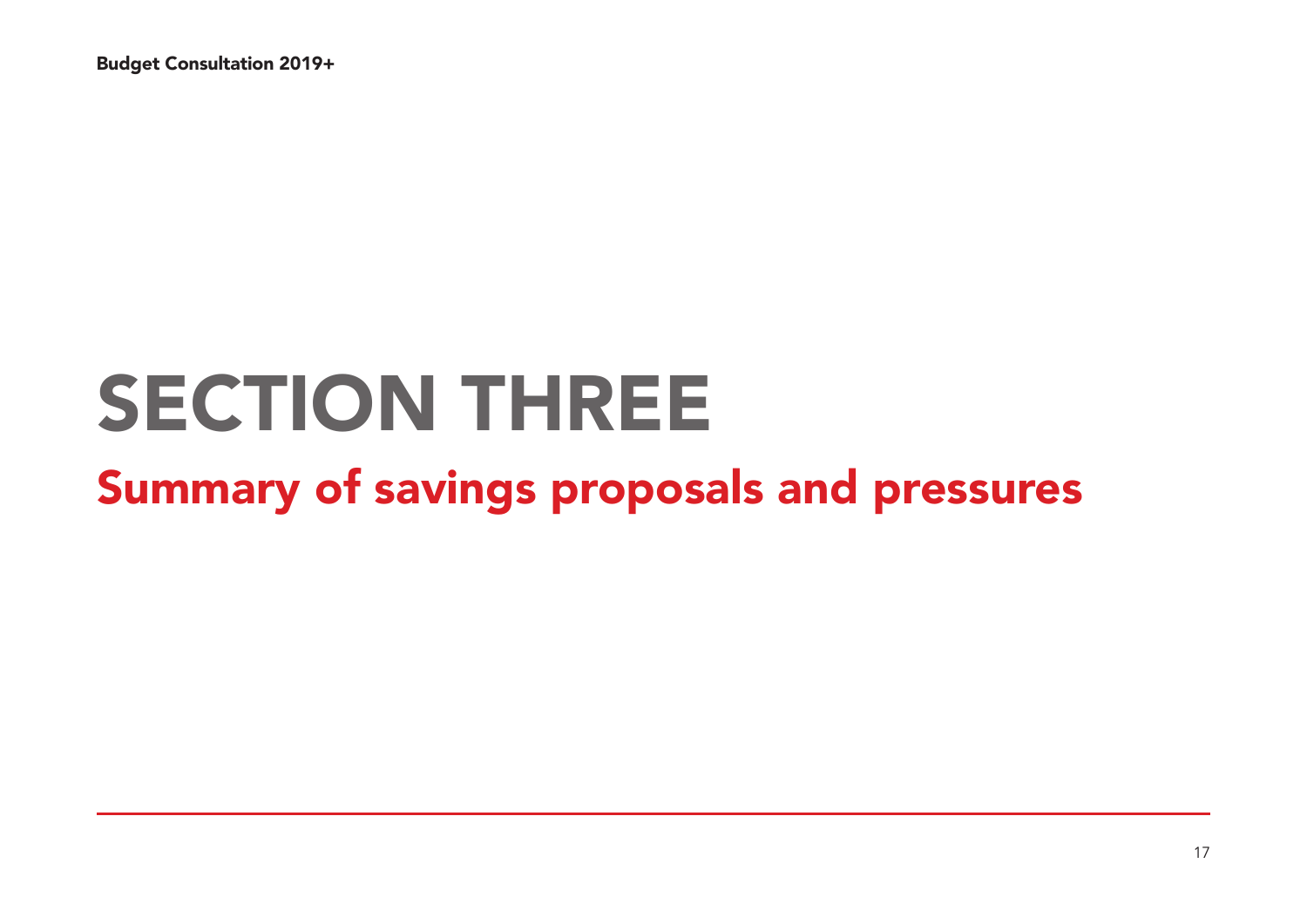# SECTION THREE

## Summary of savings proposals and pressures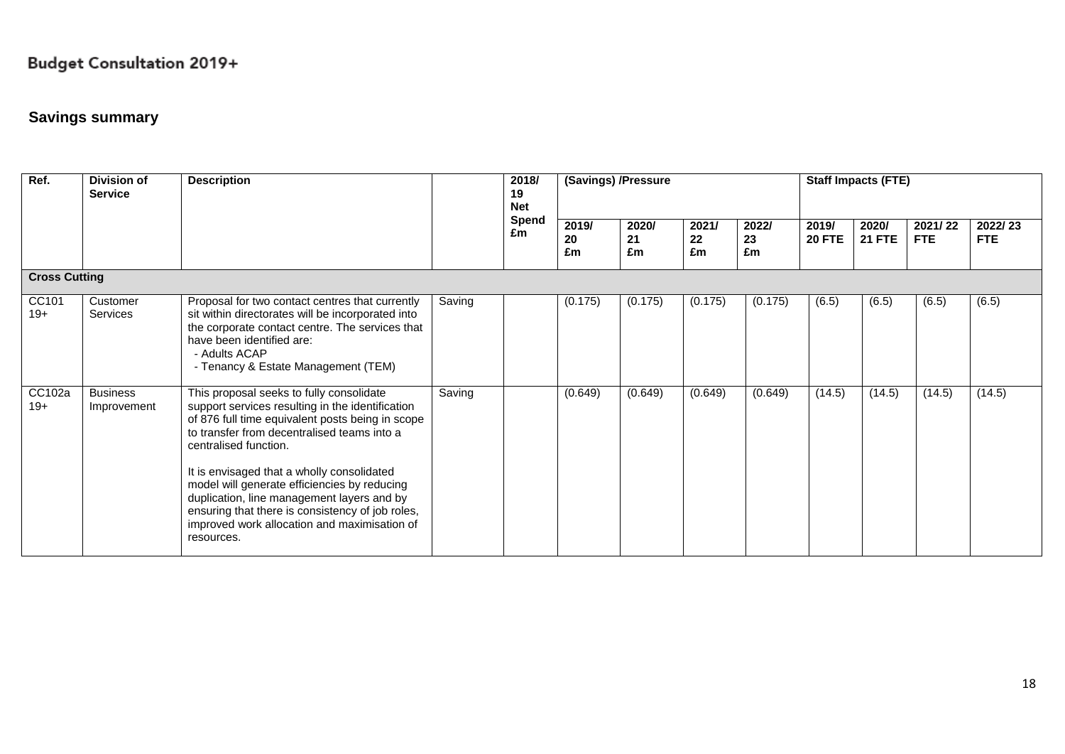# Budget Consultation 2019+

## Savings summary

| Ref. | Division of Service | Description | | 2018/ 19 Net Spend £m | (Savings) /Pressure | | | | Staff Impacts (FTE) | | | |
|---|---|---|---|---|---|---|---|---|---|---|---|---|
| | | | | | 2019/ 20 £m | 2020/ 21 £m | 2021/ 22 £m | 2022/ 23 £m | 2019/ 20 FTE | 2020/ 21 FTE | 2021/ 22 FTE | 2022/ 23 FTE |
| **Cross Cutting** | | | | | | | | | | | | |
| CC101 19+ | Customer Services | Proposal for two contact centres that currently sit within directorates will be incorporated into the corporate contact centre. The services that have been identified are: - Adults ACAP - Tenancy & Estate Management (TEM) | Saving | | (0.175) | (0.175) | (0.175) | (0.175) | (6.5) | (6.5) | (6.5) | (6.5) |
| CC102a 19+ | Business Improvement | This proposal seeks to fully consolidate support services resulting in the identification of 876 full time equivalent posts being in scope to transfer from decentralised teams into a centralised function. It is envisaged that a wholly consolidated model will generate efficiencies by reducing duplication, line management layers and by ensuring that there is consistency of job roles, improved work allocation and maximisation of resources. | Saving | | (0.649) | (0.649) | (0.649) | (0.649) | (14.5) | (14.5) | (14.5) | (14.5) |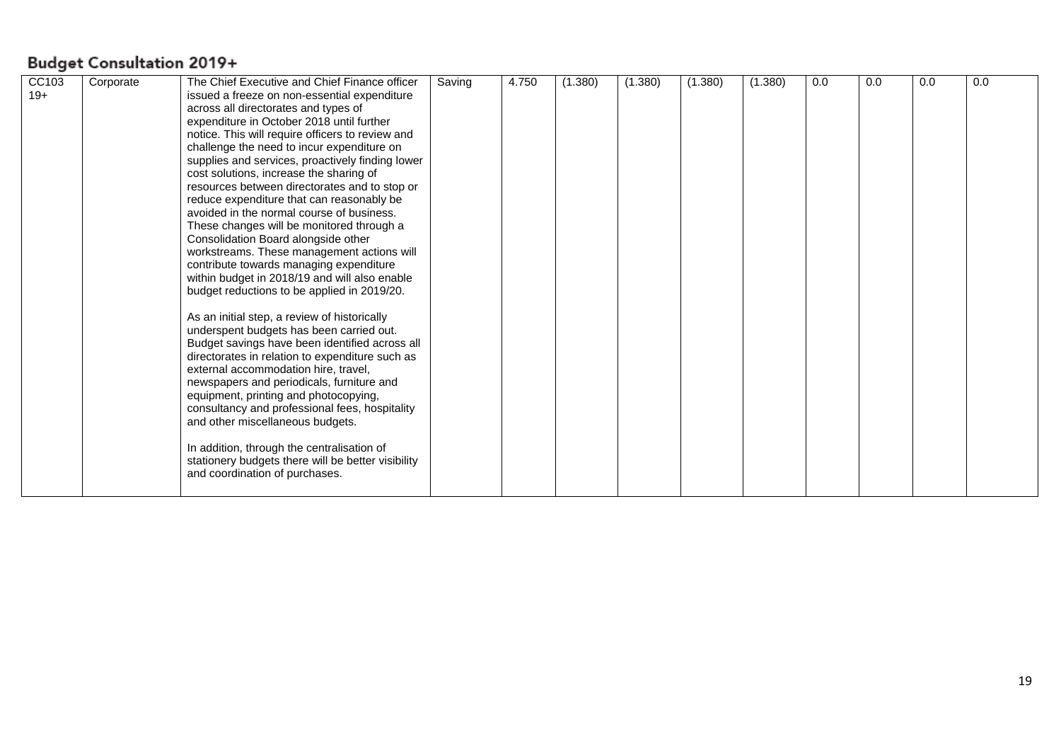## Budget Consultation 2019+

| | | | | | | | | | | | | |
|---|---|---|---|---|---|---|---|---|---|---|---|---|
| CC103 19+ | Corporate | The Chief Executive and Chief Finance officer issued a freeze on non-essential expenditure across all directorates and types of expenditure in October 2018 until further notice. This will require officers to review and challenge the need to incur expenditure on supplies and services, proactively finding lower cost solutions, increase the sharing of resources between directorates and to stop or reduce expenditure that can reasonably be avoided in the normal course of business. These changes will be monitored through a Consolidation Board alongside other workstreams. These management actions will contribute towards managing expenditure within budget in 2018/19 and will also enable budget reductions to be applied in 2019/20.<br><br>As an initial step, a review of historically underspent budgets has been carried out. Budget savings have been identified across all directorates in relation to expenditure such as external accommodation hire, travel, newspapers and periodicals, furniture and equipment, printing and photocopying, consultancy and professional fees, hospitality and other miscellaneous budgets.<br><br>In addition, through the centralisation of stationery budgets there will be better visibility and coordination of purchases. | Saving | 4.750 | (1.380) | (1.380) | (1.380) | (1.380) | 0.0 | 0.0 | 0.0 | 0.0 |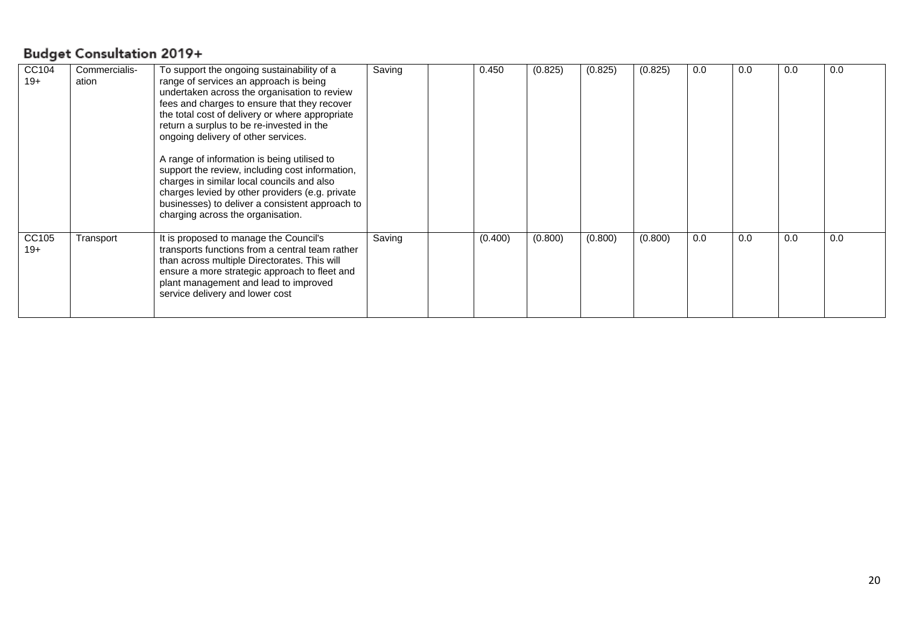## Budget Consultation 2019+

| | | | | | | | | | | | | |
|---|---|---|---|---|---|---|---|---|---|---|---|---|
| CC104 19+ | Commercialis-ation | To support the ongoing sustainability of a range of services an approach is being undertaken across the organisation to review fees and charges to ensure that they recover the total cost of delivery or where appropriate return a surplus to be re-invested in the ongoing delivery of other services.<br><br>A range of information is being utilised to support the review, including cost information, charges in similar local councils and also charges levied by other providers (e.g. private businesses) to deliver a consistent approach to charging across the organisation. | Saving | | 0.450 | (0.825) | (0.825) | (0.825) | 0.0 | 0.0 | 0.0 | 0.0 |
| CC105 19+ | Transport | It is proposed to manage the Council's transports functions from a central team rather than across multiple Directorates. This will ensure a more strategic approach to fleet and plant management and lead to improved service delivery and lower cost | Saving | | (0.400) | (0.800) | (0.800) | (0.800) | 0.0 | 0.0 | 0.0 | 0.0 |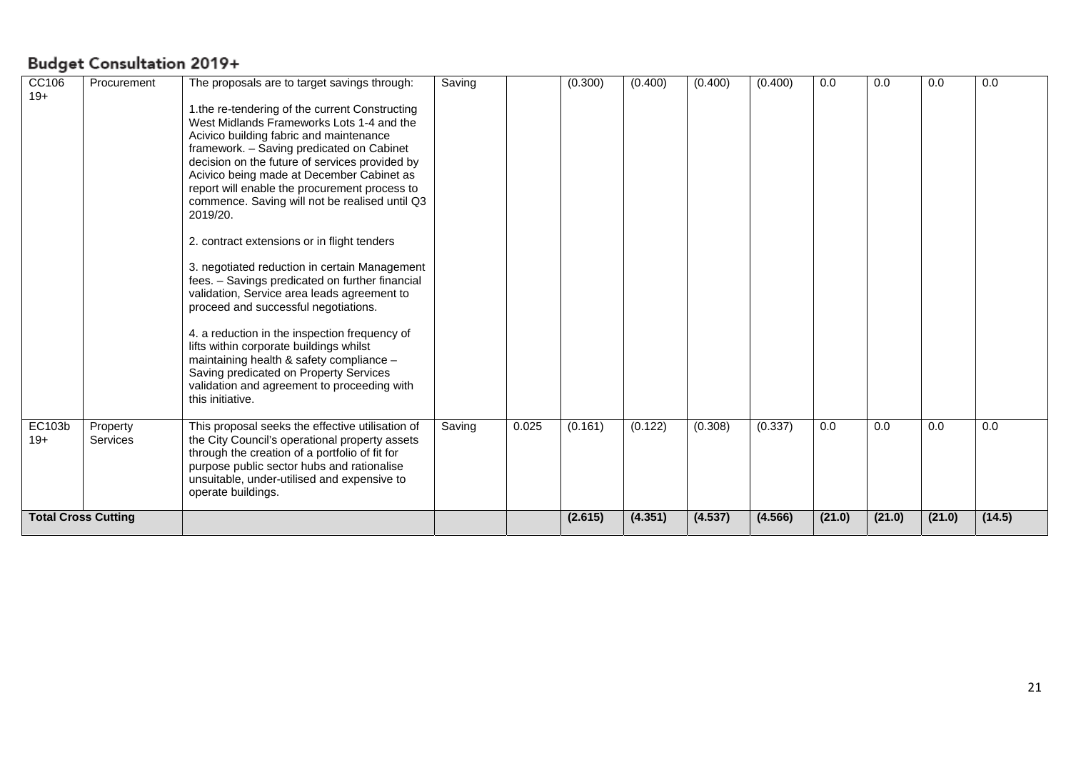## Budget Consultation 2019+

| | | | | | | | | | | | | |
|---|---|---|---|---|---|---|---|---|---|---|---|---|
| CC106 19+ | Procurement | The proposals are to target savings through:<br><br>1.the re-tendering of the current Constructing West Midlands Frameworks Lots 1-4 and the Acivico building fabric and maintenance framework. – Saving predicated on Cabinet decision on the future of services provided by Acivico being made at December Cabinet as report will enable the procurement process to commence. Saving will not be realised until Q3 2019/20.<br><br>2. contract extensions or in flight tenders<br><br>3. negotiated reduction in certain Management fees. – Savings predicated on further financial validation, Service area leads agreement to proceed and successful negotiations.<br><br>4. a reduction in the inspection frequency of lifts within corporate buildings whilst maintaining health & safety compliance – Saving predicated on Property Services validation and agreement to proceeding with this initiative. | Saving | | (0.300) | (0.400) | (0.400) | (0.400) | 0.0 | 0.0 | 0.0 | 0.0 |
| EC103b 19+ | Property Services | This proposal seeks the effective utilisation of the City Council's operational property assets through the creation of a portfolio of fit for purpose public sector hubs and rationalise unsuitable, under-utilised and expensive to operate buildings. | Saving | 0.025 | (0.161) | (0.122) | (0.308) | (0.337) | 0.0 | 0.0 | 0.0 | 0.0 |
| **Total Cross Cutting** | | | | | **(2.615)** | **(4.351)** | **(4.537)** | **(4.566)** | **(21.0)** | **(21.0)** | **(21.0)** | **(14.5)** |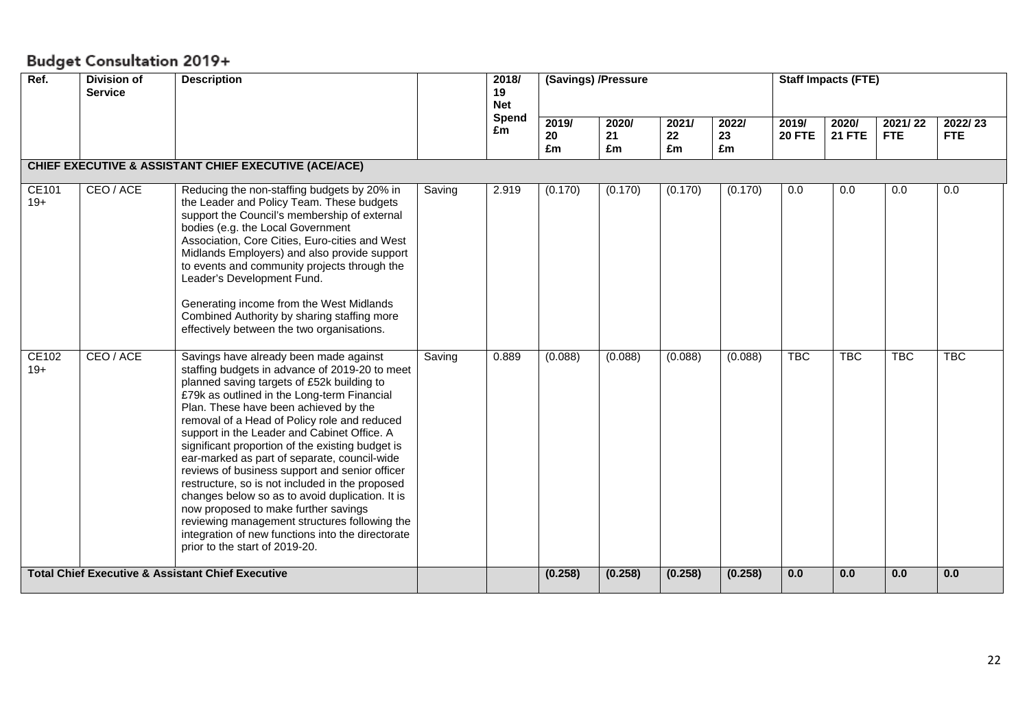## Budget Consultation 2019+

| Ref. | Division of Service | Description | | 2018/19 Net Spend £m | (Savings) /Pressure | | | | Staff Impacts (FTE) | | | |
|---|---|---|---|---|---|---|---|---|---|---|---|---|
| | | | | | 2019/20 £m | 2020/21 £m | 2021/22 £m | 2022/23 £m | 2019/20 FTE | 2020/21 FTE | 2021/22 FTE | 2022/23 FTE |
| **CHIEF EXECUTIVE & ASSISTANT CHIEF EXECUTIVE (ACE/ACE)** | | | | | | | | | | | | |
| CE101 19+ | CEO / ACE | Reducing the non-staffing budgets by 20% in the Leader and Policy Team. These budgets support the Council's membership of external bodies (e.g. the Local Government Association, Core Cities, Euro-cities and West Midlands Employers) and also provide support to events and community projects through the Leader's Development Fund.<br><br>Generating income from the West Midlands Combined Authority by sharing staffing more effectively between the two organisations. | Saving | 2.919 | (0.170) | (0.170) | (0.170) | (0.170) | 0.0 | 0.0 | 0.0 | 0.0 |
| CE102 19+ | CEO / ACE | Savings have already been made against staffing budgets in advance of 2019-20 to meet planned saving targets of £52k building to £79k as outlined in the Long-term Financial Plan. These have been achieved by the removal of a Head of Policy role and reduced support in the Leader and Cabinet Office. A significant proportion of the existing budget is ear-marked as part of separate, council-wide reviews of business support and senior officer restructure, so is not included in the proposed changes below so as to avoid duplication. It is now proposed to make further savings reviewing management structures following the integration of new functions into the directorate prior to the start of 2019-20. | Saving | 0.889 | (0.088) | (0.088) | (0.088) | (0.088) | TBC | TBC | TBC | TBC |
| **Total Chief Executive & Assistant Chief Executive** | | | | | **(0.258)** | **(0.258)** | **(0.258)** | **(0.258)** | **0.0** | **0.0** | **0.0** | **0.0** |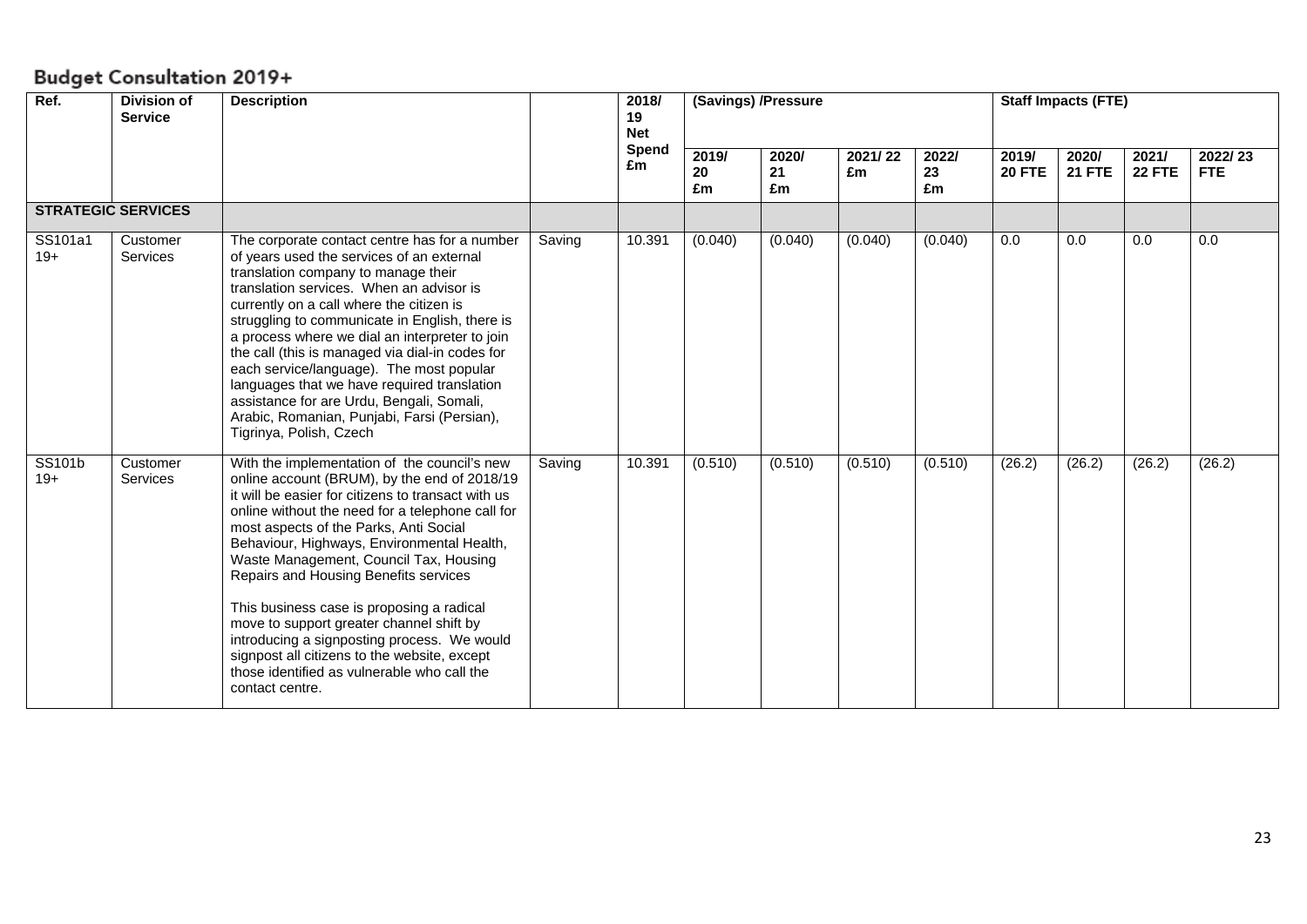# Budget Consultation 2019+

| Ref. | Division of Service | Description | | 2018/19 Net Spend £m | (Savings) /Pressure | | | | Staff Impacts (FTE) | | | |
|---|---|---|---|---|---|---|---|---|---|---|---|---|
| | | | | | 2019/20 £m | 2020/21 £m | 2021/22 £m | 2022/23 £m | 2019/20 FTE | 2020/21 FTE | 2021/22 FTE | 2022/23 FTE |
| **STRATEGIC SERVICES** | | | | | | | | | | | | |
| SS101a1 19+ | Customer Services | The corporate contact centre has for a number of years used the services of an external translation company to manage their translation services. When an advisor is currently on a call where the citizen is struggling to communicate in English, there is a process where we dial an interpreter to join the call (this is managed via dial-in codes for each service/language). The most popular languages that we have required translation assistance for are Urdu, Bengali, Somali, Arabic, Romanian, Punjabi, Farsi (Persian), Tigrinya, Polish, Czech | Saving | 10.391 | (0.040) | (0.040) | (0.040) | (0.040) | 0.0 | 0.0 | 0.0 | 0.0 |
| SS101b 19+ | Customer Services | With the implementation of the council's new online account (BRUM), by the end of 2018/19 it will be easier for citizens to transact with us online without the need for a telephone call for most aspects of the Parks, Anti Social Behaviour, Highways, Environmental Health, Waste Management, Council Tax, Housing Repairs and Housing Benefits services<br><br>This business case is proposing a radical move to support greater channel shift by introducing a signposting process. We would signpost all citizens to the website, except those identified as vulnerable who call the contact centre. | Saving | 10.391 | (0.510) | (0.510) | (0.510) | (0.510) | (26.2) | (26.2) | (26.2) | (26.2) |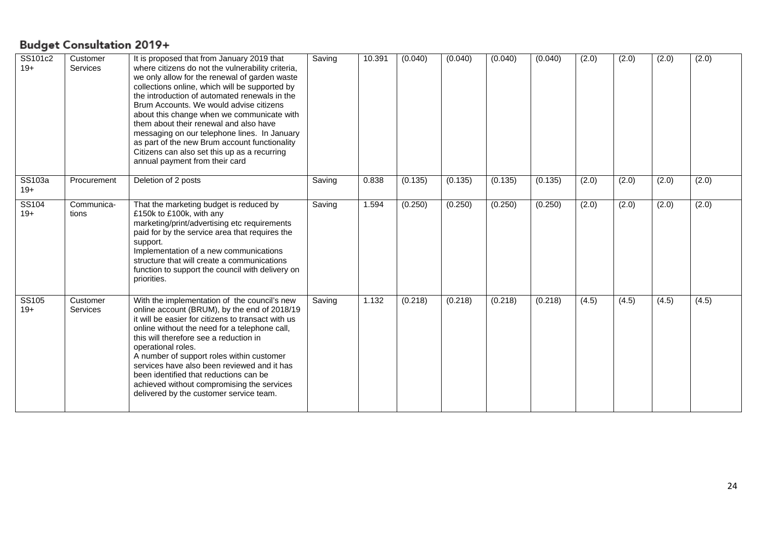## Budget Consultation 2019+

| | | | | | | | | | | | | |
|---|---|---|---|---|---|---|---|---|---|---|---|---|
| SS101c2 19+ | Customer Services | It is proposed that from January 2019 that where citizens do not the vulnerability criteria, we only allow for the renewal of garden waste collections online, which will be supported by the introduction of automated renewals in the Brum Accounts. We would advise citizens about this change when we communicate with them about their renewal and also have messaging on our telephone lines. In January as part of the new Brum account functionality Citizens can also set this up as a recurring annual payment from their card | Saving | 10.391 | (0.040) | (0.040) | (0.040) | (0.040) | (2.0) | (2.0) | (2.0) | (2.0) |
| SS103a 19+ | Procurement | Deletion of 2 posts | Saving | 0.838 | (0.135) | (0.135) | (0.135) | (0.135) | (2.0) | (2.0) | (2.0) | (2.0) |
| SS104 19+ | Communica-tions | That the marketing budget is reduced by £150k to £100k, with any marketing/print/advertising etc requirements paid for by the service area that requires the support.<br>Implementation of a new communications structure that will create a communications function to support the council with delivery on priorities. | Saving | 1.594 | (0.250) | (0.250) | (0.250) | (0.250) | (2.0) | (2.0) | (2.0) | (2.0) |
| SS105 19+ | Customer Services | With the implementation of the council's new online account (BRUM), by the end of 2018/19 it will be easier for citizens to transact with us online without the need for a telephone call, this will therefore see a reduction in operational roles.<br>A number of support roles within customer services have also been reviewed and it has been identified that reductions can be achieved without compromising the services delivered by the customer service team. | Saving | 1.132 | (0.218) | (0.218) | (0.218) | (0.218) | (4.5) | (4.5) | (4.5) | (4.5) |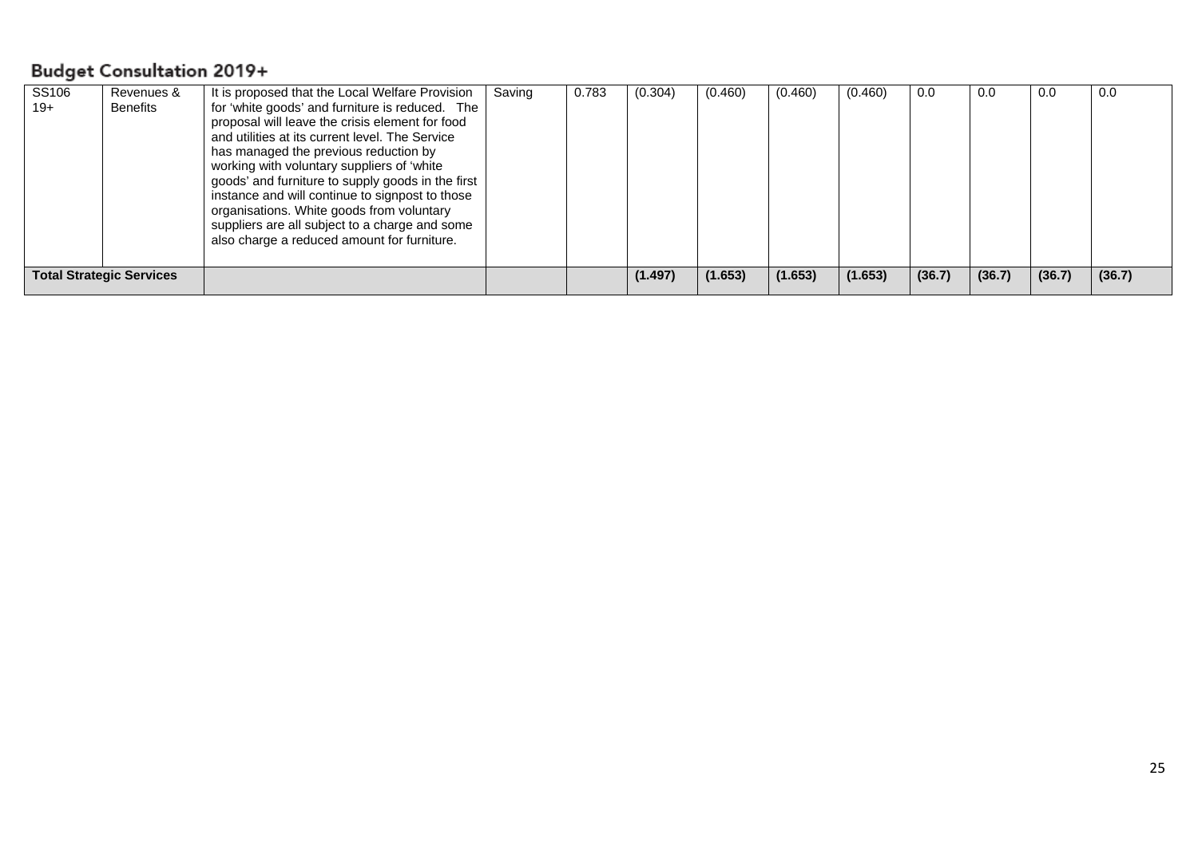## Budget Consultation 2019+

| | | | | | | | | | | | | |
|---|---|---|---|---|---|---|---|---|---|---|---|---|
| SS106 19+ | Revenues & Benefits | It is proposed that the Local Welfare Provision for 'white goods' and furniture is reduced. The proposal will leave the crisis element for food and utilities at its current level. The Service has managed the previous reduction by working with voluntary suppliers of 'white goods' and furniture to supply goods in the first instance and will continue to signpost to those organisations. White goods from voluntary suppliers are all subject to a charge and some also charge a reduced amount for furniture. | Saving | 0.783 | (0.304) | (0.460) | (0.460) | (0.460) | 0.0 | 0.0 | 0.0 | 0.0 |
| **Total Strategic Services** | | | | | **(1.497)** | **(1.653)** | **(1.653)** | **(1.653)** | **(36.7)** | **(36.7)** | **(36.7)** | **(36.7)** |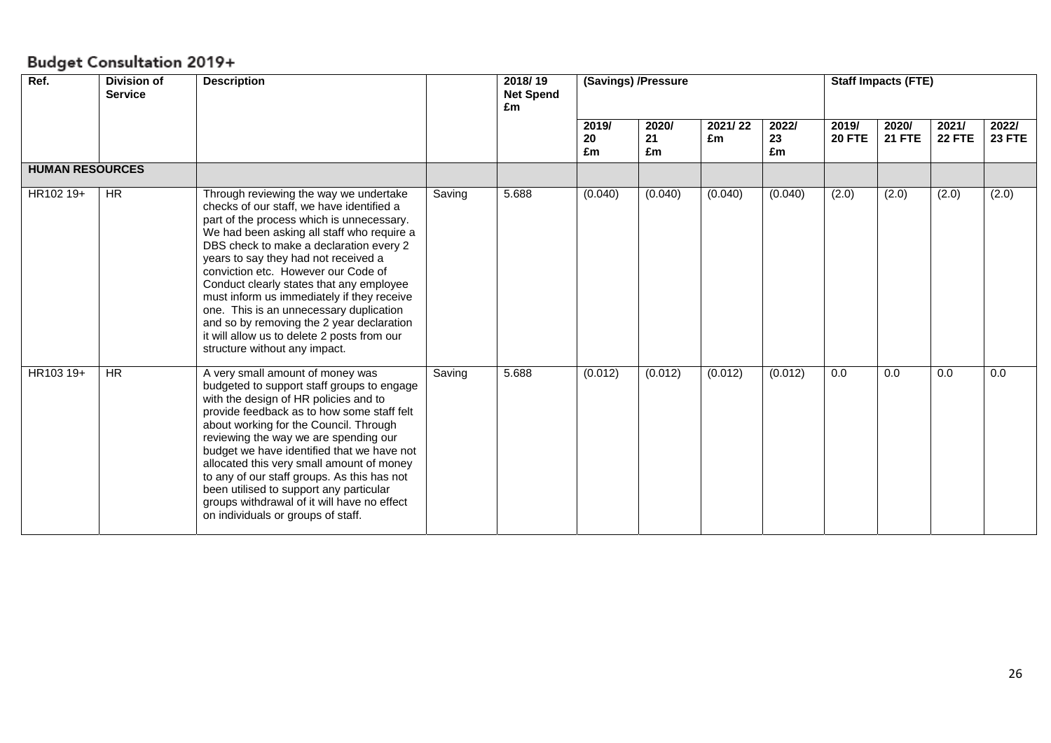## Budget Consultation 2019+

| Ref. | Division of Service | Description | | 2018/ 19 Net Spend £m | (Savings) /Pressure | | | | Staff Impacts (FTE) | | | |
|---|---|---|---|---|---|---|---|---|---|---|---|---|
| | | | | | 2019/ 20 £m | 2020/ 21 £m | 2021/ 22 £m | 2022/ 23 £m | 2019/ 20 FTE | 2020/ 21 FTE | 2021/ 22 FTE | 2022/ 23 FTE |
| **HUMAN RESOURCES** | | | | | | | | | | | | |
| HR102 19+ | HR | Through reviewing the way we undertake checks of our staff, we have identified a part of the process which is unnecessary. We had been asking all staff who require a DBS check to make a declaration every 2 years to say they had not received a conviction etc. However our Code of Conduct clearly states that any employee must inform us immediately if they receive one. This is an unnecessary duplication and so by removing the 2 year declaration it will allow us to delete 2 posts from our structure without any impact. | Saving | 5.688 | (0.040) | (0.040) | (0.040) | (0.040) | (2.0) | (2.0) | (2.0) | (2.0) |
| HR103 19+ | HR | A very small amount of money was budgeted to support staff groups to engage with the design of HR policies and to provide feedback as to how some staff felt about working for the Council. Through reviewing the way we are spending our budget we have identified that we have not allocated this very small amount of money to any of our staff groups. As this has not been utilised to support any particular groups withdrawal of it will have no effect on individuals or groups of staff. | Saving | 5.688 | (0.012) | (0.012) | (0.012) | (0.012) | 0.0 | 0.0 | 0.0 | 0.0 |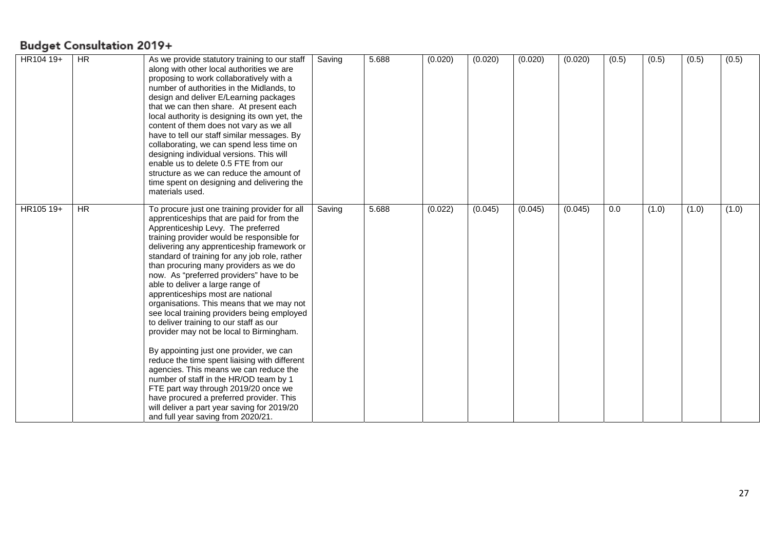## Budget Consultation 2019+

| | | | | | | | | | | | | |
|---|---|---|---|---|---|---|---|---|---|---|---|---|
| HR104 19+ | HR | As we provide statutory training to our staff along with other local authorities we are proposing to work collaboratively with a number of authorities in the Midlands, to design and deliver E/Learning packages that we can then share. At present each local authority is designing its own yet, the content of them does not vary as we all have to tell our staff similar messages. By collaborating, we can spend less time on designing individual versions. This will enable us to delete 0.5 FTE from our structure as we can reduce the amount of time spent on designing and delivering the materials used. | Saving | 5.688 | (0.020) | (0.020) | (0.020) | (0.020) | (0.5) | (0.5) | (0.5) | (0.5) |
| HR105 19+ | HR | To procure just one training provider for all apprenticeships that are paid for from the Apprenticeship Levy. The preferred training provider would be responsible for delivering any apprenticeship framework or standard of training for any job role, rather than procuring many providers as we do now. As "preferred providers" have to be able to deliver a large range of apprenticeships most are national organisations. This means that we may not see local training providers being employed to deliver training to our staff as our provider may not be local to Birmingham.<br><br>By appointing just one provider, we can reduce the time spent liaising with different agencies. This means we can reduce the number of staff in the HR/OD team by 1 FTE part way through 2019/20 once we have procured a preferred provider. This will deliver a part year saving for 2019/20 and full year saving from 2020/21. | Saving | 5.688 | (0.022) | (0.045) | (0.045) | (0.045) | 0.0 | (1.0) | (1.0) | (1.0) |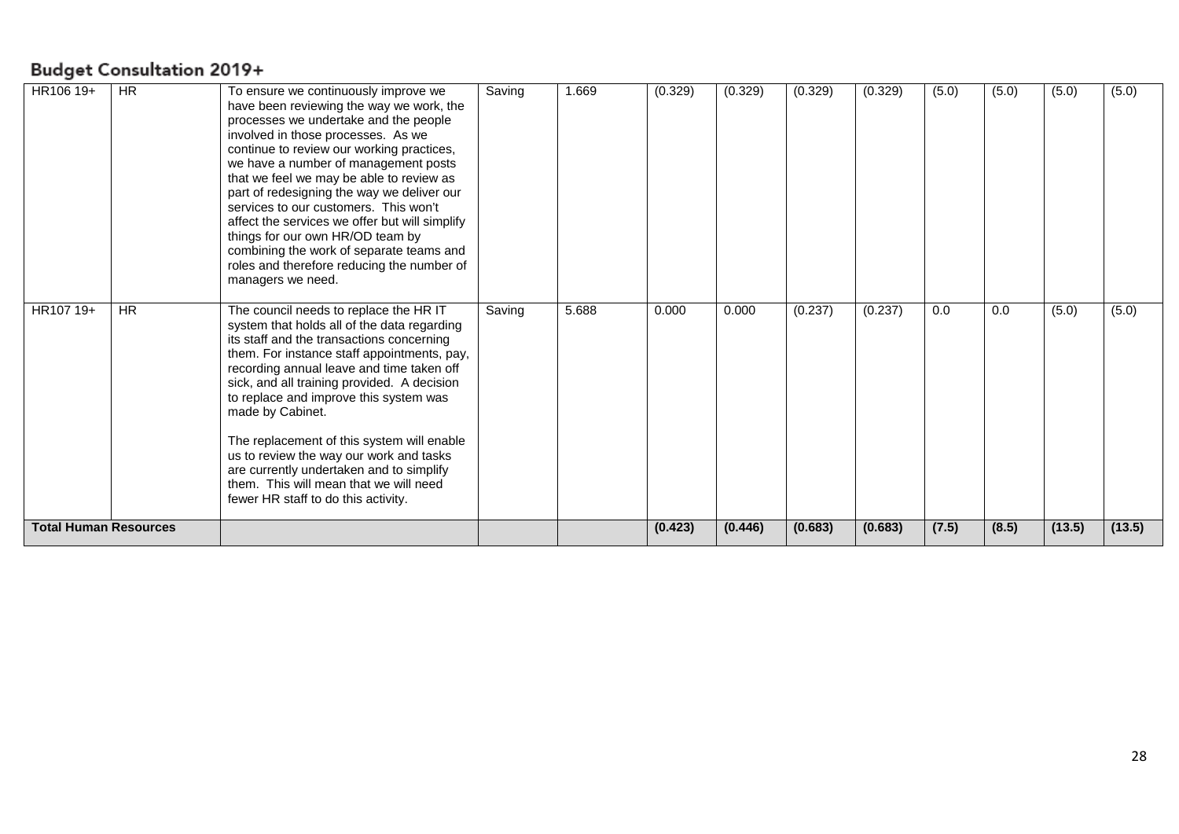## Budget Consultation 2019+

| | | | | | | | | | | | | |
|---|---|---|---|---|---|---|---|---|---|---|---|---|
| HR106 19+ | HR | To ensure we continuously improve we have been reviewing the way we work, the processes we undertake and the people involved in those processes. As we continue to review our working practices, we have a number of management posts that we feel we may be able to review as part of redesigning the way we deliver our services to our customers. This won't affect the services we offer but will simplify things for our own HR/OD team by combining the work of separate teams and roles and therefore reducing the number of managers we need. | Saving | 1.669 | (0.329) | (0.329) | (0.329) | (0.329) | (5.0) | (5.0) | (5.0) | (5.0) |
| HR107 19+ | HR | The council needs to replace the HR IT system that holds all of the data regarding its staff and the transactions concerning them. For instance staff appointments, pay, recording annual leave and time taken off sick, and all training provided. A decision to replace and improve this system was made by Cabinet.<br><br>The replacement of this system will enable us to review the way our work and tasks are currently undertaken and to simplify them. This will mean that we will need fewer HR staff to do this activity. | Saving | 5.688 | 0.000 | 0.000 | (0.237) | (0.237) | 0.0 | 0.0 | (5.0) | (5.0) |
| **Total Human Resources** | | | | | **(0.423)** | **(0.446)** | **(0.683)** | **(0.683)** | **(7.5)** | **(8.5)** | **(13.5)** | **(13.5)** |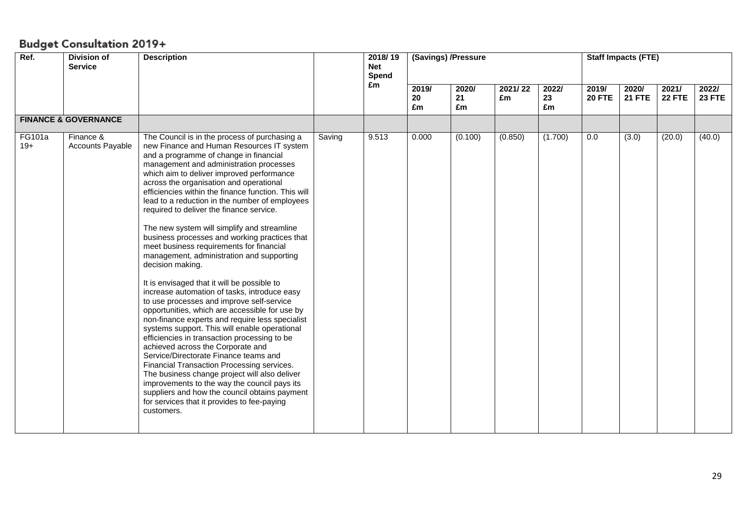## Budget Consultation 2019+

| Ref. | Division of Service | Description | | 2018/19 Net Spend £m | (Savings) /Pressure | | | | Staff Impacts (FTE) | | | |
|---|---|---|---|---|---|---|---|---|---|---|---|---|
| | | | | | 2019/20 £m | 2020/21 £m | 2021/22 £m | 2022/23 £m | 2019/20 FTE | 2020/21 FTE | 2021/22 FTE | 2022/23 FTE |
| **FINANCE & GOVERNANCE** | | | | | | | | | | | | |
| FG101a 19+ | Finance & Accounts Payable | The Council is in the process of purchasing a new Finance and Human Resources IT system and a programme of change in financial management and administration processes which aim to deliver improved performance across the organisation and operational efficiencies within the finance function. This will lead to a reduction in the number of employees required to deliver the finance service.<br><br>The new system will simplify and streamline business processes and working practices that meet business requirements for financial management, administration and supporting decision making.<br><br>It is envisaged that it will be possible to increase automation of tasks, introduce easy to use processes and improve self-service opportunities, which are accessible for use by non-finance experts and require less specialist systems support. This will enable operational efficiencies in transaction processing to be achieved across the Corporate and Service/Directorate Finance teams and Financial Transaction Processing services. The business change project will also deliver improvements to the way the council pays its suppliers and how the council obtains payment for services that it provides to fee-paying customers. | Saving | 9.513 | 0.000 | (0.100) | (0.850) | (1.700) | 0.0 | (3.0) | (20.0) | (40.0) |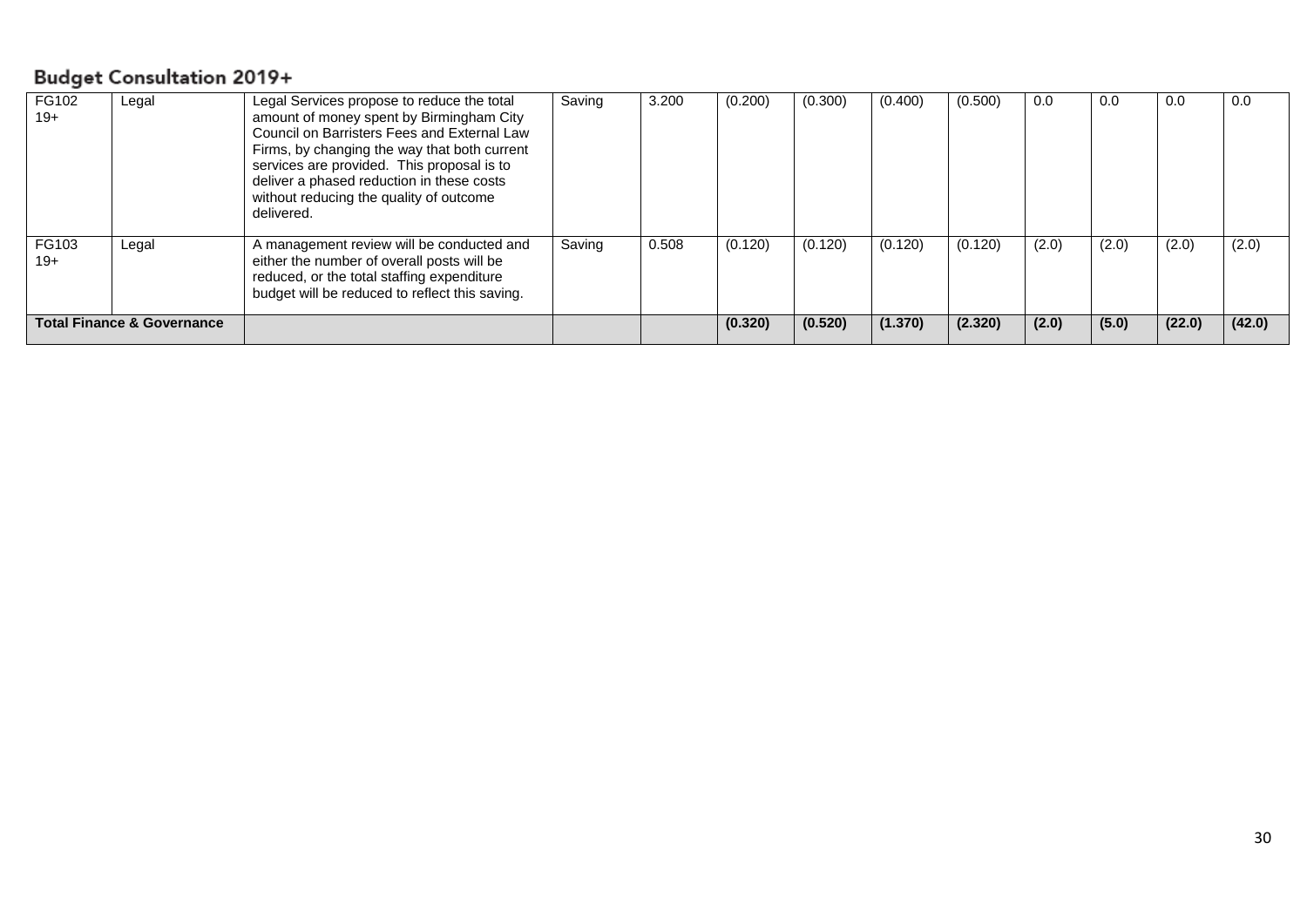## Budget Consultation 2019+

| | | | | | | | | | | | | |
|---|---|---|---|---|---|---|---|---|---|---|---|---|
| FG102 19+ | Legal | Legal Services propose to reduce the total amount of money spent by Birmingham City Council on Barristers Fees and External Law Firms, by changing the way that both current services are provided. This proposal is to deliver a phased reduction in these costs without reducing the quality of outcome delivered. | Saving | 3.200 | (0.200) | (0.300) | (0.400) | (0.500) | 0.0 | 0.0 | 0.0 | 0.0 |
| FG103 19+ | Legal | A management review will be conducted and either the number of overall posts will be reduced, or the total staffing expenditure budget will be reduced to reflect this saving. | Saving | 0.508 | (0.120) | (0.120) | (0.120) | (0.120) | (2.0) | (2.0) | (2.0) | (2.0) |
| **Total Finance & Governance** | | | | | **(0.320)** | **(0.520)** | **(1.370)** | **(2.320)** | **(2.0)** | **(5.0)** | **(22.0)** | **(42.0)** |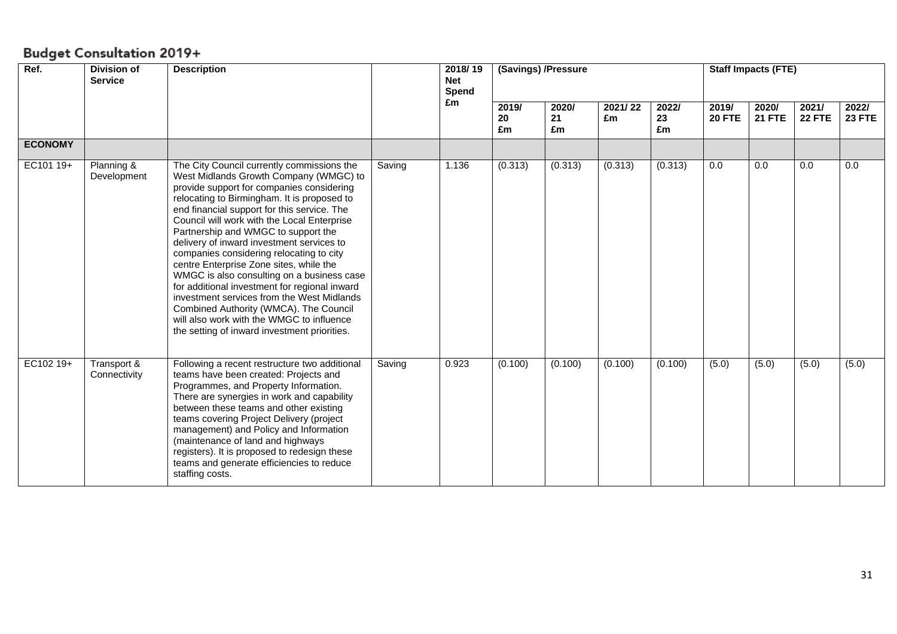## Budget Consultation 2019+

| Ref. | Division of Service | Description | | 2018/ 19 Net Spend £m | (Savings) /Pressure | | | | Staff Impacts (FTE) | | | |
|---|---|---|---|---|---|---|---|---|---|---|---|---|
| | | | | | 2019/ 20 £m | 2020/ 21 £m | 2021/ 22 £m | 2022/ 23 £m | 2019/ 20 FTE | 2020/ 21 FTE | 2021/ 22 FTE | 2022/ 23 FTE |
| **ECONOMY** | | | | | | | | | | | | |
| EC101 19+ | Planning & Development | The City Council currently commissions the West Midlands Growth Company (WMGC) to provide support for companies considering relocating to Birmingham. It is proposed to end financial support for this service. The Council will work with the Local Enterprise Partnership and WMGC to support the delivery of inward investment services to companies considering relocating to city centre Enterprise Zone sites, while the WMGC is also consulting on a business case for additional investment for regional inward investment services from the West Midlands Combined Authority (WMCA). The Council will also work with the WMGC to influence the setting of inward investment priorities. | Saving | 1.136 | (0.313) | (0.313) | (0.313) | (0.313) | 0.0 | 0.0 | 0.0 | 0.0 |
| EC102 19+ | Transport & Connectivity | Following a recent restructure two additional teams have been created: Projects and Programmes, and Property Information. There are synergies in work and capability between these teams and other existing teams covering Project Delivery (project management) and Policy and Information (maintenance of land and highways registers). It is proposed to redesign these teams and generate efficiencies to reduce staffing costs. | Saving | 0.923 | (0.100) | (0.100) | (0.100) | (0.100) | (5.0) | (5.0) | (5.0) | (5.0) |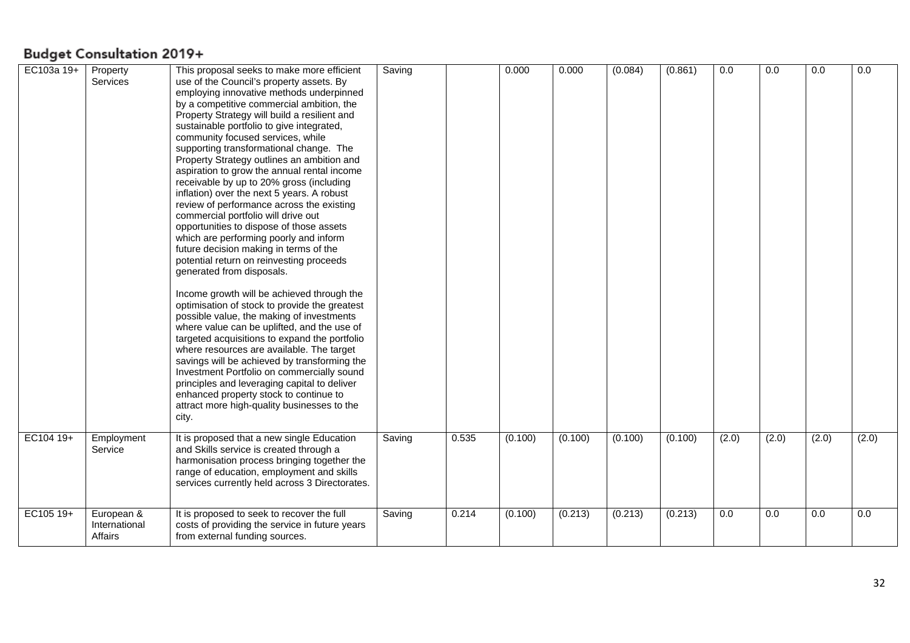## Budget Consultation 2019+

| | | | | | | | | | | | | |
|---|---|---|---|---|---|---|---|---|---|---|---|---|
| EC103a 19+ | Property Services | This proposal seeks to make more efficient use of the Council's property assets. By employing innovative methods underpinned by a competitive commercial ambition, the Property Strategy will build a resilient and sustainable portfolio to give integrated, community focused services, while supporting transformational change. The Property Strategy outlines an ambition and aspiration to grow the annual rental income receivable by up to 20% gross (including inflation) over the next 5 years. A robust review of performance across the existing commercial portfolio will drive out opportunities to dispose of those assets which are performing poorly and inform future decision making in terms of the potential return on reinvesting proceeds generated from disposals.<br><br>Income growth will be achieved through the optimisation of stock to provide the greatest possible value, the making of investments where value can be uplifted, and the use of targeted acquisitions to expand the portfolio where resources are available. The target savings will be achieved by transforming the Investment Portfolio on commercially sound principles and leveraging capital to deliver enhanced property stock to continue to attract more high-quality businesses to the city. | Saving | | 0.000 | 0.000 | (0.084) | (0.861) | 0.0 | 0.0 | 0.0 | 0.0 |
| EC104 19+ | Employment Service | It is proposed that a new single Education and Skills service is created through a harmonisation process bringing together the range of education, employment and skills services currently held across 3 Directorates. | Saving | 0.535 | (0.100) | (0.100) | (0.100) | (0.100) | (2.0) | (2.0) | (2.0) | (2.0) |
| EC105 19+ | European & International Affairs | It is proposed to seek to recover the full costs of providing the service in future years from external funding sources. | Saving | 0.214 | (0.100) | (0.213) | (0.213) | (0.213) | 0.0 | 0.0 | 0.0 | 0.0 |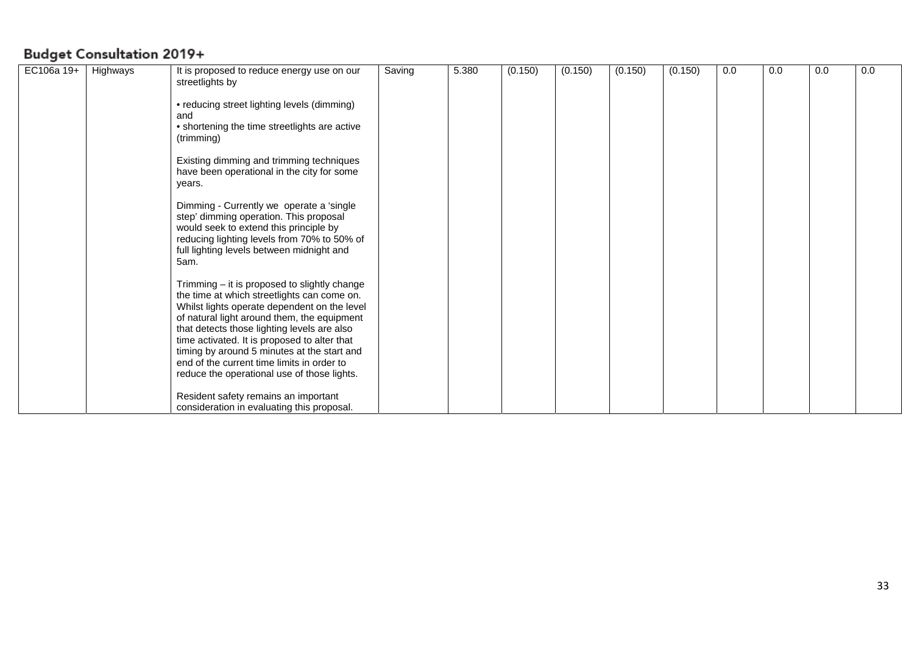## Budget Consultation 2019+

| | | | | | | | | | | | | |
|---|---|---|---|---|---|---|---|---|---|---|---|---|
| EC106a 19+ | Highways | It is proposed to reduce energy use on our streetlights by<br><br>• reducing street lighting levels (dimming) and<br>• shortening the time streetlights are active (trimming)<br><br>Existing dimming and trimming techniques have been operational in the city for some years.<br><br>Dimming - Currently we operate a 'single step' dimming operation. This proposal would seek to extend this principle by reducing lighting levels from 70% to 50% of full lighting levels between midnight and 5am.<br><br>Trimming – it is proposed to slightly change the time at which streetlights can come on. Whilst lights operate dependent on the level of natural light around them, the equipment that detects those lighting levels are also time activated. It is proposed to alter that timing by around 5 minutes at the start and end of the current time limits in order to reduce the operational use of those lights.<br><br>Resident safety remains an important consideration in evaluating this proposal. | Saving | 5.380 | (0.150) | (0.150) | (0.150) | (0.150) | 0.0 | 0.0 | 0.0 | 0.0 |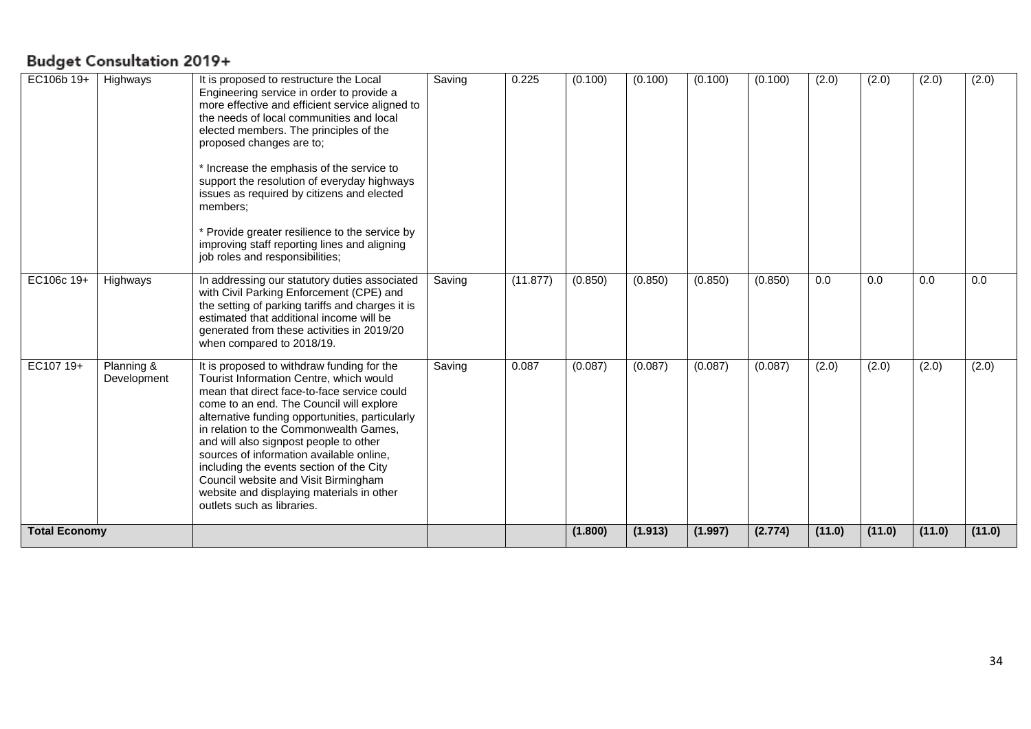## Budget Consultation 2019+

| | | | | | | | | | | | | |
|---|---|---|---|---|---|---|---|---|---|---|---|---|
| EC106b 19+ | Highways | It is proposed to restructure the Local Engineering service in order to provide a more effective and efficient service aligned to the needs of local communities and local elected members. The principles of the proposed changes are to; <br><br> * Increase the emphasis of the service to support the resolution of everyday highways issues as required by citizens and elected members; <br><br> * Provide greater resilience to the service by improving staff reporting lines and aligning job roles and responsibilities; | Saving | 0.225 | (0.100) | (0.100) | (0.100) | (0.100) | (2.0) | (2.0) | (2.0) | (2.0) |
| EC106c 19+ | Highways | In addressing our statutory duties associated with Civil Parking Enforcement (CPE) and the setting of parking tariffs and charges it is estimated that additional income will be generated from these activities in 2019/20 when compared to 2018/19. | Saving | (11.877) | (0.850) | (0.850) | (0.850) | (0.850) | 0.0 | 0.0 | 0.0 | 0.0 |
| EC107 19+ | Planning & Development | It is proposed to withdraw funding for the Tourist Information Centre, which would mean that direct face-to-face service could come to an end. The Council will explore alternative funding opportunities, particularly in relation to the Commonwealth Games, and will also signpost people to other sources of information available online, including the events section of the City Council website and Visit Birmingham website and displaying materials in other outlets such as libraries. | Saving | 0.087 | (0.087) | (0.087) | (0.087) | (0.087) | (2.0) | (2.0) | (2.0) | (2.0) |
| **Total Economy** | | | | | **(1.800)** | **(1.913)** | **(1.997)** | **(2.774)** | **(11.0)** | **(11.0)** | **(11.0)** | **(11.0)** |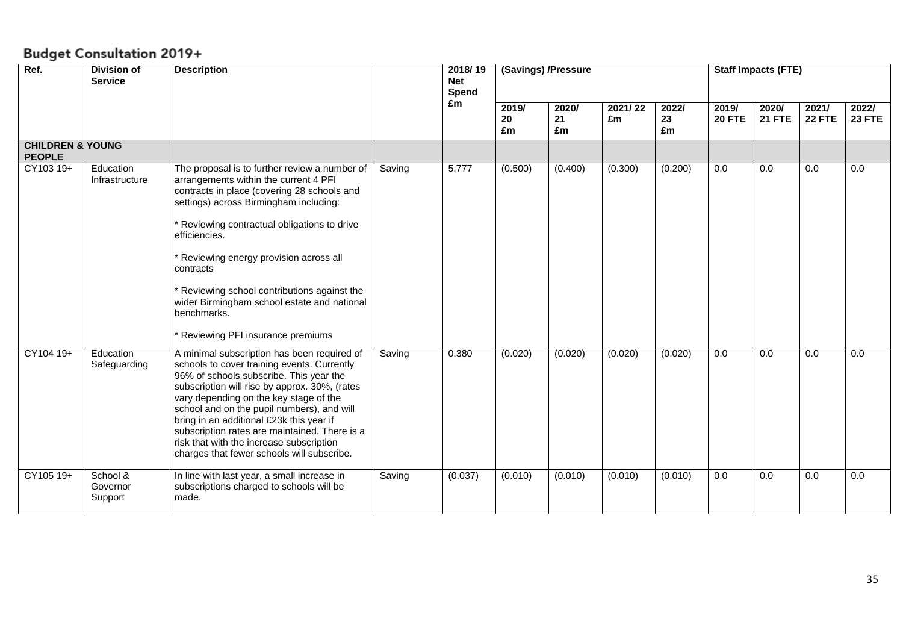## Budget Consultation 2019+

| Ref. | Division of Service | Description | | 2018/ 19 Net Spend £m | (Savings) /Pressure | | | | Staff Impacts (FTE) | | | |
|---|---|---|---|---|---|---|---|---|---|---|---|---|
| | | | | | 2019/ 20 £m | 2020/ 21 £m | 2021/ 22 £m | 2022/ 23 £m | 2019/ 20 FTE | 2020/ 21 FTE | 2021/ 22 FTE | 2022/ 23 FTE |
| **CHILDREN & YOUNG PEOPLE** | | | | | | | | | | | | |
| CY103 19+ | Education Infrastructure | The proposal is to further review a number of arrangements within the current 4 PFI contracts in place (covering 28 schools and settings) across Birmingham including: <br><br> * Reviewing contractual obligations to drive efficiencies. <br><br> * Reviewing energy provision across all contracts <br><br> * Reviewing school contributions against the wider Birmingham school estate and national benchmarks. <br><br> * Reviewing PFI insurance premiums | Saving | 5.777 | (0.500) | (0.400) | (0.300) | (0.200) | 0.0 | 0.0 | 0.0 | 0.0 |
| CY104 19+ | Education Safeguarding | A minimal subscription has been required of schools to cover training events. Currently 96% of schools subscribe. This year the subscription will rise by approx. 30%, (rates vary depending on the key stage of the school and on the pupil numbers), and will bring in an additional £23k this year if subscription rates are maintained. There is a risk that with the increase subscription charges that fewer schools will subscribe. | Saving | 0.380 | (0.020) | (0.020) | (0.020) | (0.020) | 0.0 | 0.0 | 0.0 | 0.0 |
| CY105 19+ | School & Governor Support | In line with last year, a small increase in subscriptions charged to schools will be made. | Saving | (0.037) | (0.010) | (0.010) | (0.010) | (0.010) | 0.0 | 0.0 | 0.0 | 0.0 |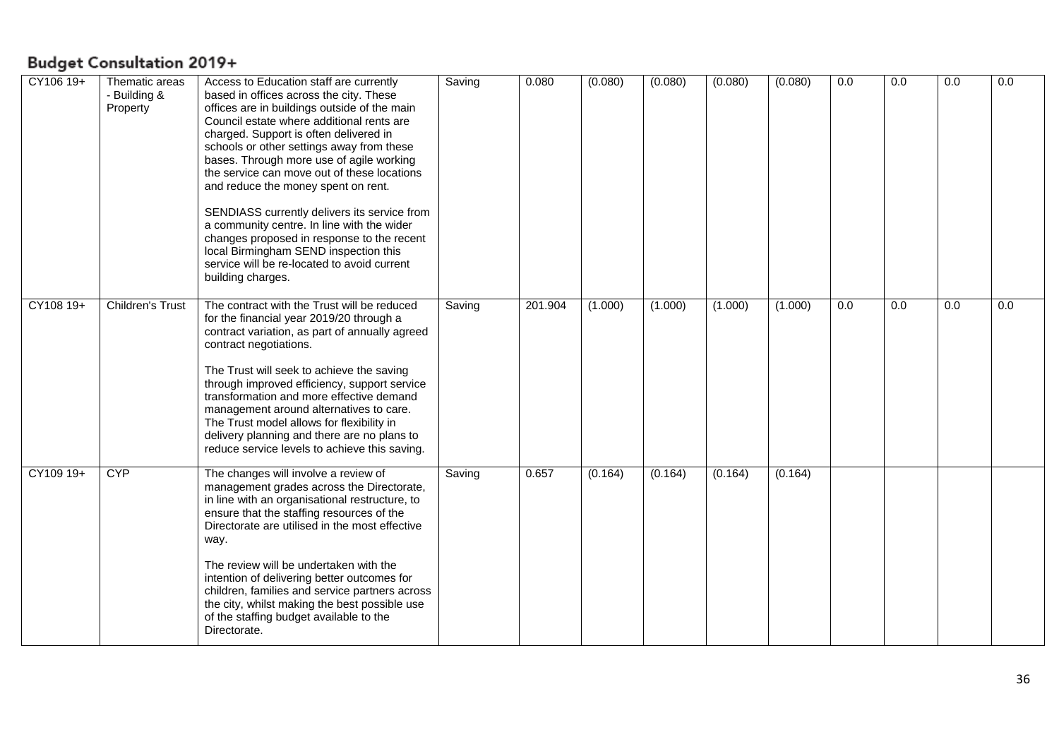## Budget Consultation 2019+

| | | | | | | | | | | | | |
|---|---|---|---|---|---|---|---|---|---|---|---|---|
| CY106 19+ | Thematic areas - Building & Property | Access to Education staff are currently based in offices across the city. These offices are in buildings outside of the main Council estate where additional rents are charged. Support is often delivered in schools or other settings away from these bases. Through more use of agile working the service can move out of these locations and reduce the money spent on rent.<br><br>SENDIASS currently delivers its service from a community centre. In line with the wider changes proposed in response to the recent local Birmingham SEND inspection this service will be re-located to avoid current building charges. | Saving | 0.080 | (0.080) | (0.080) | (0.080) | (0.080) | 0.0 | 0.0 | 0.0 | 0.0 |
| CY108 19+ | Children's Trust | The contract with the Trust will be reduced for the financial year 2019/20 through a contract variation, as part of annually agreed contract negotiations.<br><br>The Trust will seek to achieve the saving through improved efficiency, support service transformation and more effective demand management around alternatives to care. The Trust model allows for flexibility in delivery planning and there are no plans to reduce service levels to achieve this saving. | Saving | 201.904 | (1.000) | (1.000) | (1.000) | (1.000) | 0.0 | 0.0 | 0.0 | 0.0 |
| CY109 19+ | CYP | The changes will involve a review of management grades across the Directorate, in line with an organisational restructure, to ensure that the staffing resources of the Directorate are utilised in the most effective way.<br><br>The review will be undertaken with the intention of delivering better outcomes for children, families and service partners across the city, whilst making the best possible use of the staffing budget available to the Directorate. | Saving | 0.657 | (0.164) | (0.164) | (0.164) | (0.164) | | | | |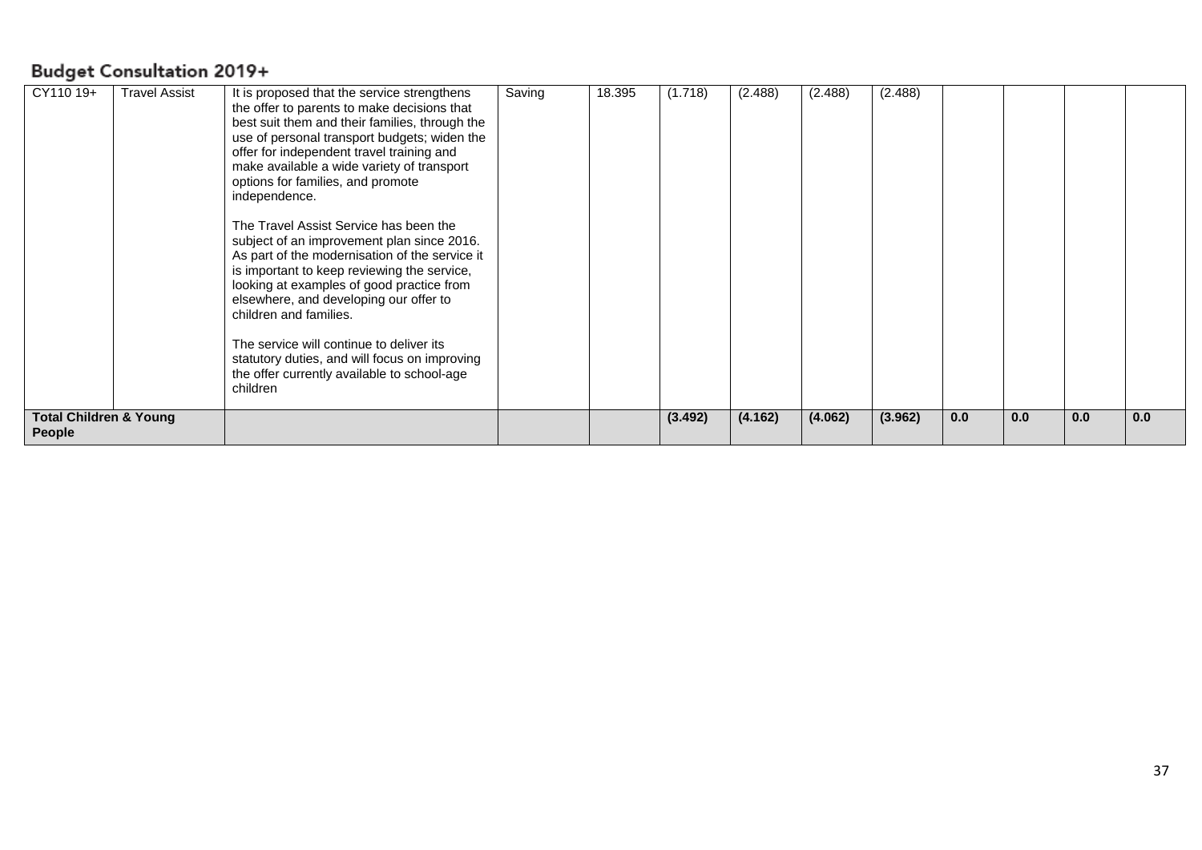## Budget Consultation 2019+

| | | | | | | | | | | | | |
|---|---|---|---|---|---|---|---|---|---|---|---|---|
| CY110 19+ | Travel Assist | It is proposed that the service strengthens the offer to parents to make decisions that best suit them and their families, through the use of personal transport budgets; widen the offer for independent travel training and make available a wide variety of transport options for families, and promote independence.<br><br>The Travel Assist Service has been the subject of an improvement plan since 2016. As part of the modernisation of the service it is important to keep reviewing the service, looking at examples of good practice from elsewhere, and developing our offer to children and families.<br><br>The service will continue to deliver its statutory duties, and will focus on improving the offer currently available to school-age children | Saving | 18.395 | (1.718) | (2.488) | (2.488) | (2.488) | | | | |
| **Total Children & Young People** | | | | | **(3.492)** | **(4.162)** | **(4.062)** | **(3.962)** | **0.0** | **0.0** | **0.0** | **0.0** |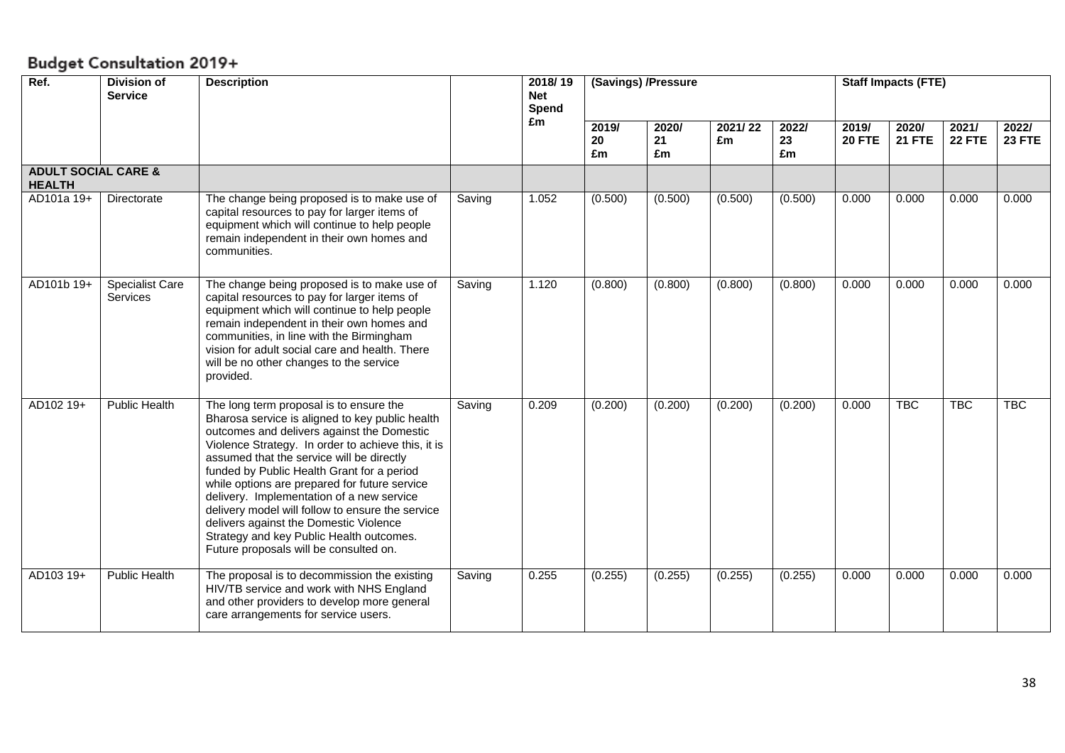# Budget Consultation 2019+

| Ref. | Division of Service | Description | | 2018/ 19 Net Spend £m | (Savings) /Pressure | | | | Staff Impacts (FTE) | | | |
|---|---|---|---|---|---|---|---|---|---|---|---|---|
| | | | | | 2019/ 20 £m | 2020/ 21 £m | 2021/ 22 £m | 2022/ 23 £m | 2019/ 20 FTE | 2020/ 21 FTE | 2021/ 22 FTE | 2022/ 23 FTE |
| **ADULT SOCIAL CARE & HEALTH** | | | | | | | | | | | | |
| AD101a 19+ | Directorate | The change being proposed is to make use of capital resources to pay for larger items of equipment which will continue to help people remain independent in their own homes and communities. | Saving | 1.052 | (0.500) | (0.500) | (0.500) | (0.500) | 0.000 | 0.000 | 0.000 | 0.000 |
| AD101b 19+ | Specialist Care Services | The change being proposed is to make use of capital resources to pay for larger items of equipment which will continue to help people remain independent in their own homes and communities, in line with the Birmingham vision for adult social care and health. There will be no other changes to the service provided. | Saving | 1.120 | (0.800) | (0.800) | (0.800) | (0.800) | 0.000 | 0.000 | 0.000 | 0.000 |
| AD102 19+ | Public Health | The long term proposal is to ensure the Bharosa service is aligned to key public health outcomes and delivers against the Domestic Violence Strategy. In order to achieve this, it is assumed that the service will be directly funded by Public Health Grant for a period while options are prepared for future service delivery. Implementation of a new service delivery model will follow to ensure the service delivers against the Domestic Violence Strategy and key Public Health outcomes. Future proposals will be consulted on. | Saving | 0.209 | (0.200) | (0.200) | (0.200) | (0.200) | 0.000 | TBC | TBC | TBC |
| AD103 19+ | Public Health | The proposal is to decommission the existing HIV/TB service and work with NHS England and other providers to develop more general care arrangements for service users. | Saving | 0.255 | (0.255) | (0.255) | (0.255) | (0.255) | 0.000 | 0.000 | 0.000 | 0.000 |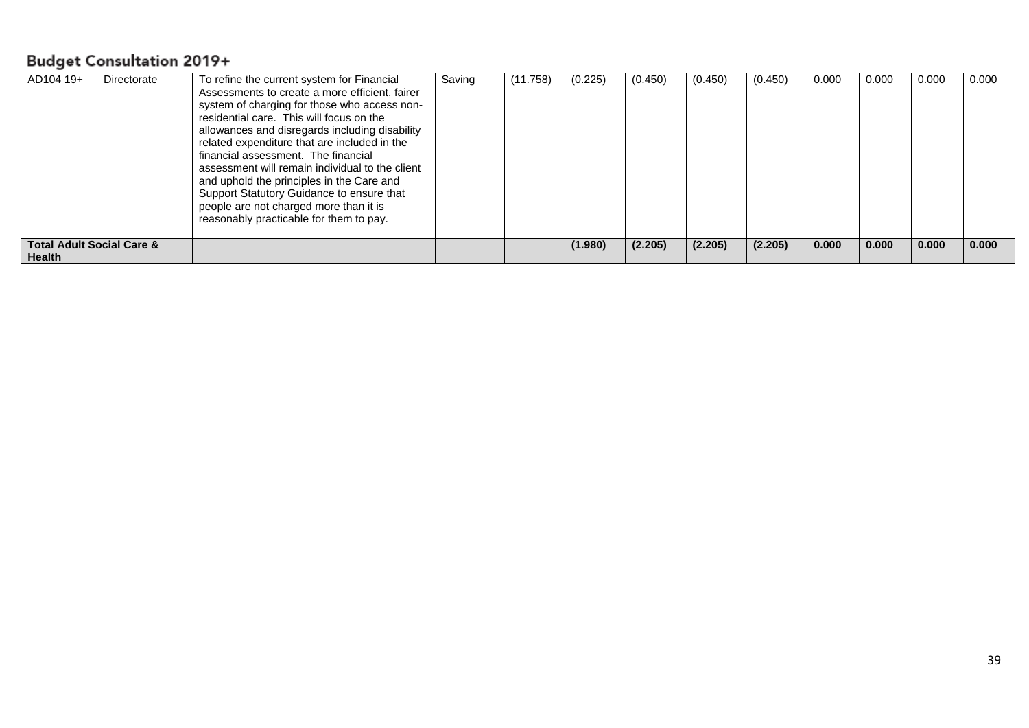## Budget Consultation 2019+

| | | | | | | | | | | | | |
|---|---|---|---|---|---|---|---|---|---|---|---|---|
| AD104 19+ | Directorate | To refine the current system for Financial Assessments to create a more efficient, fairer system of charging for those who access non-residential care. This will focus on the allowances and disregards including disability related expenditure that are included in the financial assessment. The financial assessment will remain individual to the client and uphold the principles in the Care and Support Statutory Guidance to ensure that people are not charged more than it is reasonably practicable for them to pay. | Saving | (11.758) | (0.225) | (0.450) | (0.450) | (0.450) | 0.000 | 0.000 | 0.000 | 0.000 |
| **Total Adult Social Care & Health** | | | | | **(1.980)** | **(2.205)** | **(2.205)** | **(2.205)** | **0.000** | **0.000** | **0.000** | **0.000** |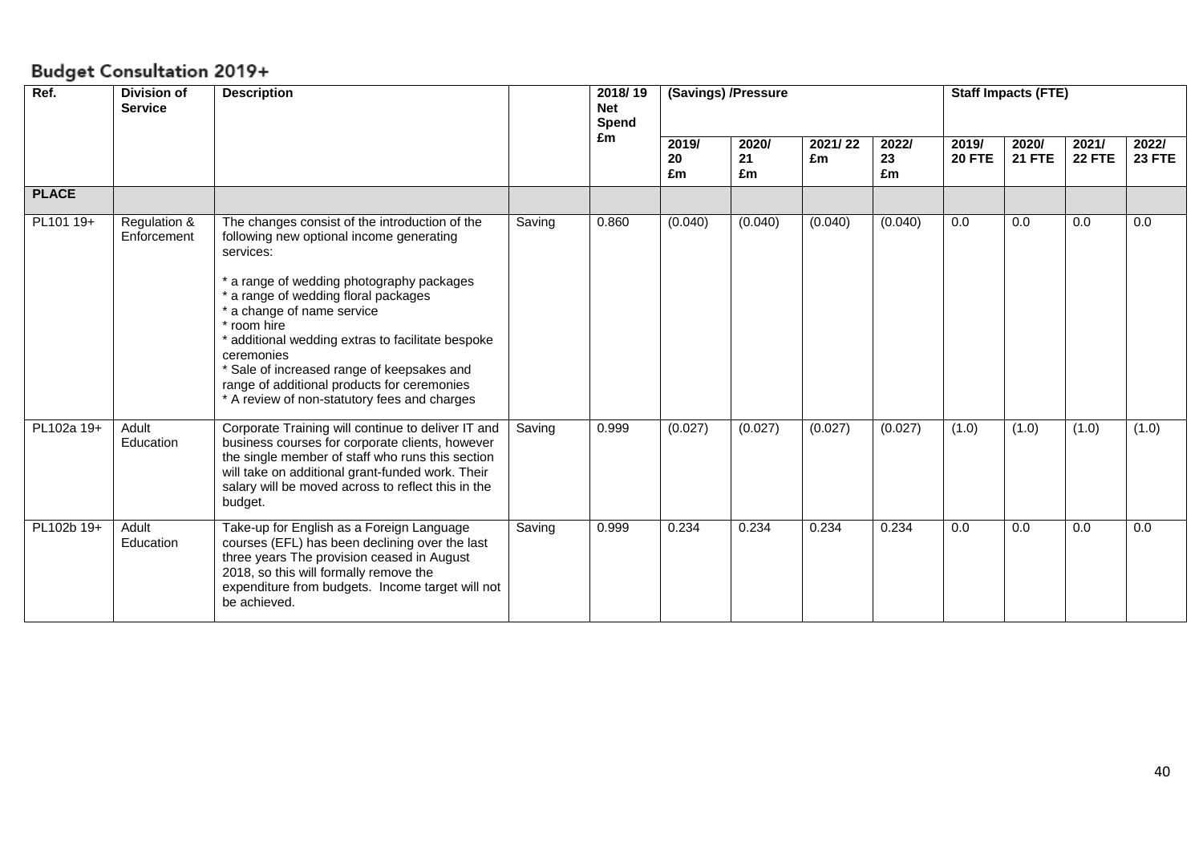## Budget Consultation 2019+

| Ref. | Division of Service | Description | | 2018/19 Net Spend £m | (Savings) /Pressure | | | | Staff Impacts (FTE) | | | |
|---|---|---|---|---|---|---|---|---|---|---|---|---|
| | | | | | 2019/20 £m | 2020/21 £m | 2021/22 £m | 2022/23 £m | 2019/20 FTE | 2020/21 FTE | 2021/22 FTE | 2022/23 FTE |
| **PLACE** | | | | | | | | | | | | |
| PL101 19+ | Regulation & Enforcement | The changes consist of the introduction of the following new optional income generating services:<br><br>* a range of wedding photography packages<br>* a range of wedding floral packages<br>* a change of name service<br>* room hire<br>* additional wedding extras to facilitate bespoke ceremonies<br>* Sale of increased range of keepsakes and range of additional products for ceremonies<br>* A review of non-statutory fees and charges | Saving | 0.860 | (0.040) | (0.040) | (0.040) | (0.040) | 0.0 | 0.0 | 0.0 | 0.0 |
| PL102a 19+ | Adult Education | Corporate Training will continue to deliver IT and business courses for corporate clients, however the single member of staff who runs this section will take on additional grant-funded work. Their salary will be moved across to reflect this in the budget. | Saving | 0.999 | (0.027) | (0.027) | (0.027) | (0.027) | (1.0) | (1.0) | (1.0) | (1.0) |
| PL102b 19+ | Adult Education | Take-up for English as a Foreign Language courses (EFL) has been declining over the last three years The provision ceased in August 2018, so this will formally remove the expenditure from budgets. Income target will not be achieved. | Saving | 0.999 | 0.234 | 0.234 | 0.234 | 0.234 | 0.0 | 0.0 | 0.0 | 0.0 |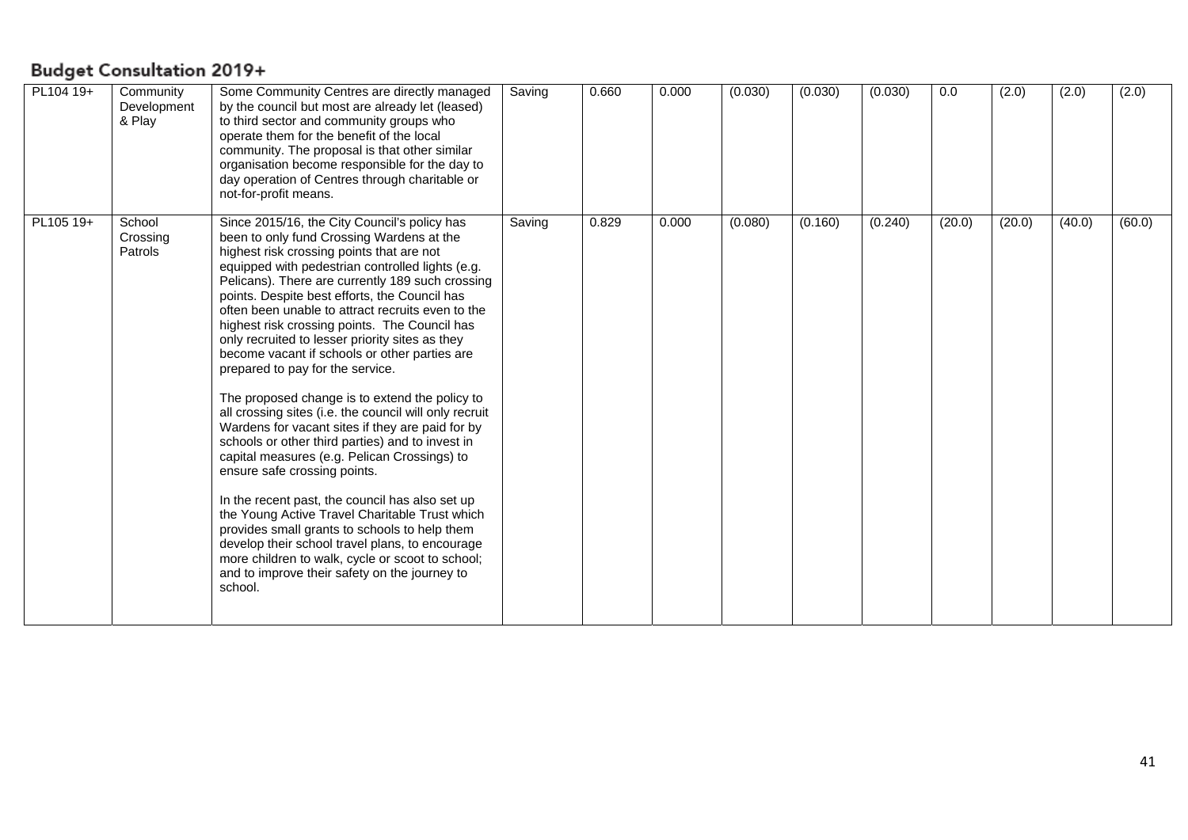## Budget Consultation 2019+

| | | | | | | | | | | | | |
|---|---|---|---|---|---|---|---|---|---|---|---|---|
| PL104 19+ | Community Development & Play | Some Community Centres are directly managed by the council but most are already let (leased) to third sector and community groups who operate them for the benefit of the local community. The proposal is that other similar organisation become responsible for the day to day operation of Centres through charitable or not-for-profit means. | Saving | 0.660 | 0.000 | (0.030) | (0.030) | (0.030) | 0.0 | (2.0) | (2.0) | (2.0) |
| PL105 19+ | School Crossing Patrols | Since 2015/16, the City Council's policy has been to only fund Crossing Wardens at the highest risk crossing points that are not equipped with pedestrian controlled lights (e.g. Pelicans). There are currently 189 such crossing points. Despite best efforts, the Council has often been unable to attract recruits even to the highest risk crossing points. The Council has only recruited to lesser priority sites as they become vacant if schools or other parties are prepared to pay for the service.<br><br>The proposed change is to extend the policy to all crossing sites (i.e. the council will only recruit Wardens for vacant sites if they are paid for by schools or other third parties) and to invest in capital measures (e.g. Pelican Crossings) to ensure safe crossing points.<br><br>In the recent past, the council has also set up the Young Active Travel Charitable Trust which provides small grants to schools to help them develop their school travel plans, to encourage more children to walk, cycle or scoot to school; and to improve their safety on the journey to school. | Saving | 0.829 | 0.000 | (0.080) | (0.160) | (0.240) | (20.0) | (20.0) | (40.0) | (60.0) |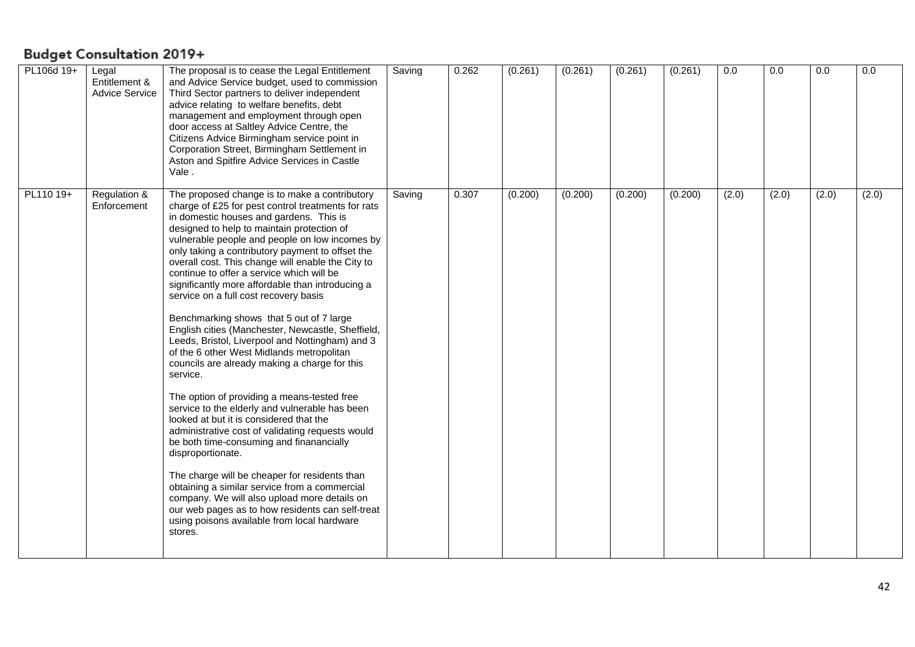## Budget Consultation 2019+

| | | | | | | | | | | | | |
|---|---|---|---|---|---|---|---|---|---|---|---|---|
| PL106d 19+ | Legal Entitlement & Advice Service | The proposal is to cease the Legal Entitlement and Advice Service budget, used to commission Third Sector partners to deliver independent advice relating to welfare benefits, debt management and employment through open door access at Saltley Advice Centre, the Citizens Advice Birmingham service point in Corporation Street, Birmingham Settlement in Aston and Spitfire Advice Services in Castle Vale . | Saving | 0.262 | (0.261) | (0.261) | (0.261) | (0.261) | 0.0 | 0.0 | 0.0 | 0.0 |
| PL110 19+ | Regulation & Enforcement | The proposed change is to make a contributory charge of £25 for pest control treatments for rats in domestic houses and gardens. This is designed to help to maintain protection of vulnerable people and people on low incomes by only taking a contributory payment to offset the overall cost. This change will enable the City to continue to offer a service which will be significantly more affordable than introducing a service on a full cost recovery basis<br><br>Benchmarking shows that 5 out of 7 large English cities (Manchester, Newcastle, Sheffield, Leeds, Bristol, Liverpool and Nottingham) and 3 of the 6 other West Midlands metropolitan councils are already making a charge for this service.<br><br>The option of providing a means-tested free service to the elderly and vulnerable has been looked at but it is considered that the administrative cost of validating requests would be both time-consuming and finanancially disproportionate.<br><br>The charge will be cheaper for residents than obtaining a similar service from a commercial company. We will also upload more details on our web pages as to how residents can self-treat using poisons available from local hardware stores. | Saving | 0.307 | (0.200) | (0.200) | (0.200) | (0.200) | (2.0) | (2.0) | (2.0) | (2.0) |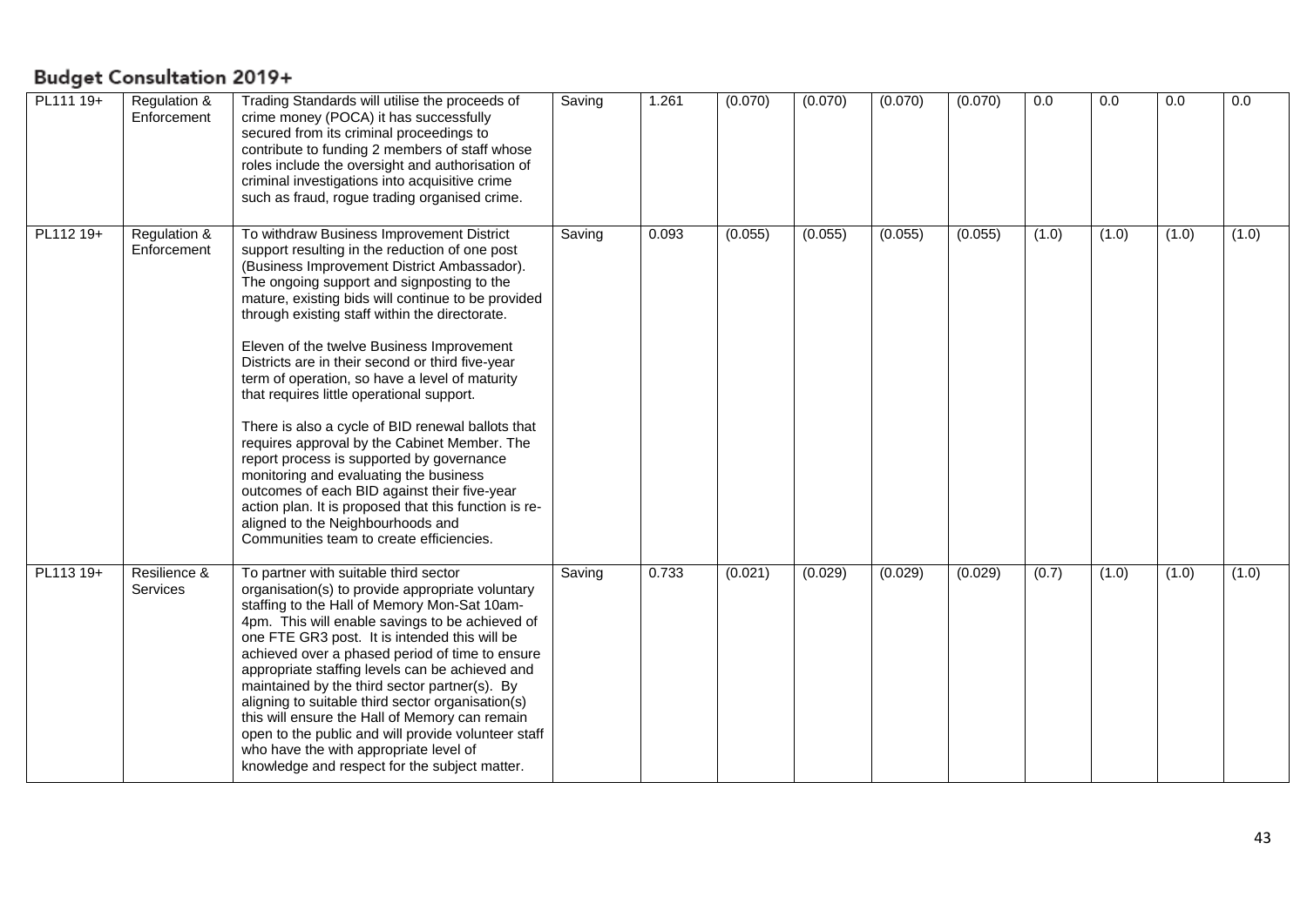## Budget Consultation 2019+

| | | | | | | | | | | | | |
|---|---|---|---|---|---|---|---|---|---|---|---|---|
| PL111 19+ | Regulation & Enforcement | Trading Standards will utilise the proceeds of crime money (POCA) it has successfully secured from its criminal proceedings to contribute to funding 2 members of staff whose roles include the oversight and authorisation of criminal investigations into acquisitive crime such as fraud, rogue trading organised crime. | Saving | 1.261 | (0.070) | (0.070) | (0.070) | (0.070) | 0.0 | 0.0 | 0.0 | 0.0 |
| PL112 19+ | Regulation & Enforcement | To withdraw Business Improvement District support resulting in the reduction of one post (Business Improvement District Ambassador). The ongoing support and signposting to the mature, existing bids will continue to be provided through existing staff within the directorate.<br><br>Eleven of the twelve Business Improvement Districts are in their second or third five-year term of operation, so have a level of maturity that requires little operational support.<br><br>There is also a cycle of BID renewal ballots that requires approval by the Cabinet Member. The report process is supported by governance monitoring and evaluating the business outcomes of each BID against their five-year action plan. It is proposed that this function is re-aligned to the Neighbourhoods and Communities team to create efficiencies. | Saving | 0.093 | (0.055) | (0.055) | (0.055) | (0.055) | (1.0) | (1.0) | (1.0) | (1.0) |
| PL113 19+ | Resilience & Services | To partner with suitable third sector organisation(s) to provide appropriate voluntary staffing to the Hall of Memory Mon-Sat 10am-4pm. This will enable savings to be achieved of one FTE GR3 post. It is intended this will be achieved over a phased period of time to ensure appropriate staffing levels can be achieved and maintained by the third sector partner(s). By aligning to suitable third sector organisation(s) this will ensure the Hall of Memory can remain open to the public and will provide volunteer staff who have the with appropriate level of knowledge and respect for the subject matter. | Saving | 0.733 | (0.021) | (0.029) | (0.029) | (0.029) | (0.7) | (1.0) | (1.0) | (1.0) |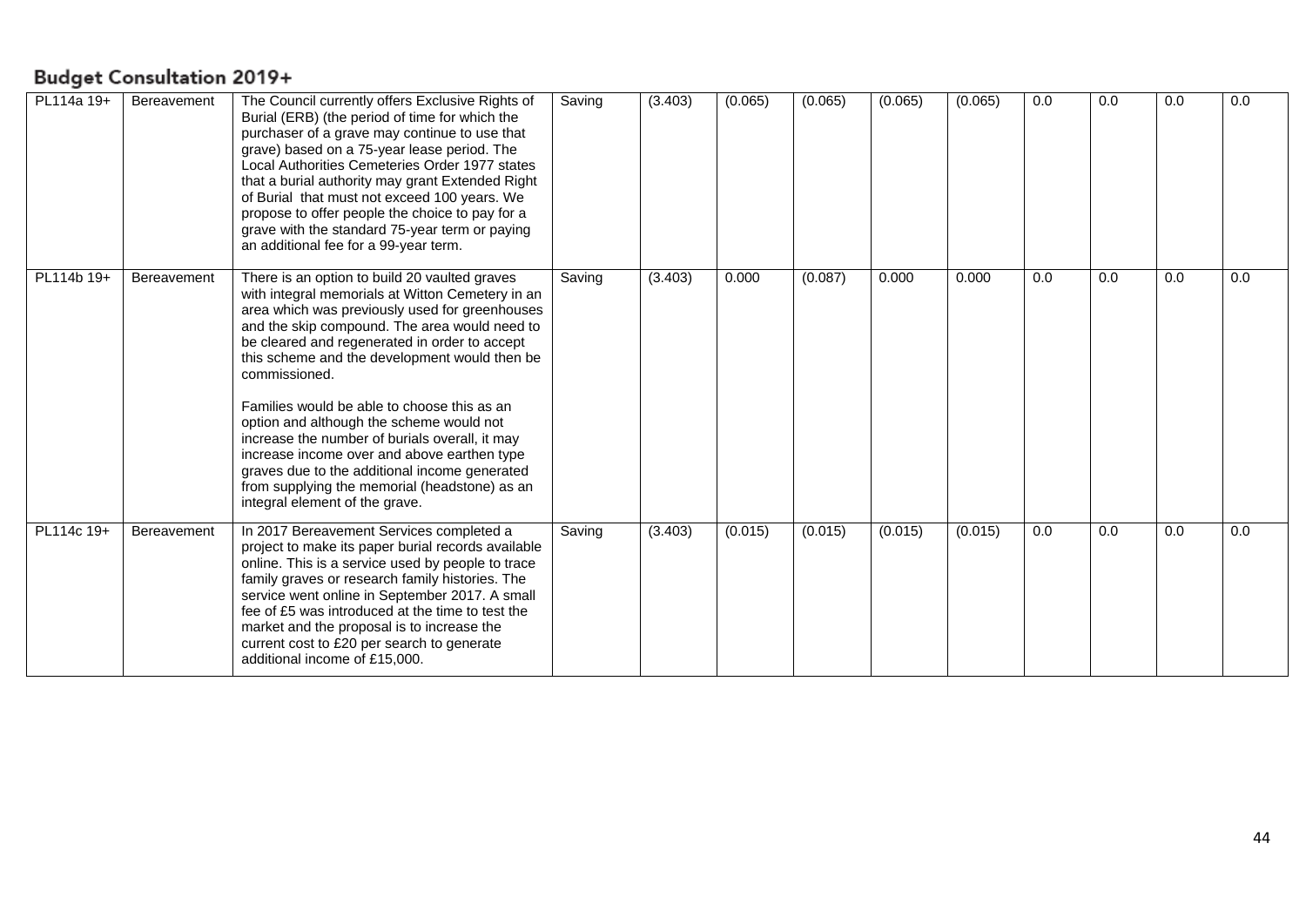## Budget Consultation 2019+

| | | | | | | | | | | | | |
|---|---|---|---|---|---|---|---|---|---|---|---|---|
| PL114a 19+ | Bereavement | The Council currently offers Exclusive Rights of Burial (ERB) (the period of time for which the purchaser of a grave may continue to use that grave) based on a 75-year lease period. The Local Authorities Cemeteries Order 1977 states that a burial authority may grant Extended Right of Burial that must not exceed 100 years. We propose to offer people the choice to pay for a grave with the standard 75-year term or paying an additional fee for a 99-year term. | Saving | (3.403) | (0.065) | (0.065) | (0.065) | (0.065) | 0.0 | 0.0 | 0.0 | 0.0 |
| PL114b 19+ | Bereavement | There is an option to build 20 vaulted graves with integral memorials at Witton Cemetery in an area which was previously used for greenhouses and the skip compound. The area would need to be cleared and regenerated in order to accept this scheme and the development would then be commissioned.<br><br>Families would be able to choose this as an option and although the scheme would not increase the number of burials overall, it may increase income over and above earthen type graves due to the additional income generated from supplying the memorial (headstone) as an integral element of the grave. | Saving | (3.403) | 0.000 | (0.087) | 0.000 | 0.000 | 0.0 | 0.0 | 0.0 | 0.0 |
| PL114c 19+ | Bereavement | In 2017 Bereavement Services completed a project to make its paper burial records available online. This is a service used by people to trace family graves or research family histories. The service went online in September 2017. A small fee of £5 was introduced at the time to test the market and the proposal is to increase the current cost to £20 per search to generate additional income of £15,000. | Saving | (3.403) | (0.015) | (0.015) | (0.015) | (0.015) | 0.0 | 0.0 | 0.0 | 0.0 |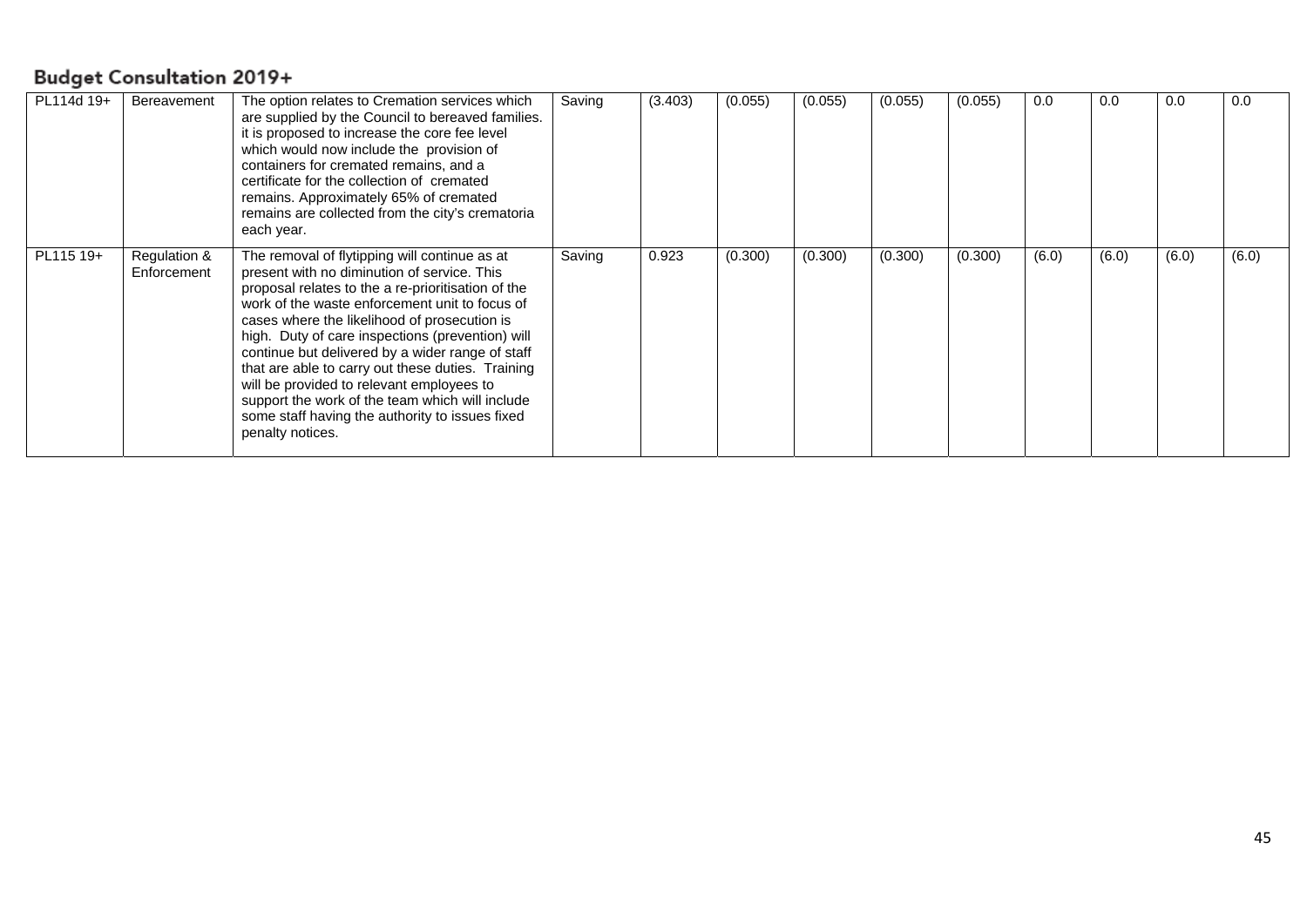## Budget Consultation 2019+

| | | | | | | | | | | | | |
|---|---|---|---|---|---|---|---|---|---|---|---|---|
| PL114d 19+ | Bereavement | The option relates to Cremation services which are supplied by the Council to bereaved families. it is proposed to increase the core fee level which would now include the provision of containers for cremated remains, and a certificate for the collection of cremated remains. Approximately 65% of cremated remains are collected from the city's crematoria each year. | Saving | (3.403) | (0.055) | (0.055) | (0.055) | (0.055) | 0.0 | 0.0 | 0.0 | 0.0 |
| PL115 19+ | Regulation & Enforcement | The removal of flytipping will continue as at present with no diminution of service. This proposal relates to the a re-prioritisation of the work of the waste enforcement unit to focus of cases where the likelihood of prosecution is high. Duty of care inspections (prevention) will continue but delivered by a wider range of staff that are able to carry out these duties. Training will be provided to relevant employees to support the work of the team which will include some staff having the authority to issues fixed penalty notices. | Saving | 0.923 | (0.300) | (0.300) | (0.300) | (0.300) | (6.0) | (6.0) | (6.0) | (6.0) |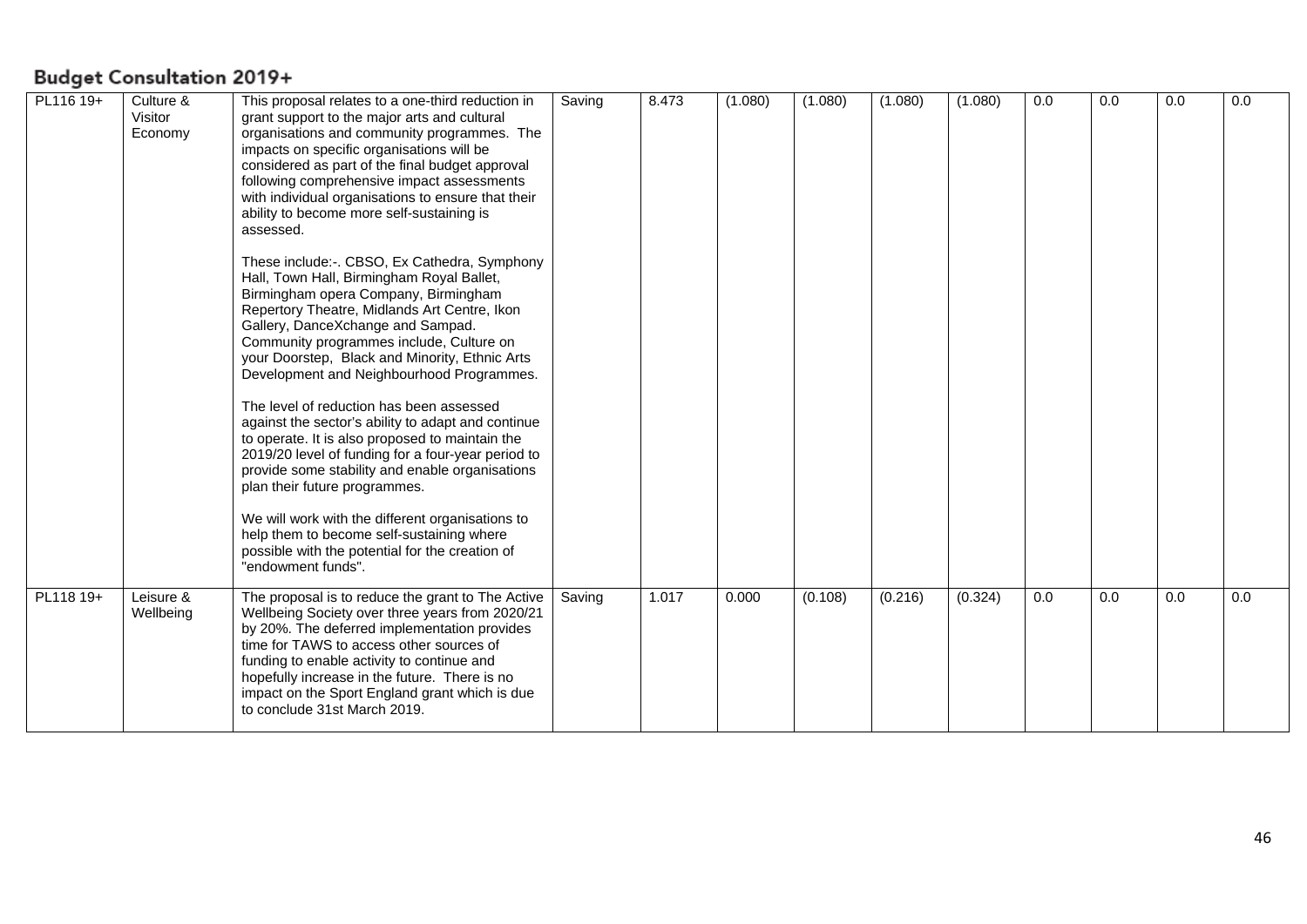## Budget Consultation 2019+

| | | | | | | | | | | | | |
|---|---|---|---|---|---|---|---|---|---|---|---|---|
| PL116 19+ | Culture & Visitor Economy | This proposal relates to a one-third reduction in grant support to the major arts and cultural organisations and community programmes. The impacts on specific organisations will be considered as part of the final budget approval following comprehensive impact assessments with individual organisations to ensure that their ability to become more self-sustaining is assessed.<br><br>These include:-. CBSO, Ex Cathedra, Symphony Hall, Town Hall, Birmingham Royal Ballet, Birmingham opera Company, Birmingham Repertory Theatre, Midlands Art Centre, Ikon Gallery, DanceXchange and Sampad. Community programmes include, Culture on your Doorstep, Black and Minority, Ethnic Arts Development and Neighbourhood Programmes.<br><br>The level of reduction has been assessed against the sector's ability to adapt and continue to operate. It is also proposed to maintain the 2019/20 level of funding for a four-year period to provide some stability and enable organisations plan their future programmes.<br><br>We will work with the different organisations to help them to become self-sustaining where possible with the potential for the creation of "endowment funds". | Saving | 8.473 | (1.080) | (1.080) | (1.080) | (1.080) | 0.0 | 0.0 | 0.0 | 0.0 |
| PL118 19+ | Leisure & Wellbeing | The proposal is to reduce the grant to The Active Wellbeing Society over three years from 2020/21 by 20%. The deferred implementation provides time for TAWS to access other sources of funding to enable activity to continue and hopefully increase in the future. There is no impact on the Sport England grant which is due to conclude 31st March 2019. | Saving | 1.017 | 0.000 | (0.108) | (0.216) | (0.324) | 0.0 | 0.0 | 0.0 | 0.0 |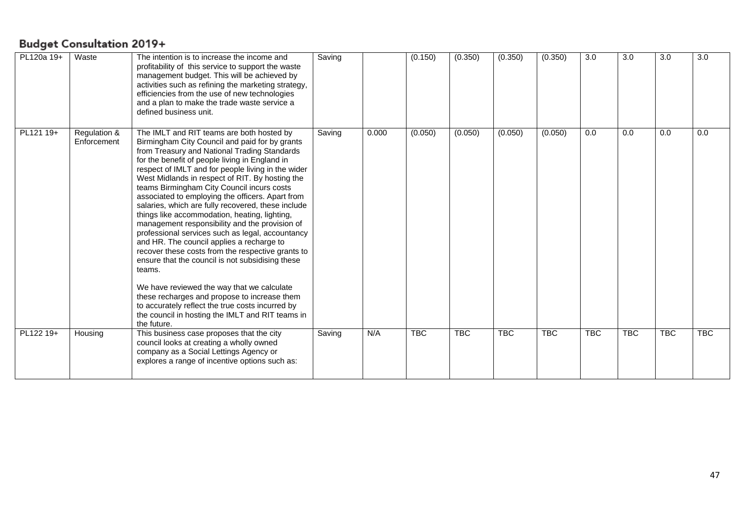## Budget Consultation 2019+

| | | | | | | | | | | | | |
|---|---|---|---|---|---|---|---|---|---|---|---|---|
| PL120a 19+ | Waste | The intention is to increase the income and profitability of this service to support the waste management budget. This will be achieved by activities such as refining the marketing strategy, efficiencies from the use of new technologies and a plan to make the trade waste service a defined business unit. | Saving | | (0.150) | (0.350) | (0.350) | (0.350) | 3.0 | 3.0 | 3.0 | 3.0 |
| PL121 19+ | Regulation & Enforcement | The IMLT and RIT teams are both hosted by Birmingham City Council and paid for by grants from Treasury and National Trading Standards for the benefit of people living in England in respect of IMLT and for people living in the wider West Midlands in respect of RIT. By hosting the teams Birmingham City Council incurs costs associated to employing the officers. Apart from salaries, which are fully recovered, these include things like accommodation, heating, lighting, management responsibility and the provision of professional services such as legal, accountancy and HR. The council applies a recharge to recover these costs from the respective grants to ensure that the council is not subsidising these teams.<br><br>We have reviewed the way that we calculate these recharges and propose to increase them to accurately reflect the true costs incurred by the council in hosting the IMLT and RIT teams in the future. | Saving | 0.000 | (0.050) | (0.050) | (0.050) | (0.050) | 0.0 | 0.0 | 0.0 | 0.0 |
| PL122 19+ | Housing | This business case proposes that the city council looks at creating a wholly owned company as a Social Lettings Agency or explores a range of incentive options such as: | Saving | N/A | TBC | TBC | TBC | TBC | TBC | TBC | TBC | TBC |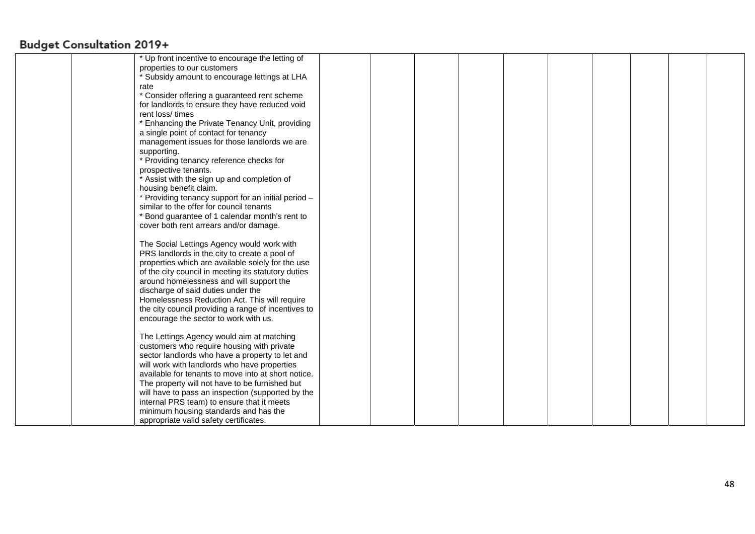| | | | | | | | | | | | | |
|---|---|---|---|---|---|---|---|---|---|---|---|---|
| | | * Up front incentive to encourage the letting of properties to our customers<br>* Subsidy amount to encourage lettings at LHA rate<br>* Consider offering a guaranteed rent scheme for landlords to ensure they have reduced void rent loss/ times<br>* Enhancing the Private Tenancy Unit, providing a single point of contact for tenancy management issues for those landlords we are supporting.<br>* Providing tenancy reference checks for prospective tenants.<br>* Assist with the sign up and completion of housing benefit claim.<br>* Providing tenancy support for an initial period – similar to the offer for council tenants<br>* Bond guarantee of 1 calendar month's rent to cover both rent arrears and/or damage.<br><br>The Social Lettings Agency would work with PRS landlords in the city to create a pool of properties which are available solely for the use of the city council in meeting its statutory duties around homelessness and will support the discharge of said duties under the Homelessness Reduction Act. This will require the city council providing a range of incentives to encourage the sector to work with us.<br><br>The Lettings Agency would aim at matching customers who require housing with private sector landlords who have a property to let and will work with landlords who have properties available for tenants to move into at short notice. The property will not have to be furnished but will have to pass an inspection (supported by the internal PRS team) to ensure that it meets minimum housing standards and has the appropriate valid safety certificates. | | | | | | | | | | |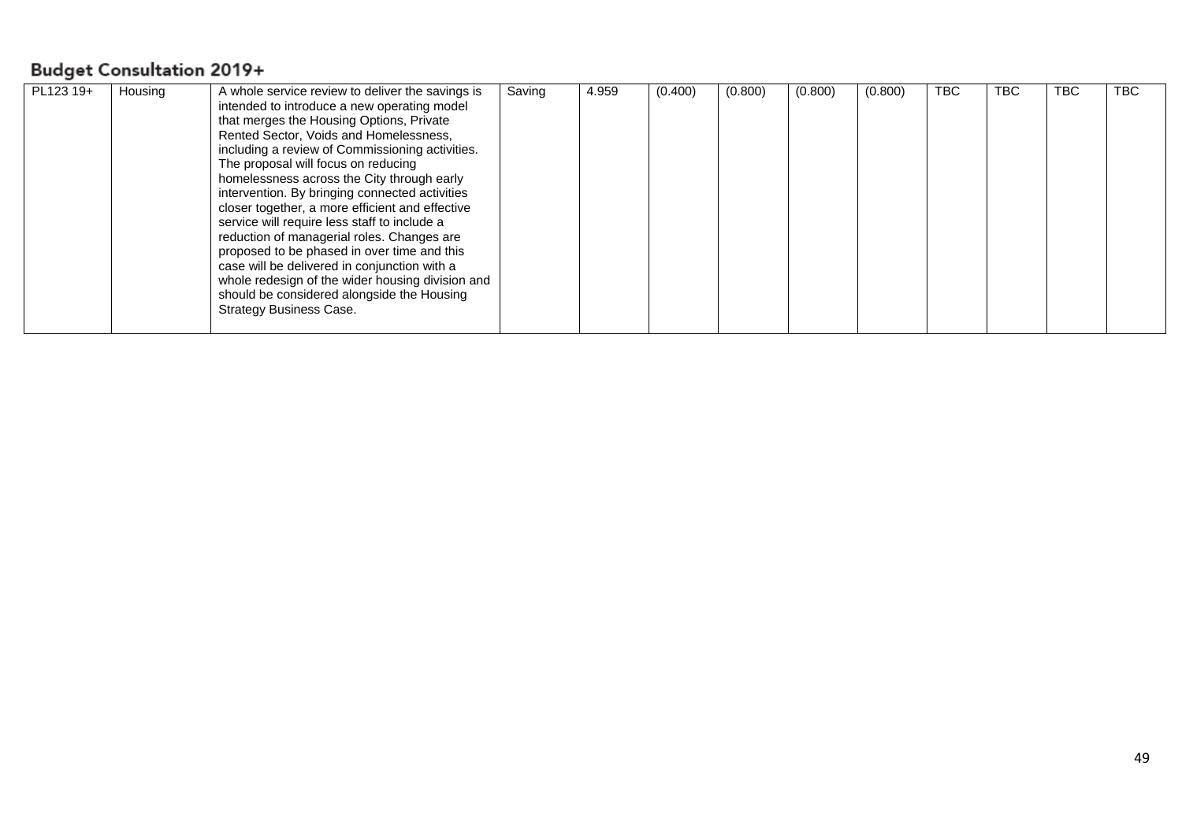## Budget Consultation 2019+

| | | | | | | | | | | | | |
|---|---|---|---|---|---|---|---|---|---|---|---|---|
| PL123 19+ | Housing | A whole service review to deliver the savings is intended to introduce a new operating model that merges the Housing Options, Private Rented Sector, Voids and Homelessness, including a review of Commissioning activities. The proposal will focus on reducing homelessness across the City through early intervention. By bringing connected activities closer together, a more efficient and effective service will require less staff to include a reduction of managerial roles. Changes are proposed to be phased in over time and this case will be delivered in conjunction with a whole redesign of the wider housing division and should be considered alongside the Housing Strategy Business Case. | Saving | 4.959 | (0.400) | (0.800) | (0.800) | (0.800) | TBC | TBC | TBC | TBC |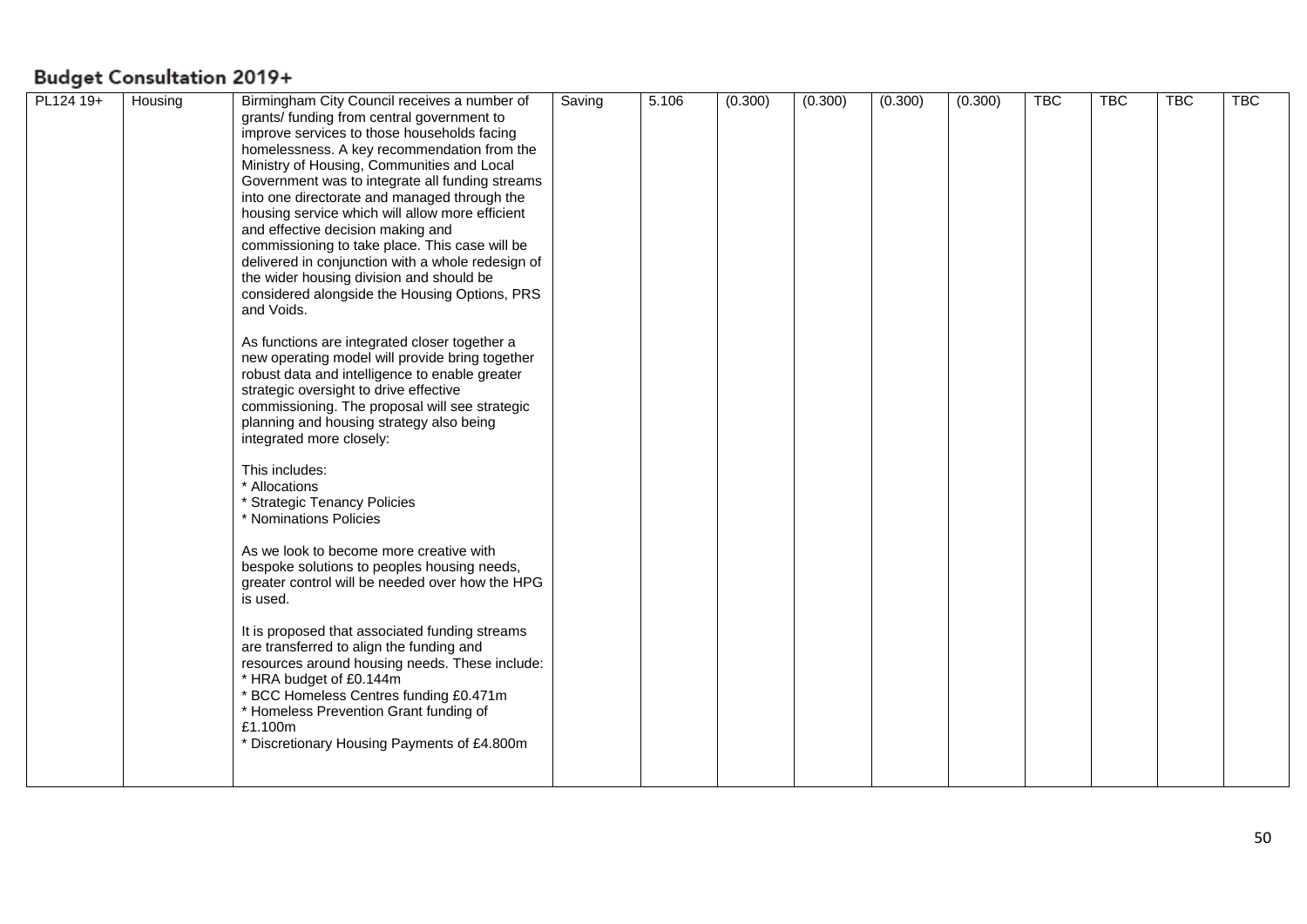## Budget Consultation 2019+

| | | | | | | | | | | | | |
|---|---|---|---|---|---|---|---|---|---|---|---|---|
| PL124 19+ | Housing | Birmingham City Council receives a number of grants/ funding from central government to improve services to those households facing homelessness. A key recommendation from the Ministry of Housing, Communities and Local Government was to integrate all funding streams into one directorate and managed through the housing service which will allow more efficient and effective decision making and commissioning to take place. This case will be delivered in conjunction with a whole redesign of the wider housing division and should be considered alongside the Housing Options, PRS and Voids.<br><br>As functions are integrated closer together a new operating model will provide bring together robust data and intelligence to enable greater strategic oversight to drive effective commissioning. The proposal will see strategic planning and housing strategy also being integrated more closely:<br><br>This includes:<br>* Allocations<br>* Strategic Tenancy Policies<br>* Nominations Policies<br><br>As we look to become more creative with bespoke solutions to peoples housing needs, greater control will be needed over how the HPG is used.<br><br>It is proposed that associated funding streams are transferred to align the funding and resources around housing needs. These include:<br>* HRA budget of £0.144m<br>* BCC Homeless Centres funding £0.471m<br>* Homeless Prevention Grant funding of £1.100m<br>* Discretionary Housing Payments of £4.800m | Saving | 5.106 | (0.300) | (0.300) | (0.300) | (0.300) | TBC | TBC | TBC | TBC |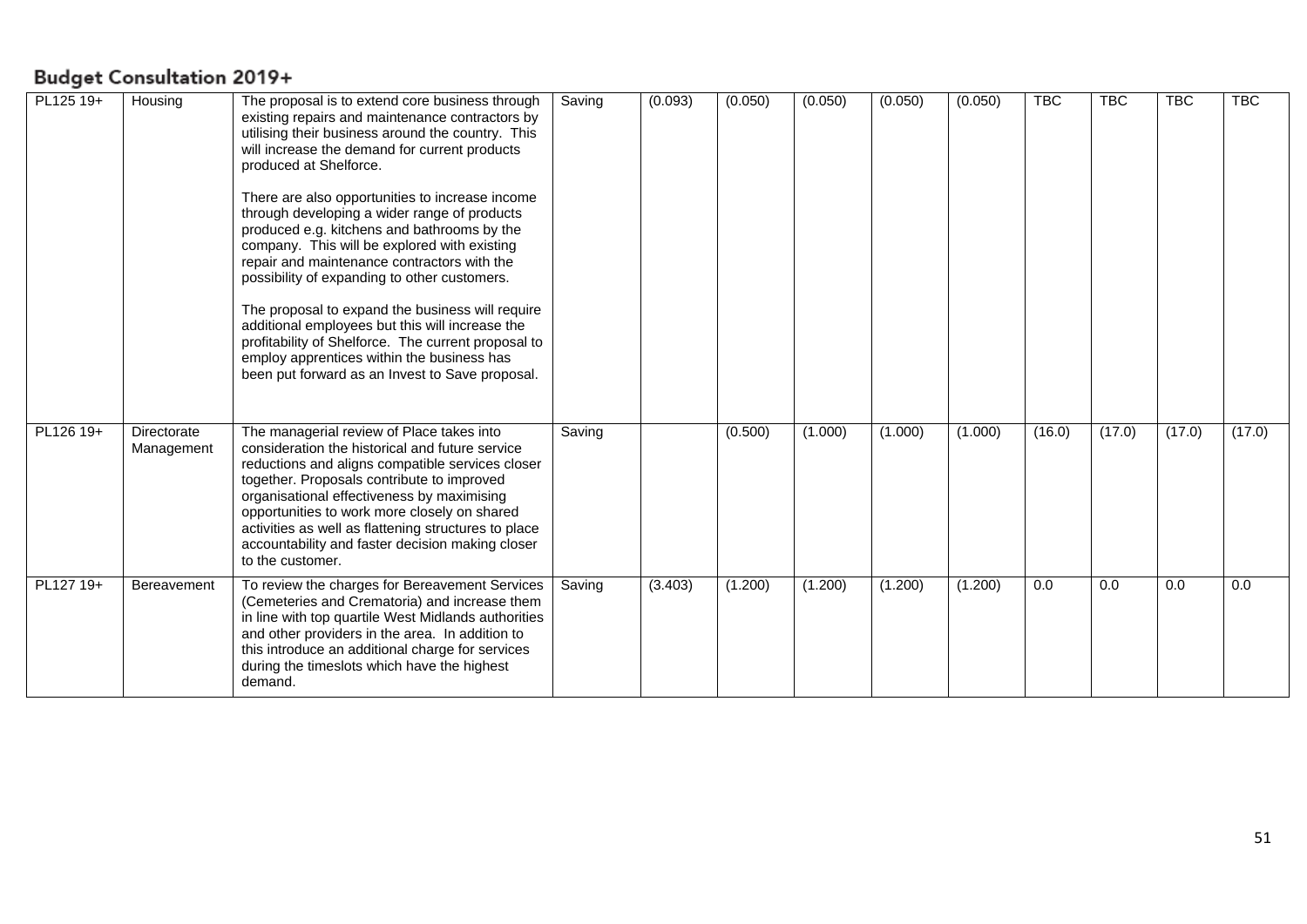## Budget Consultation 2019+

| | | | | | | | | | | | | |
|---|---|---|---|---|---|---|---|---|---|---|---|---|
| PL125 19+ | Housing | The proposal is to extend core business through existing repairs and maintenance contractors by utilising their business around the country. This will increase the demand for current products produced at Shelforce.<br><br>There are also opportunities to increase income through developing a wider range of products produced e.g. kitchens and bathrooms by the company. This will be explored with existing repair and maintenance contractors with the possibility of expanding to other customers.<br><br>The proposal to expand the business will require additional employees but this will increase the profitability of Shelforce. The current proposal to employ apprentices within the business has been put forward as an Invest to Save proposal. | Saving | (0.093) | (0.050) | (0.050) | (0.050) | (0.050) | TBC | TBC | TBC | TBC |
| PL126 19+ | Directorate Management | The managerial review of Place takes into consideration the historical and future service reductions and aligns compatible services closer together. Proposals contribute to improved organisational effectiveness by maximising opportunities to work more closely on shared activities as well as flattening structures to place accountability and faster decision making closer to the customer. | Saving | | (0.500) | (1.000) | (1.000) | (1.000) | (16.0) | (17.0) | (17.0) | (17.0) |
| PL127 19+ | Bereavement | To review the charges for Bereavement Services (Cemeteries and Crematoria) and increase them in line with top quartile West Midlands authorities and other providers in the area. In addition to this introduce an additional charge for services during the timeslots which have the highest demand. | Saving | (3.403) | (1.200) | (1.200) | (1.200) | (1.200) | 0.0 | 0.0 | 0.0 | 0.0 |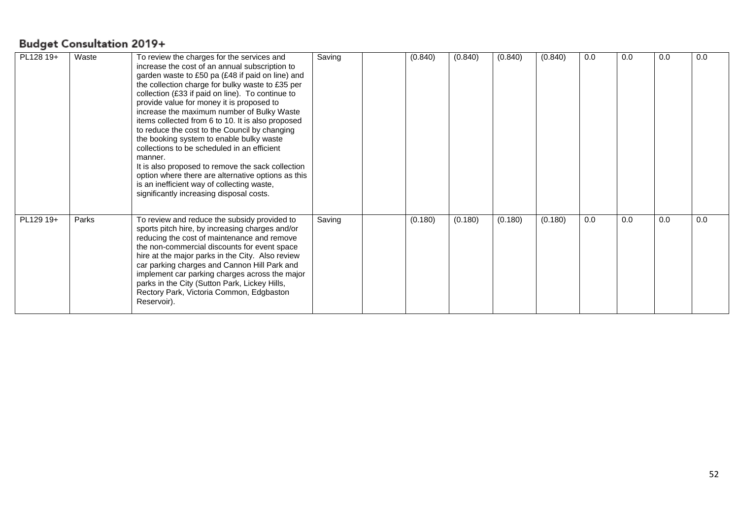## Budget Consultation 2019+

| | | | | | | | | | | | | |
|---|---|---|---|---|---|---|---|---|---|---|---|---|
| PL128 19+ | Waste | To review the charges for the services and increase the cost of an annual subscription to garden waste to £50 pa (£48 if paid on line) and the collection charge for bulky waste to £35 per collection (£33 if paid on line). To continue to provide value for money it is proposed to increase the maximum number of Bulky Waste items collected from 6 to 10. It is also proposed to reduce the cost to the Council by changing the booking system to enable bulky waste collections to be scheduled in an efficient manner.<br>It is also proposed to remove the sack collection option where there are alternative options as this is an inefficient way of collecting waste, significantly increasing disposal costs. | Saving | | (0.840) | (0.840) | (0.840) | (0.840) | 0.0 | 0.0 | 0.0 | 0.0 |
| PL129 19+ | Parks | To review and reduce the subsidy provided to sports pitch hire, by increasing charges and/or reducing the cost of maintenance and remove the non-commercial discounts for event space hire at the major parks in the City. Also review car parking charges and Cannon Hill Park and implement car parking charges across the major parks in the City (Sutton Park, Lickey Hills, Rectory Park, Victoria Common, Edgbaston Reservoir). | Saving | | (0.180) | (0.180) | (0.180) | (0.180) | 0.0 | 0.0 | 0.0 | 0.0 |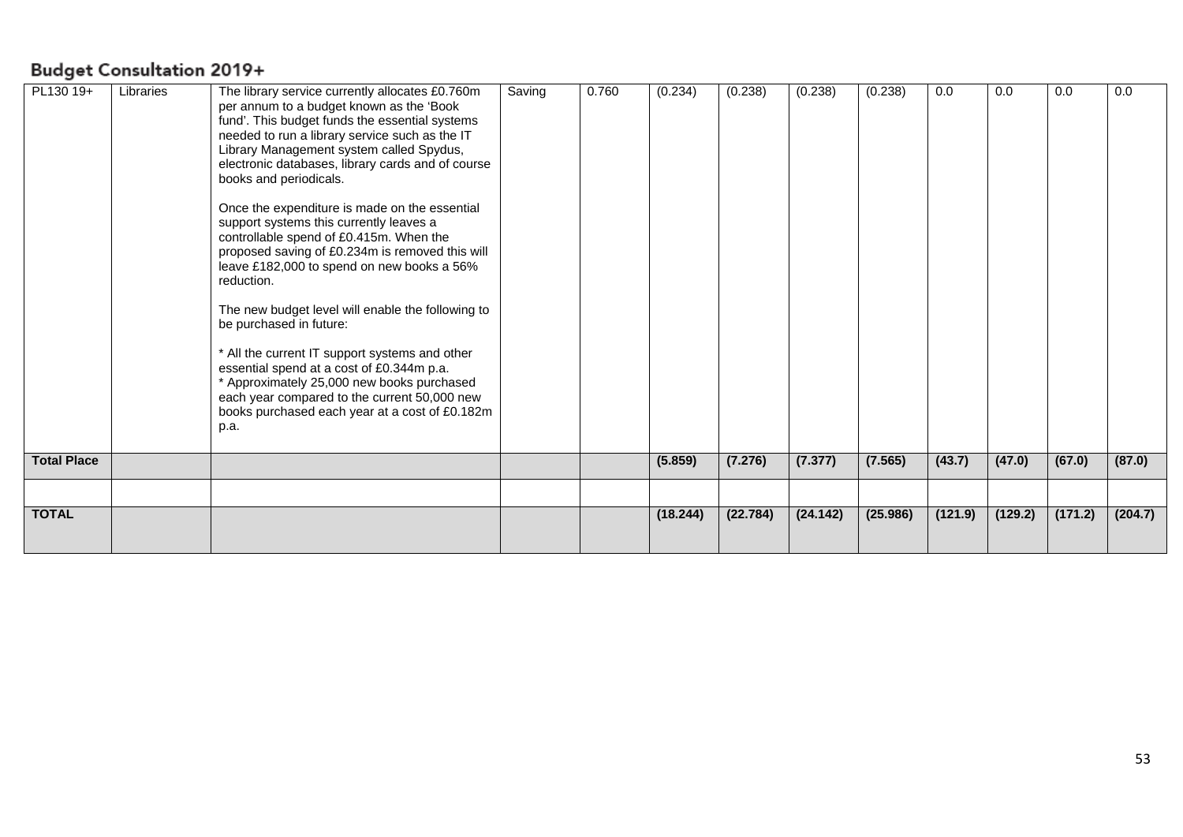## Budget Consultation 2019+

| | | | | | | | | | | | | |
|---|---|---|---|---|---|---|---|---|---|---|---|---|
| PL130 19+ | Libraries | The library service currently allocates £0.760m per annum to a budget known as the 'Book fund'. This budget funds the essential systems needed to run a library service such as the IT Library Management system called Spydus, electronic databases, library cards and of course books and periodicals.<br><br>Once the expenditure is made on the essential support systems this currently leaves a controllable spend of £0.415m. When the proposed saving of £0.234m is removed this will leave £182,000 to spend on new books a 56% reduction.<br><br>The new budget level will enable the following to be purchased in future:<br><br>* All the current IT support systems and other essential spend at a cost of £0.344m p.a.<br>* Approximately 25,000 new books purchased each year compared to the current 50,000 new books purchased each year at a cost of £0.182m p.a. | Saving | 0.760 | (0.234) | (0.238) | (0.238) | (0.238) | 0.0 | 0.0 | 0.0 | 0.0 |
| **Total Place** | | | | | **(5.859)** | **(7.276)** | **(7.377)** | **(7.565)** | **(43.7)** | **(47.0)** | **(67.0)** | **(87.0)** |
| | | | | | | | | | | | | |
| **TOTAL** | | | | | **(18.244)** | **(22.784)** | **(24.142)** | **(25.986)** | **(121.9)** | **(129.2)** | **(171.2)** | **(204.7)** |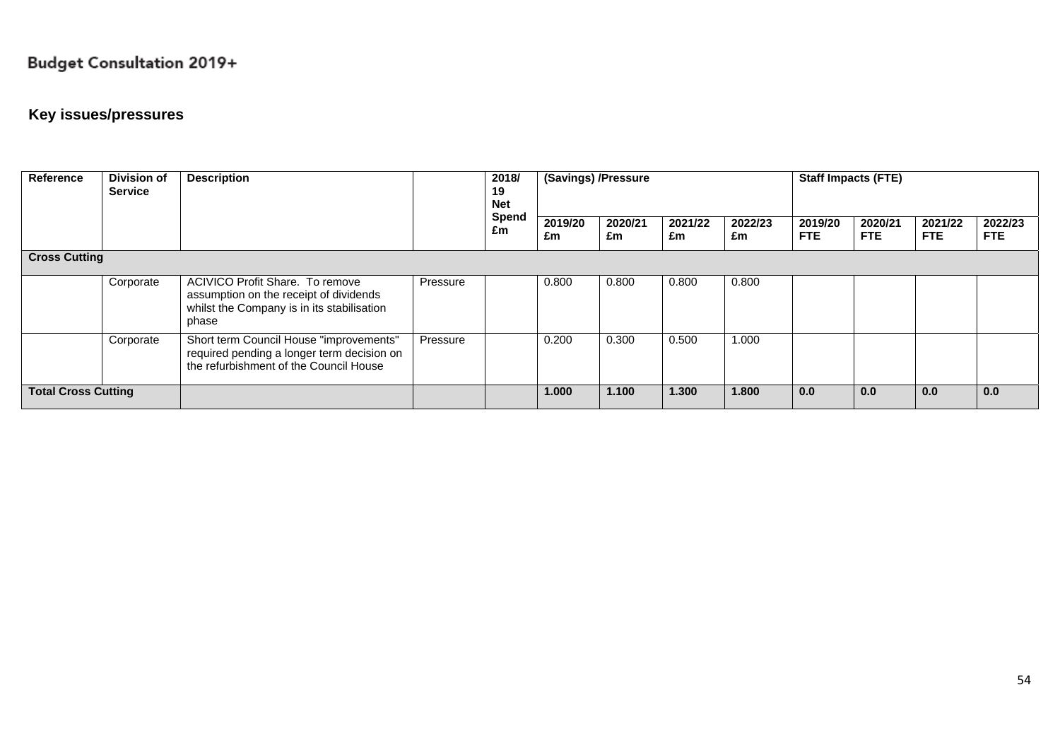# Budget Consultation 2019+

## Key issues/pressures

| Reference | Division of Service | Description | | 2018/19 Net Spend £m | (Savings) /Pressure | | | | Staff Impacts (FTE) | | | |
|---|---|---|---|---|---|---|---|---|---|---|---|---|
| | | | | | 2019/20 £m | 2020/21 £m | 2021/22 £m | 2022/23 £m | 2019/20 FTE | 2020/21 FTE | 2021/22 FTE | 2022/23 FTE |
| **Cross Cutting** | | | | | | | | | | | | |
| | Corporate | ACIVICO Profit Share. To remove assumption on the receipt of dividends whilst the Company is in its stabilisation phase | Pressure | | 0.800 | 0.800 | 0.800 | 0.800 | | | | |
| | Corporate | Short term Council House "improvements" required pending a longer term decision on the refurbishment of the Council House | Pressure | | 0.200 | 0.300 | 0.500 | 1.000 | | | | |
| **Total Cross Cutting** | | | | | **1.000** | **1.100** | **1.300** | **1.800** | **0.0** | **0.0** | **0.0** | **0.0** |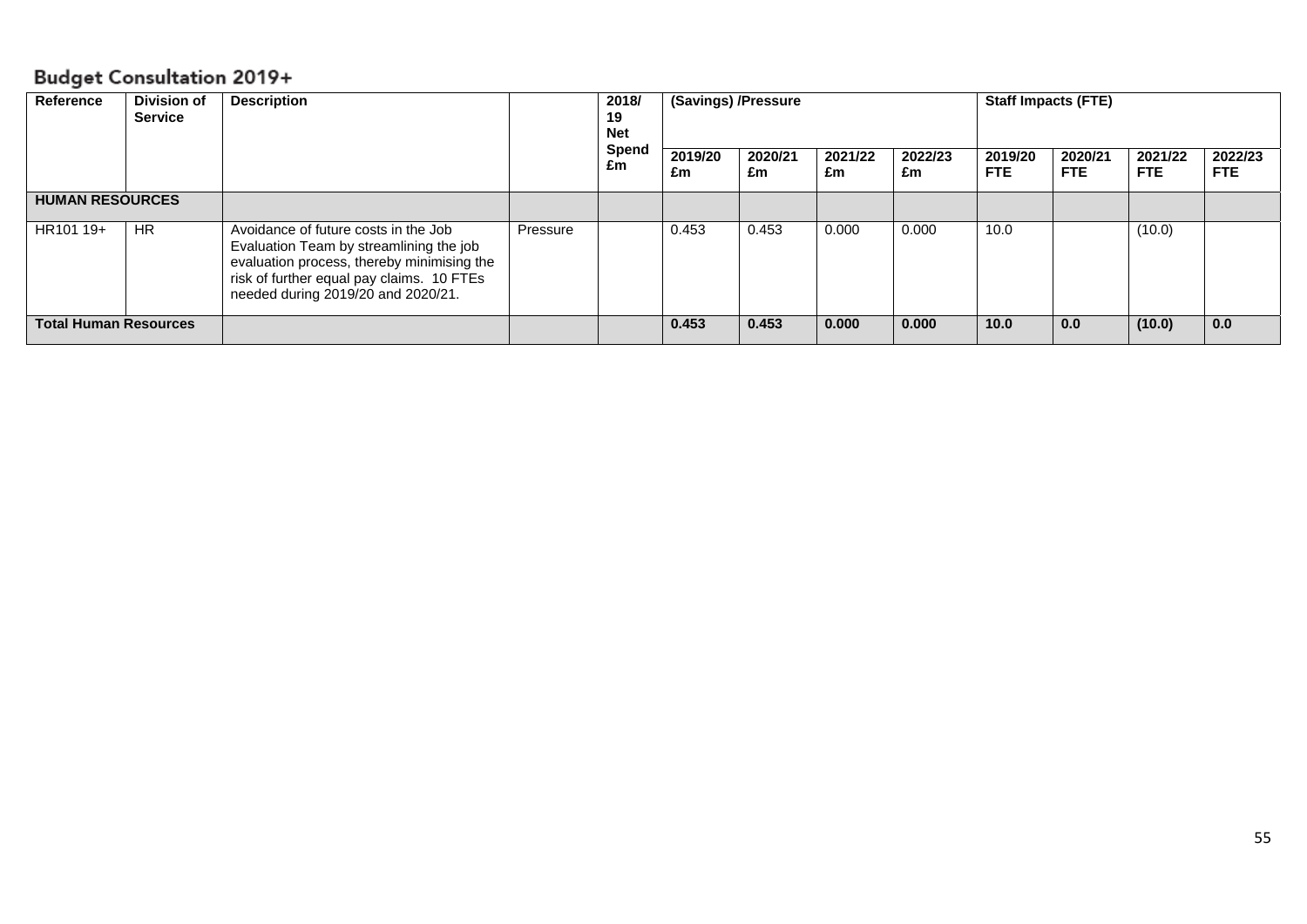## Budget Consultation 2019+

| Reference | Division of Service | Description | | 2018/19 Net Spend £m | (Savings) /Pressure | | | | Staff Impacts (FTE) | | | |
|---|---|---|---|---|---|---|---|---|---|---|---|---|
| | | | | | 2019/20 £m | 2020/21 £m | 2021/22 £m | 2022/23 £m | 2019/20 FTE | 2020/21 FTE | 2021/22 FTE | 2022/23 FTE |
| **HUMAN RESOURCES** | | | | | | | | | | | | |
| HR101 19+ | HR | Avoidance of future costs in the Job Evaluation Team by streamlining the job evaluation process, thereby minimising the risk of further equal pay claims. 10 FTEs needed during 2019/20 and 2020/21. | Pressure | | 0.453 | 0.453 | 0.000 | 0.000 | 10.0 | | (10.0) | |
| **Total Human Resources** | | | | | **0.453** | **0.453** | **0.000** | **0.000** | **10.0** | **0.0** | **(10.0)** | **0.0** |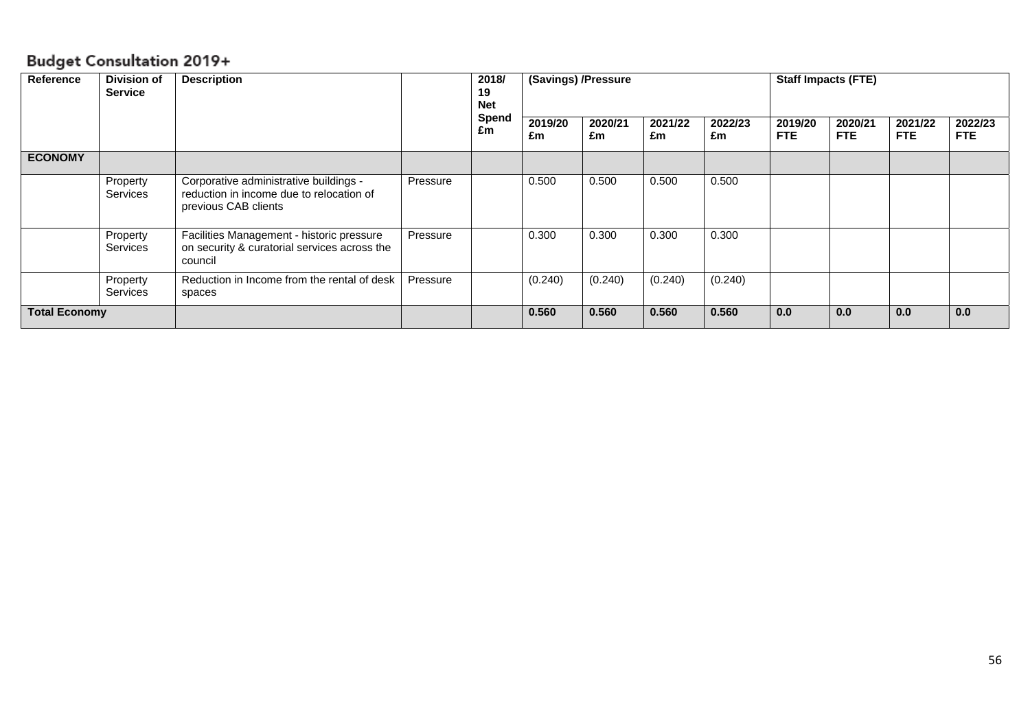## Budget Consultation 2019+

| Reference | Division of Service | Description | | 2018/19 Net Spend £m | (Savings) /Pressure | | | | Staff Impacts (FTE) | | | |
|---|---|---|---|---|---|---|---|---|---|---|---|---|
| | | | | | 2019/20 £m | 2020/21 £m | 2021/22 £m | 2022/23 £m | 2019/20 FTE | 2020/21 FTE | 2021/22 FTE | 2022/23 FTE |
| **ECONOMY** | | | | | | | | | | | | |
| | Property Services | Corporative administrative buildings - reduction in income due to relocation of previous CAB clients | Pressure | | 0.500 | 0.500 | 0.500 | 0.500 | | | | |
| | Property Services | Facilities Management - historic pressure on security & curatorial services across the council | Pressure | | 0.300 | 0.300 | 0.300 | 0.300 | | | | |
| | Property Services | Reduction in Income from the rental of desk spaces | Pressure | | (0.240) | (0.240) | (0.240) | (0.240) | | | | |
| **Total Economy** | | | | | **0.560** | **0.560** | **0.560** | **0.560** | **0.0** | **0.0** | **0.0** | **0.0** |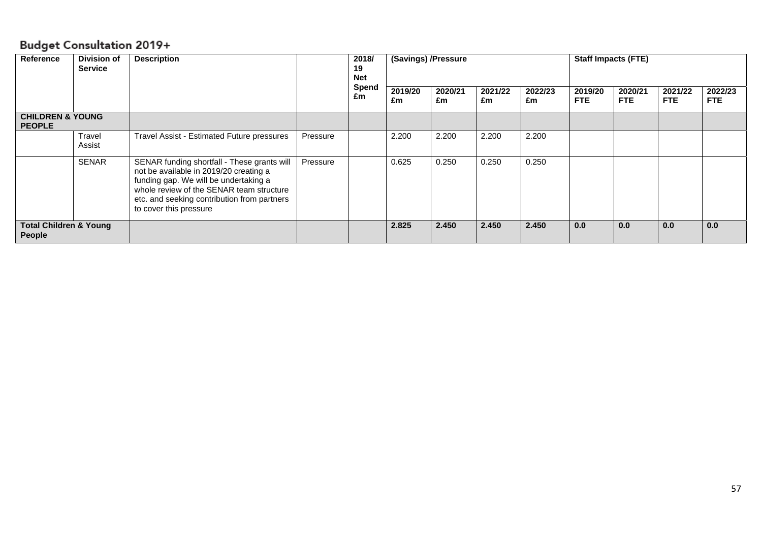# Budget Consultation 2019+

| Reference | Division of Service | Description | | 2018/19 Net Spend £m | (Savings) /Pressure | | | | Staff Impacts (FTE) | | | |
|---|---|---|---|---|---|---|---|---|---|---|---|---|
| | | | | | 2019/20 £m | 2020/21 £m | 2021/22 £m | 2022/23 £m | 2019/20 FTE | 2020/21 FTE | 2021/22 FTE | 2022/23 FTE |
| **CHILDREN & YOUNG PEOPLE** | | | | | | | | | | | | |
| | Travel Assist | Travel Assist - Estimated Future pressures | Pressure | | 2.200 | 2.200 | 2.200 | 2.200 | | | | |
| | SENAR | SENAR funding shortfall - These grants will not be available in 2019/20 creating a funding gap. We will be undertaking a whole review of the SENAR team structure etc. and seeking contribution from partners to cover this pressure | Pressure | | 0.625 | 0.250 | 0.250 | 0.250 | | | | |
| **Total Children & Young People** | | | | | **2.825** | **2.450** | **2.450** | **2.450** | **0.0** | **0.0** | **0.0** | **0.0** |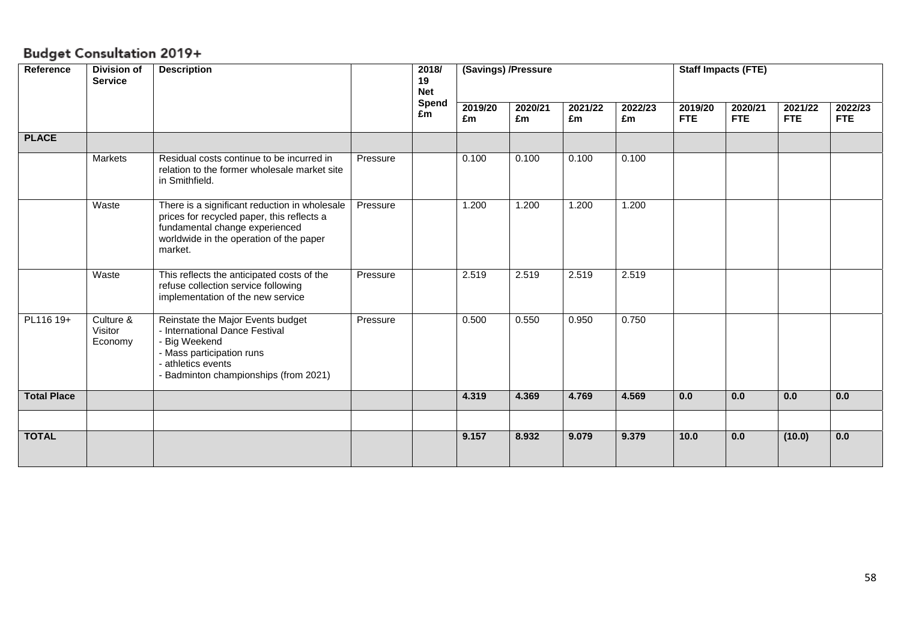## Budget Consultation 2019+

| Reference | Division of Service | Description | | 2018/ 19 Net Spend £m | (Savings) /Pressure | | | | Staff Impacts (FTE) | | | |
|---|---|---|---|---|---|---|---|---|---|---|---|---|
| | | | | | 2019/20 £m | 2020/21 £m | 2021/22 £m | 2022/23 £m | 2019/20 FTE | 2020/21 FTE | 2021/22 FTE | 2022/23 FTE |
| **PLACE** | | | | | | | | | | | | |
| | Markets | Residual costs continue to be incurred in relation to the former wholesale market site in Smithfield. | Pressure | | 0.100 | 0.100 | 0.100 | 0.100 | | | | |
| | Waste | There is a significant reduction in wholesale prices for recycled paper, this reflects a fundamental change experienced worldwide in the operation of the paper market. | Pressure | | 1.200 | 1.200 | 1.200 | 1.200 | | | | |
| | Waste | This reflects the anticipated costs of the refuse collection service following implementation of the new service | Pressure | | 2.519 | 2.519 | 2.519 | 2.519 | | | | |
| PL116 19+ | Culture & Visitor Economy | Reinstate the Major Events budget<br>- International Dance Festival<br>- Big Weekend<br>- Mass participation runs<br>- athletics events<br>- Badminton championships (from 2021) | Pressure | | 0.500 | 0.550 | 0.950 | 0.750 | | | | |
| **Total Place** | | | | | **4.319** | **4.369** | **4.769** | **4.569** | **0.0** | **0.0** | **0.0** | **0.0** |
| | | | | | | | | | | | | |
| **TOTAL** | | | | | **9.157** | **8.932** | **9.079** | **9.379** | **10.0** | **0.0** | **(10.0)** | **0.0** |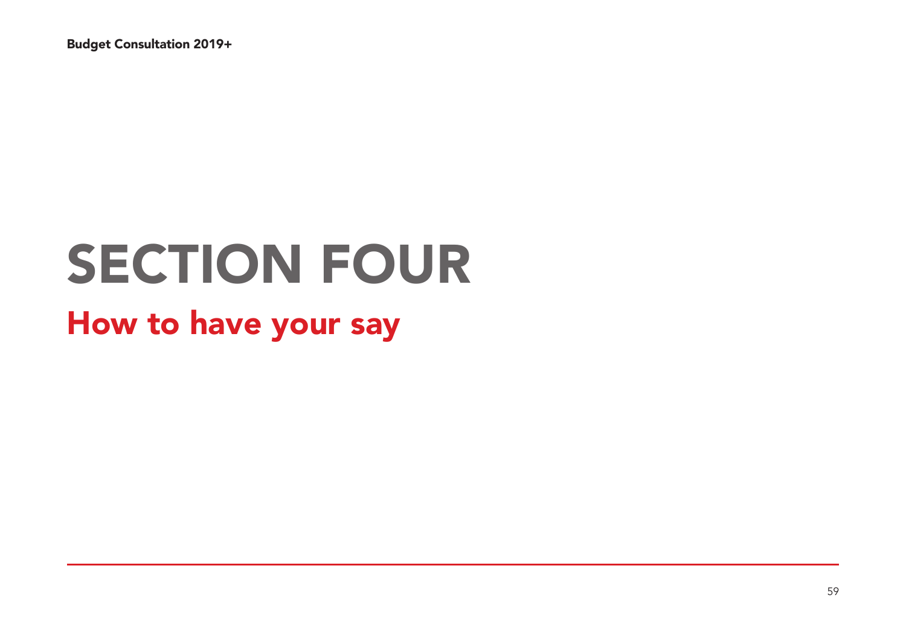# SECTION FOUR

## How to have your say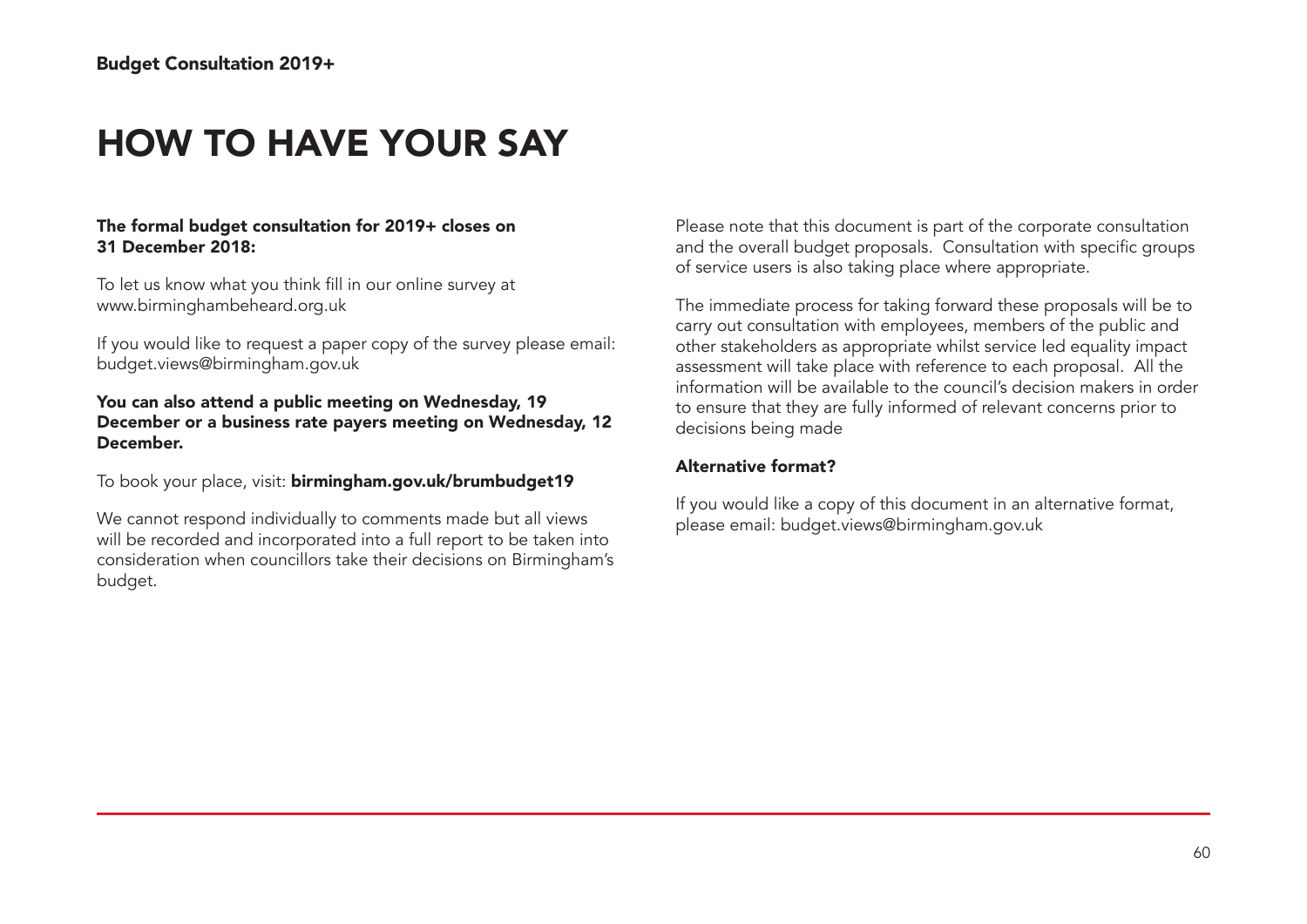# HOW TO HAVE YOUR SAY

**The formal budget consultation for 2019+ closes on 31 December 2018:**

To let us know what you think fill in our online survey at www.birminghambeheard.org.uk

If you would like to request a paper copy of the survey please email: budget.views@birmingham.gov.uk

**You can also attend a public meeting on Wednesday, 19 December or a business rate payers meeting on Wednesday, 12 December.**

To book your place, visit: **birmingham.gov.uk/brumbudget19**

We cannot respond individually to comments made but all views will be recorded and incorporated into a full report to be taken into consideration when councillors take their decisions on Birmingham's budget.

Please note that this document is part of the corporate consultation and the overall budget proposals. Consultation with specific groups of service users is also taking place where appropriate.

The immediate process for taking forward these proposals will be to carry out consultation with employees, members of the public and other stakeholders as appropriate whilst service led equality impact assessment will take place with reference to each proposal. All the information will be available to the council's decision makers in order to ensure that they are fully informed of relevant concerns prior to decisions being made

**Alternative format?**

If you would like a copy of this document in an alternative format, please email: budget.views@birmingham.gov.uk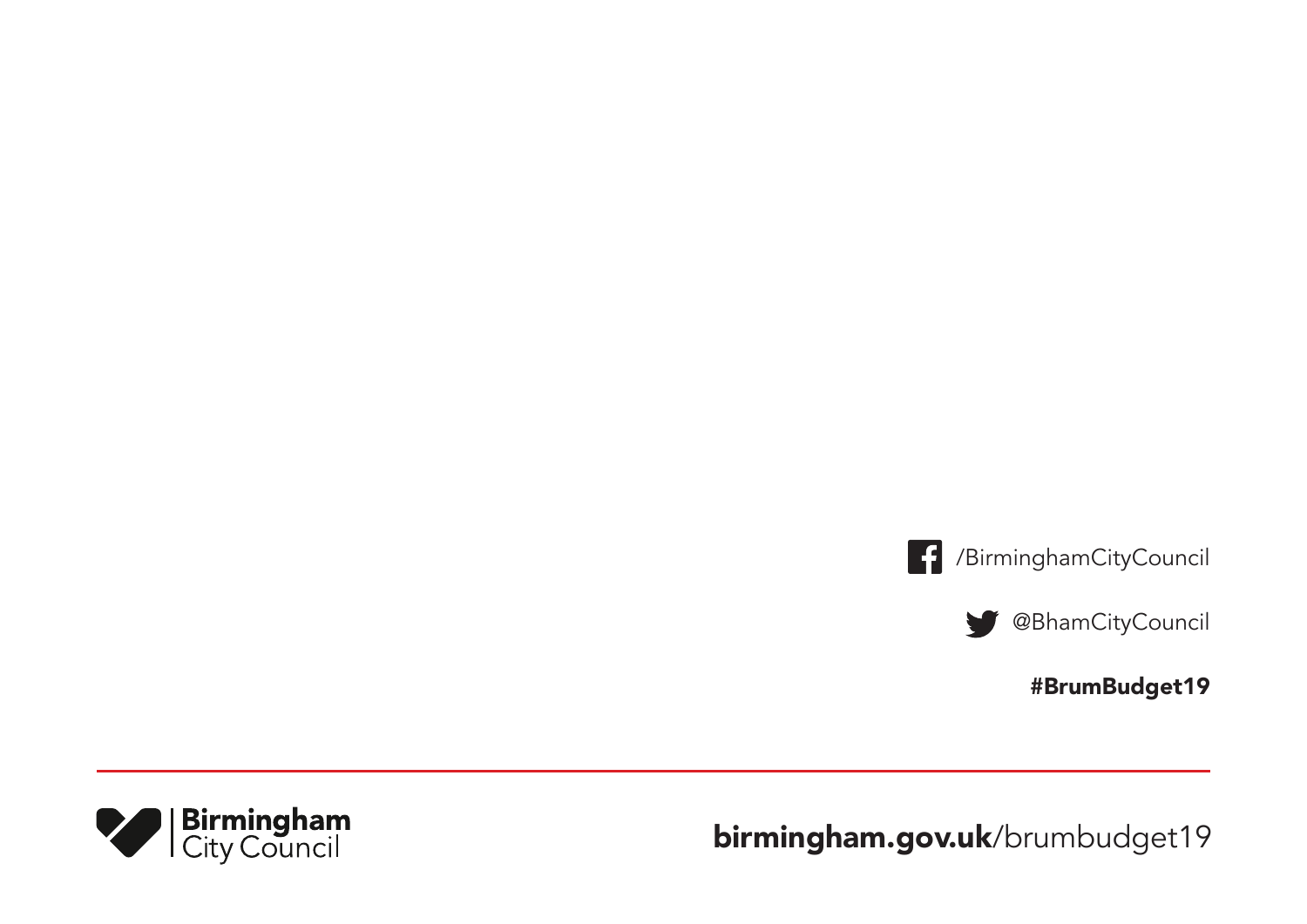/BirminghamCityCouncil

@BhamCityCouncil

**#BrumBudget19**

Birmingham City Council

**birmingham.gov.uk**/brumbudget19